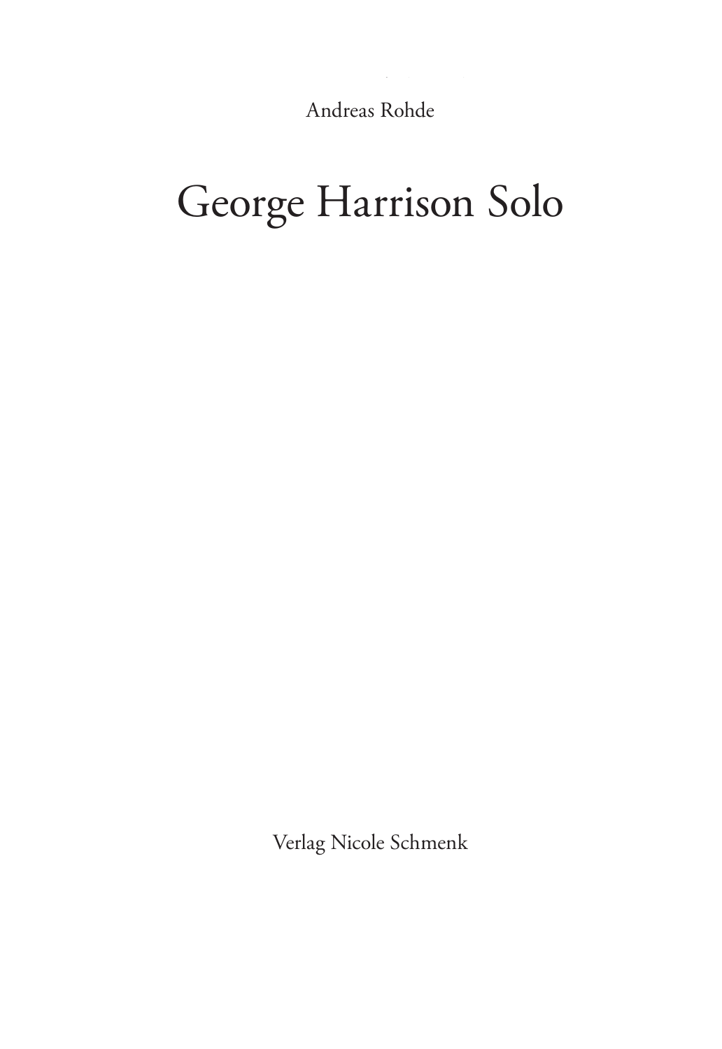Andreas Rohde

# George Harrison Solo

Verlag Nicole Schmenk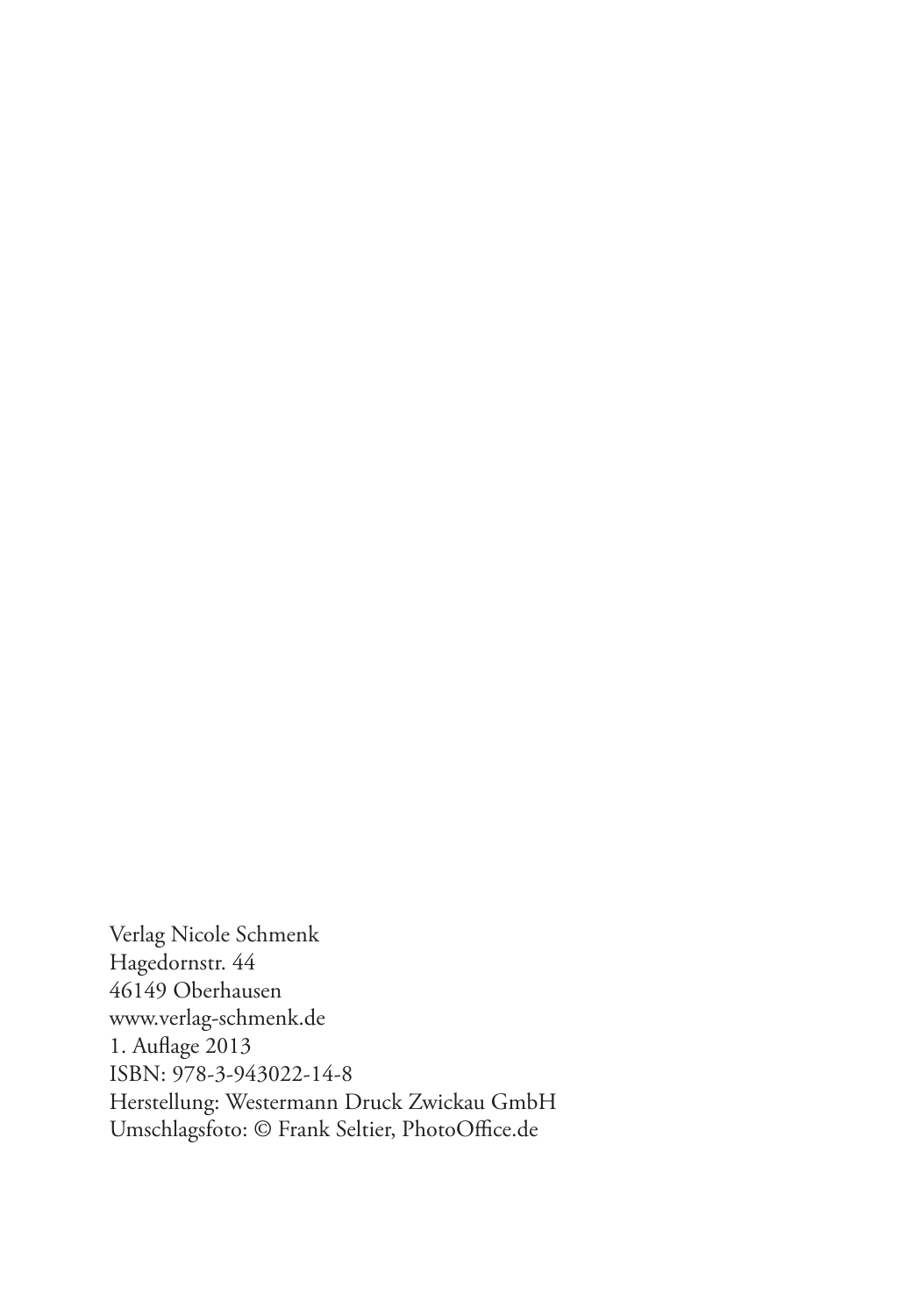Verlag Nicole Schmenk  
Hagedornstr. 44  
46149 Oberhausen  
www.verlag-schmenk.de  
1. Auflage 2013  
ISBN: 978-3-943022-14-8  
Herstellung: Westermann Druck Zwickau GmbH  
Umschlagsfoto: © Frank Seltier, PhotoOffice.de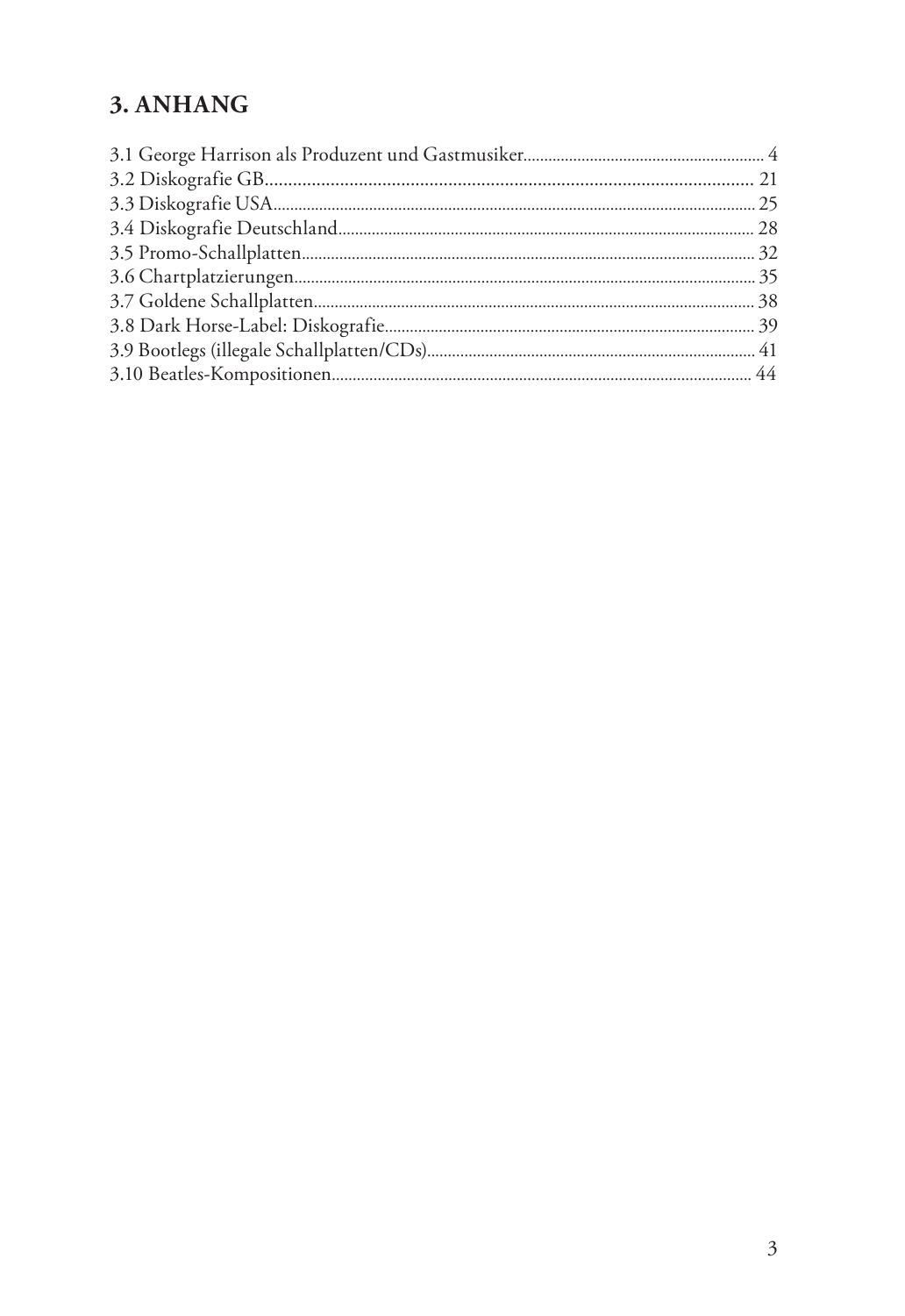# 3. ANHANG

3.1 George Harrison als Produzent und Gastmusiker........................................................ 4
3.2 Diskografie GB........................................................................................................ 21
3.3 Diskografie USA..................................................................................................... 25
3.4 Diskografie Deutschland......................................................................................... 28
3.5 Promo-Schallplatten................................................................................................ 32
3.6 Chartplatzierungen.................................................................................................. 35
3.7 Goldene Schallplatten.............................................................................................. 38
3.8 Dark Horse-Label: Diskografie................................................................................. 39
3.9 Bootlegs (illegale Schallplatten/CDs)....................................................................... 41
3.10 Beatles-Kompositionen.......................................................................................... 44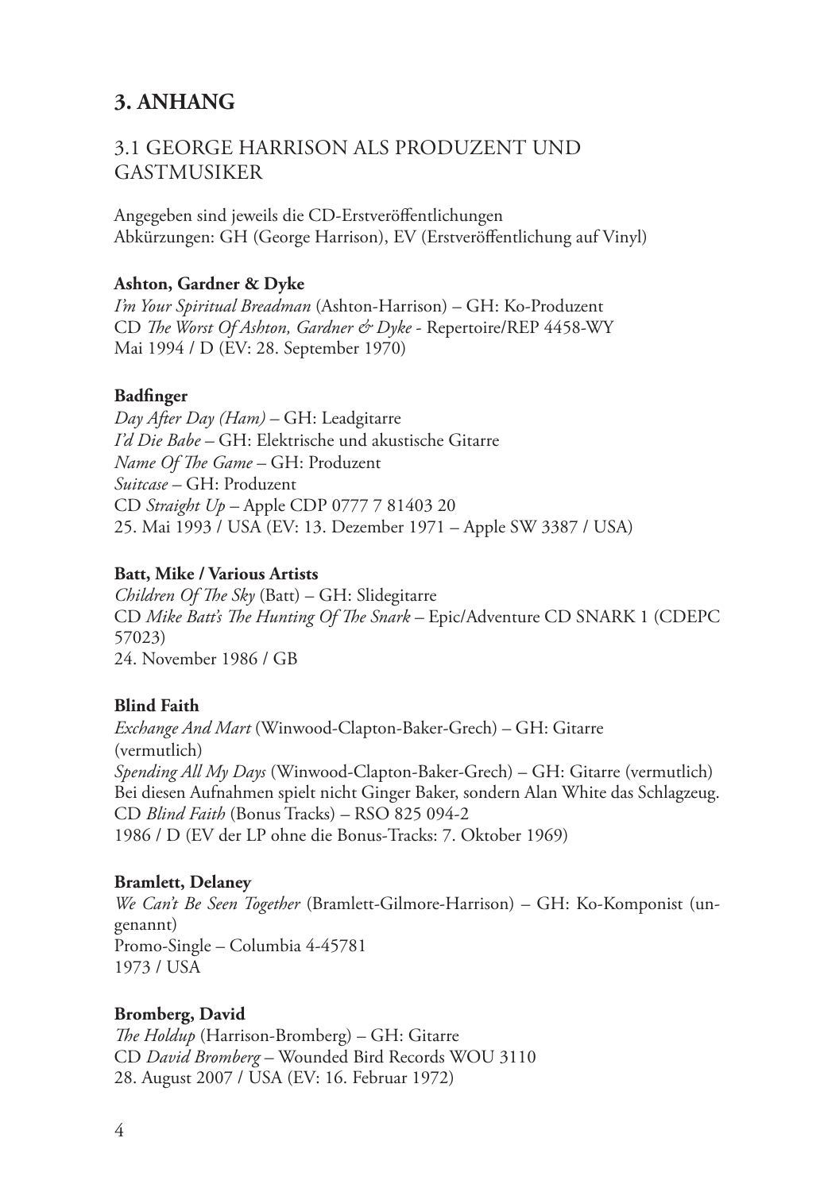## 3. ANHANG

### 3.1 GEORGE HARRISON ALS PRODUZENT UND GASTMUSIKER

Angegeben sind jeweils die CD-Erstveröffentlichungen
Abkürzungen: GH (George Harrison), EV (Erstveröffentlichung auf Vinyl)

**Ashton, Gardner & Dyke**
*I'm Your Spiritual Breadman* (Ashton-Harrison) – GH: Ko-Produzent
CD *The Worst Of Ashton, Gardner & Dyke* - Repertoire/REP 4458-WY
Mai 1994 / D (EV: 28. September 1970)

**Badfinger**
*Day After Day (Ham)* – GH: Leadgitarre
*I'd Die Babe* – GH: Elektrische und akustische Gitarre
*Name Of The Game* – GH: Produzent
*Suitcase* – GH: Produzent
CD *Straight Up* – Apple CDP 0777 7 81403 20
25. Mai 1993 / USA (EV: 13. Dezember 1971 – Apple SW 3387 / USA)

**Batt, Mike / Various Artists**
*Children Of The Sky* (Batt) – GH: Slidegitarre
CD *Mike Batt's The Hunting Of The Snark* – Epic/Adventure CD SNARK 1 (CDEPC 57023)
24. November 1986 / GB

**Blind Faith**
*Exchange And Mart* (Winwood-Clapton-Baker-Grech) – GH: Gitarre (vermutlich)
*Spending All My Days* (Winwood-Clapton-Baker-Grech) – GH: Gitarre (vermutlich)
Bei diesen Aufnahmen spielt nicht Ginger Baker, sondern Alan White das Schlagzeug.
CD *Blind Faith* (Bonus Tracks) – RSO 825 094-2
1986 / D (EV der LP ohne die Bonus-Tracks: 7. Oktober 1969)

**Bramlett, Delaney**
*We Can't Be Seen Together* (Bramlett-Gilmore-Harrison) – GH: Ko-Komponist (ungenannt)
Promo-Single – Columbia 4-45781
1973 / USA

**Bromberg, David**
*The Holdup* (Harrison-Bromberg) – GH: Gitarre
CD *David Bromberg* – Wounded Bird Records WOU 3110
28. August 2007 / USA (EV: 16. Februar 1972)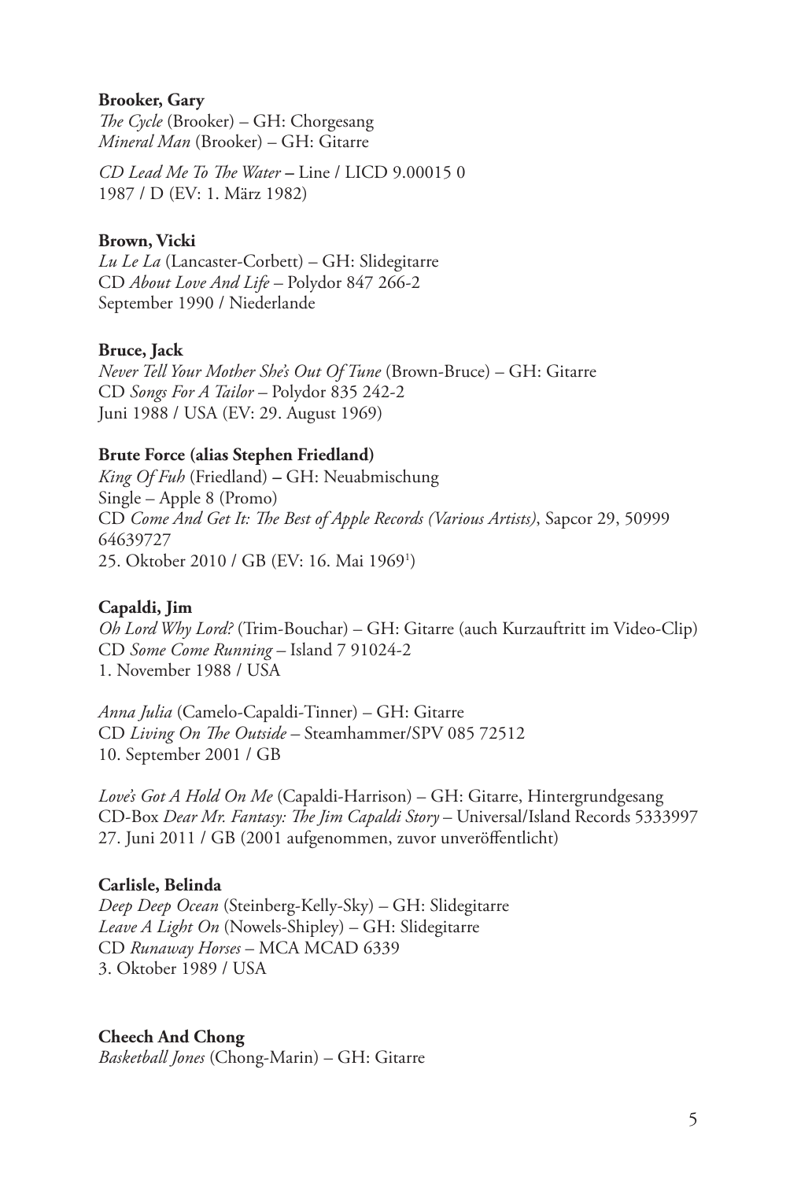**Brooker, Gary**
*The Cycle* (Brooker) – GH: Chorgesang
*Mineral Man* (Brooker) – GH: Gitarre

*CD Lead Me To The Water* – Line / LICD 9.00015 0
1987 / D (EV: 1. März 1982)

**Brown, Vicki**
*Lu Le La* (Lancaster-Corbett) – GH: Slidegitarre
CD *About Love And Life* – Polydor 847 266-2
September 1990 / Niederlande

**Bruce, Jack**
*Never Tell Your Mother She's Out Of Tune* (Brown-Bruce) – GH: Gitarre
CD *Songs For A Tailor* – Polydor 835 242-2
Juni 1988 / USA (EV: 29. August 1969)

**Brute Force (alias Stephen Friedland)**
*King Of Fuh* (Friedland) – GH: Neuabmischung
Single – Apple 8 (Promo)
CD *Come And Get It: The Best of Apple Records (Various Artists)*, Sapcor 29, 50999 64639727
25. Oktober 2010 / GB (EV: 16. Mai 1969[1])

**Capaldi, Jim**
*Oh Lord Why Lord?* (Trim-Bouchar) – GH: Gitarre (auch Kurzauftritt im Video-Clip)
CD *Some Come Running* – Island 7 91024-2
1. November 1988 / USA

*Anna Julia* (Camelo-Capaldi-Tinner) – GH: Gitarre
CD *Living On The Outside* – Steamhammer/SPV 085 72512
10. September 2001 / GB

*Love's Got A Hold On Me* (Capaldi-Harrison) – GH: Gitarre, Hintergrundgesang
CD-Box *Dear Mr. Fantasy: The Jim Capaldi Story* – Universal/Island Records 5333997
27. Juni 2011 / GB (2001 aufgenommen, zuvor unveröffentlicht)

**Carlisle, Belinda**
*Deep Deep Ocean* (Steinberg-Kelly-Sky) – GH: Slidegitarre
*Leave A Light On* (Nowels-Shipley) – GH: Slidegitarre
CD *Runaway Horses* – MCA MCAD 6339
3. Oktober 1989 / USA

**Cheech And Chong**
*Basketball Jones* (Chong-Marin) – GH: Gitarre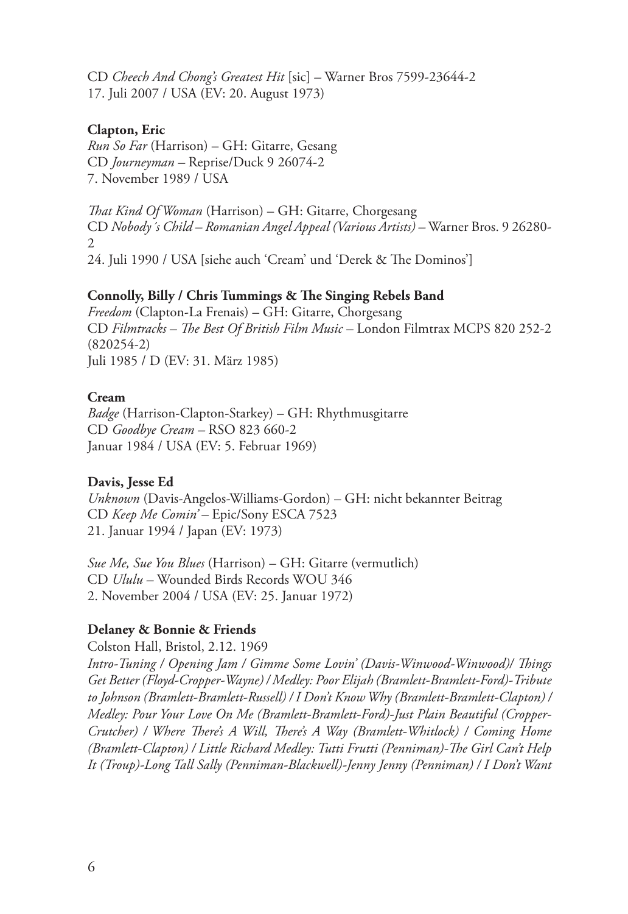CD *Cheech And Chong's Greatest Hit* [sic] – Warner Bros 7599-23644-2
17. Juli 2007 / USA (EV: 20. August 1973)

**Clapton, Eric**
*Run So Far* (Harrison) – GH: Gitarre, Gesang
CD *Journeyman* – Reprise/Duck 9 26074-2
7. November 1989 / USA

*That Kind Of Woman* (Harrison) – GH: Gitarre, Chorgesang
CD *Nobody´s Child – Romanian Angel Appeal (Various Artists)* – Warner Bros. 9 26280-2
24. Juli 1990 / USA [siehe auch 'Cream' und 'Derek & The Dominos']

**Connolly, Billy / Chris Tummings & The Singing Rebels Band**
*Freedom* (Clapton-La Frenais) – GH: Gitarre, Chorgesang
CD *Filmtracks – The Best Of British Film Music* – London Filmtrax MCPS 820 252-2 (820254-2)
Juli 1985 / D (EV: 31. März 1985)

**Cream**
*Badge* (Harrison-Clapton-Starkey) – GH: Rhythmusgitarre
CD *Goodbye Cream* – RSO 823 660-2
Januar 1984 / USA (EV: 5. Februar 1969)

**Davis, Jesse Ed**
*Unknown* (Davis-Angelos-Williams-Gordon) – GH: nicht bekannter Beitrag
CD *Keep Me Comin'* – Epic/Sony ESCA 7523
21. Januar 1994 / Japan (EV: 1973)

*Sue Me, Sue You Blues* (Harrison) – GH: Gitarre (vermutlich)
CD *Ululu* – Wounded Birds Records WOU 346
2. November 2004 / USA (EV: 25. Januar 1972)

**Delaney & Bonnie & Friends**
Colston Hall, Bristol, 2.12. 1969
*Intro-Tuning / Opening Jam / Gimme Some Lovin' (Davis-Winwood-Winwood)/ Things Get Better (Floyd-Cropper-Wayne) / Medley: Poor Elijah (Bramlett-Bramlett-Ford)-Tribute to Johnson (Bramlett-Bramlett-Russell) / I Don't Know Why (Bramlett-Bramlett-Clapton) / Medley: Pour Your Love On Me (Bramlett-Bramlett-Ford)-Just Plain Beautiful (Cropper-Crutcher) / Where There's A Will, There's A Way (Bramlett-Whitlock) / Coming Home (Bramlett-Clapton) / Little Richard Medley: Tutti Frutti (Penniman)-The Girl Can't Help It (Troup)-Long Tall Sally (Penniman-Blackwell)-Jenny Jenny (Penniman) / I Don't Want*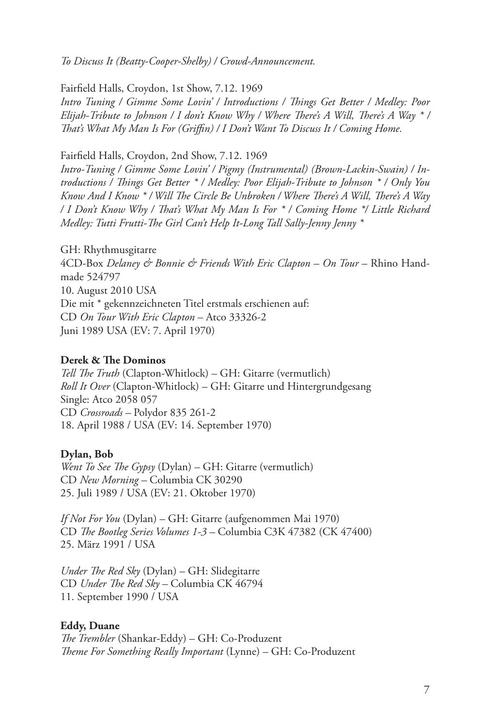*To Discuss It (Beatty-Cooper-Shelby) / Crowd-Announcement.*

Fairfield Halls, Croydon, 1st Show, 7.12. 1969
*Intro Tuning / Gimme Some Lovin' / Introductions / Things Get Better / Medley: Poor Elijah-Tribute to Johnson / I don't Know Why / Where There's A Will, There's A Way * / That's What My Man Is For (Griffin) / I Don't Want To Discuss It / Coming Home.*

Fairfield Halls, Croydon, 2nd Show, 7.12. 1969
*Intro-Tuning / Gimme Some Lovin' / Pigmy (Instrumental) (Brown-Lackin-Swain) / Introductions / Things Get Better * / Medley: Poor Elijah-Tribute to Johnson * / Only You Know And I Know * / Will The Circle Be Unbroken / Where There's A Will, There's A Way / I Don't Know Why / That's What My Man Is For * / Coming Home */ Little Richard Medley: Tutti Frutti-The Girl Can't Help It-Long Tall Sally-Jenny Jenny **

GH: Rhythmusgitarre
4CD-Box *Delaney & Bonnie & Friends With Eric Clapton – On Tour* – Rhino Handmade 524797
10. August 2010 USA
Die mit * gekennzeichneten Titel erstmals erschienen auf:
CD *On Tour With Eric Clapton* – Atco 33326-2
Juni 1989 USA (EV: 7. April 1970)

**Derek & The Dominos**
*Tell The Truth* (Clapton-Whitlock) – GH: Gitarre (vermutlich)
*Roll It Over* (Clapton-Whitlock) – GH: Gitarre und Hintergrundgesang
Single: Atco 2058 057
CD *Crossroads* – Polydor 835 261-2
18. April 1988 / USA (EV: 14. September 1970)

**Dylan, Bob**
*Went To See The Gypsy* (Dylan) – GH: Gitarre (vermutlich)
CD *New Morning* – Columbia CK 30290
25. Juli 1989 / USA (EV: 21. Oktober 1970)

*If Not For You* (Dylan) – GH: Gitarre (aufgenommen Mai 1970)
CD *The Bootleg Series Volumes 1-3* – Columbia C3K 47382 (CK 47400)
25. März 1991 / USA

*Under The Red Sky* (Dylan) – GH: Slidegitarre
CD *Under The Red Sky* – Columbia CK 46794
11. September 1990 / USA

**Eddy, Duane**
*The Trembler* (Shankar-Eddy) – GH: Co-Produzent
*Theme For Something Really Important* (Lynne) – GH: Co-Produzent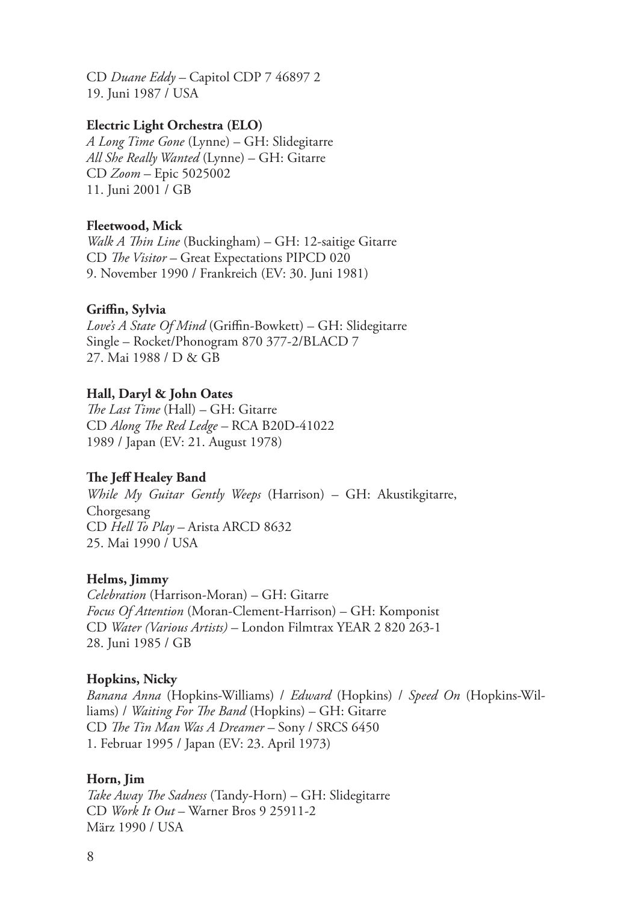CD *Duane Eddy* – Capitol CDP 7 46897 2
19. Juni 1987 / USA

**Electric Light Orchestra (ELO)**
*A Long Time Gone* (Lynne) – GH: Slidegitarre
*All She Really Wanted* (Lynne) – GH: Gitarre
CD *Zoom* – Epic 5025002
11. Juni 2001 / GB

**Fleetwood, Mick**
*Walk A Thin Line* (Buckingham) – GH: 12-saitige Gitarre
CD *The Visitor* – Great Expectations PIPCD 020
9. November 1990 / Frankreich (EV: 30. Juni 1981)

**Griffin, Sylvia**
*Love's A State Of Mind* (Griffin-Bowkett) – GH: Slidegitarre
Single – Rocket/Phonogram 870 377-2/BLACD 7
27. Mai 1988 / D & GB

**Hall, Daryl & John Oates**
*The Last Time* (Hall) – GH: Gitarre
CD *Along The Red Ledge* – RCA B20D-41022
1989 / Japan (EV: 21. August 1978)

**The Jeff Healey Band**
*While My Guitar Gently Weeps* (Harrison) – GH: Akustikgitarre, Chorgesang
CD *Hell To Play* – Arista ARCD 8632
25. Mai 1990 / USA

**Helms, Jimmy**
*Celebration* (Harrison-Moran) – GH: Gitarre
*Focus Of Attention* (Moran-Clement-Harrison) – GH: Komponist
CD *Water (Various Artists)* – London Filmtrax YEAR 2 820 263-1
28. Juni 1985 / GB

**Hopkins, Nicky**
*Banana Anna* (Hopkins-Williams) / *Edward* (Hopkins) / *Speed On* (Hopkins-Williams) / *Waiting For The Band* (Hopkins) – GH: Gitarre
CD *The Tin Man Was A Dreamer* – Sony / SRCS 6450
1. Februar 1995 / Japan (EV: 23. April 1973)

**Horn, Jim**
*Take Away The Sadness* (Tandy-Horn) – GH: Slidegitarre
CD *Work It Out* – Warner Bros 9 25911-2
März 1990 / USA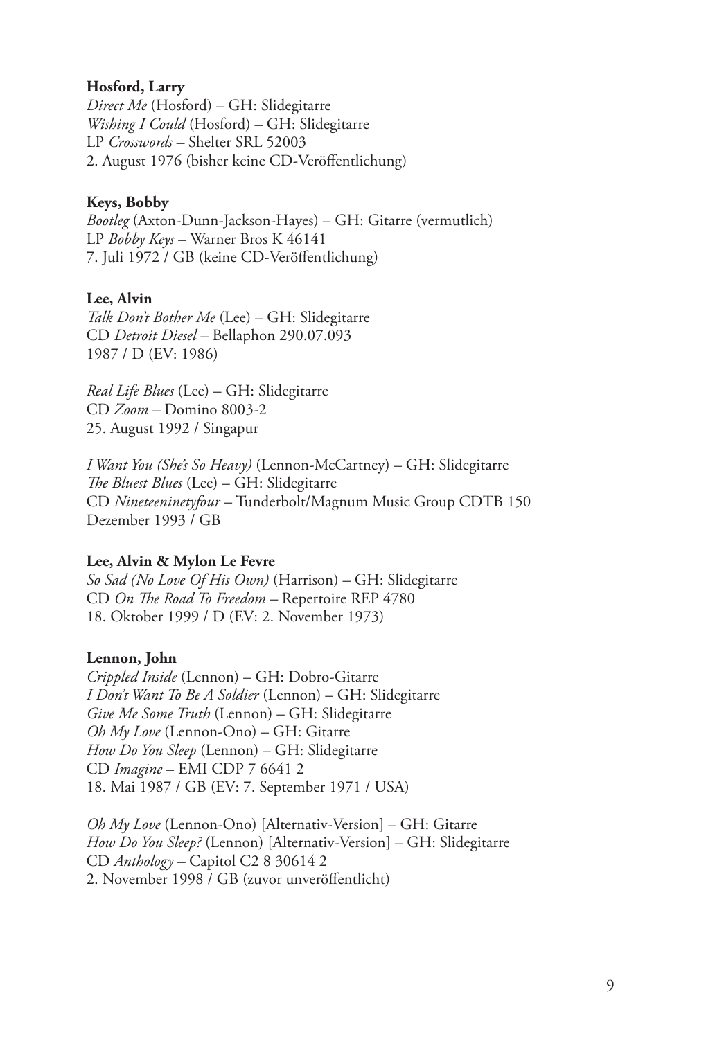**Hosford, Larry**
*Direct Me* (Hosford) – GH: Slidegitarre
*Wishing I Could* (Hosford) – GH: Slidegitarre
LP *Crosswords* – Shelter SRL 52003
2. August 1976 (bisher keine CD-Veröffentlichung)

**Keys, Bobby**
*Bootleg* (Axton-Dunn-Jackson-Hayes) – GH: Gitarre (vermutlich)
LP *Bobby Keys* – Warner Bros K 46141
7. Juli 1972 / GB (keine CD-Veröffentlichung)

**Lee, Alvin**
*Talk Don't Bother Me* (Lee) – GH: Slidegitarre
CD *Detroit Diesel* – Bellaphon 290.07.093
1987 / D (EV: 1986)

*Real Life Blues* (Lee) – GH: Slidegitarre
CD *Zoom* – Domino 8003-2
25. August 1992 / Singapur

*I Want You (She's So Heavy)* (Lennon-McCartney) – GH: Slidegitarre
*The Bluest Blues* (Lee) – GH: Slidegitarre
CD *Nineteeninetyfour* – Tunderbolt/Magnum Music Group CDTB 150
Dezember 1993 / GB

**Lee, Alvin & Mylon Le Fevre**
*So Sad (No Love Of His Own)* (Harrison) – GH: Slidegitarre
CD *On The Road To Freedom* – Repertoire REP 4780
18. Oktober 1999 / D (EV: 2. November 1973)

**Lennon, John**
*Crippled Inside* (Lennon) – GH: Dobro-Gitarre
*I Don't Want To Be A Soldier* (Lennon) – GH: Slidegitarre
*Give Me Some Truth* (Lennon) – GH: Slidegitarre
*Oh My Love* (Lennon-Ono) – GH: Gitarre
*How Do You Sleep* (Lennon) – GH: Slidegitarre
CD *Imagine* – EMI CDP 7 6641 2
18. Mai 1987 / GB (EV: 7. September 1971 / USA)

*Oh My Love* (Lennon-Ono) [Alternativ-Version] – GH: Gitarre
*How Do You Sleep?* (Lennon) [Alternativ-Version] – GH: Slidegitarre
CD *Anthology* – Capitol C2 8 30614 2
2. November 1998 / GB (zuvor unveröffentlicht)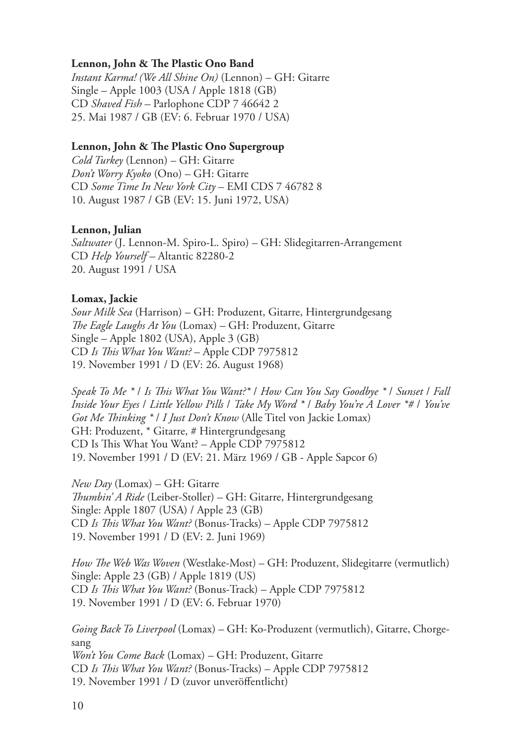**Lennon, John & The Plastic Ono Band**
*Instant Karma! (We All Shine On)* (Lennon) – GH: Gitarre
Single – Apple 1003 (USA / Apple 1818 (GB)
CD *Shaved Fish* – Parlophone CDP 7 46642 2
25. Mai 1987 / GB (EV: 6. Februar 1970 / USA)

**Lennon, John & The Plastic Ono Supergroup**
*Cold Turkey* (Lennon) – GH: Gitarre
*Don't Worry Kyoko* (Ono) – GH: Gitarre
CD *Some Time In New York City* – EMI CDS 7 46782 8
10. August 1987 / GB (EV: 15. Juni 1972, USA)

**Lennon, Julian**
*Saltwater* (J. Lennon-M. Spiro-L. Spiro) – GH: Slidegitarren-Arrangement
CD *Help Yourself* – Altantic 82280-2
20. August 1991 / USA

**Lomax, Jackie**
*Sour Milk Sea* (Harrison) – GH: Produzent, Gitarre, Hintergrundgesang
*The Eagle Laughs At You* (Lomax) – GH: Produzent, Gitarre
Single – Apple 1802 (USA), Apple 3 (GB)
CD *Is This What You Want?* – Apple CDP 7975812
19. November 1991 / D (EV: 26. August 1968)

*Speak To Me * / Is This What You Want?* / How Can You Say Goodbye * / Sunset / Fall Inside Your Eyes / Little Yellow Pills / Take My Word * / Baby You're A Lover *# / You've Got Me Thinking * / I Just Don't Know* (Alle Titel von Jackie Lomax)
GH: Produzent, * Gitarre, # Hintergrundgesang
CD Is This What You Want? – Apple CDP 7975812
19. November 1991 / D (EV: 21. März 1969 / GB - Apple Sapcor 6)

*New Day* (Lomax) – GH: Gitarre
*Thumbin' A Ride* (Leiber-Stoller) – GH: Gitarre, Hintergrundgesang
Single: Apple 1807 (USA) / Apple 23 (GB)
CD *Is This What You Want?* (Bonus-Tracks) – Apple CDP 7975812
19. November 1991 / D (EV: 2. Juni 1969)

*How The Web Was Woven* (Westlake-Most) – GH: Produzent, Slidegitarre (vermutlich)
Single: Apple 23 (GB) / Apple 1819 (US)
CD *Is This What You Want?* (Bonus-Track) – Apple CDP 7975812
19. November 1991 / D (EV: 6. Februar 1970)

*Going Back To Liverpool* (Lomax) – GH: Ko-Produzent (vermutlich), Gitarre, Chorgesang
*Won't You Come Back* (Lomax) – GH: Produzent, Gitarre
CD *Is This What You Want?* (Bonus-Tracks) – Apple CDP 7975812
19. November 1991 / D (zuvor unveröffentlicht)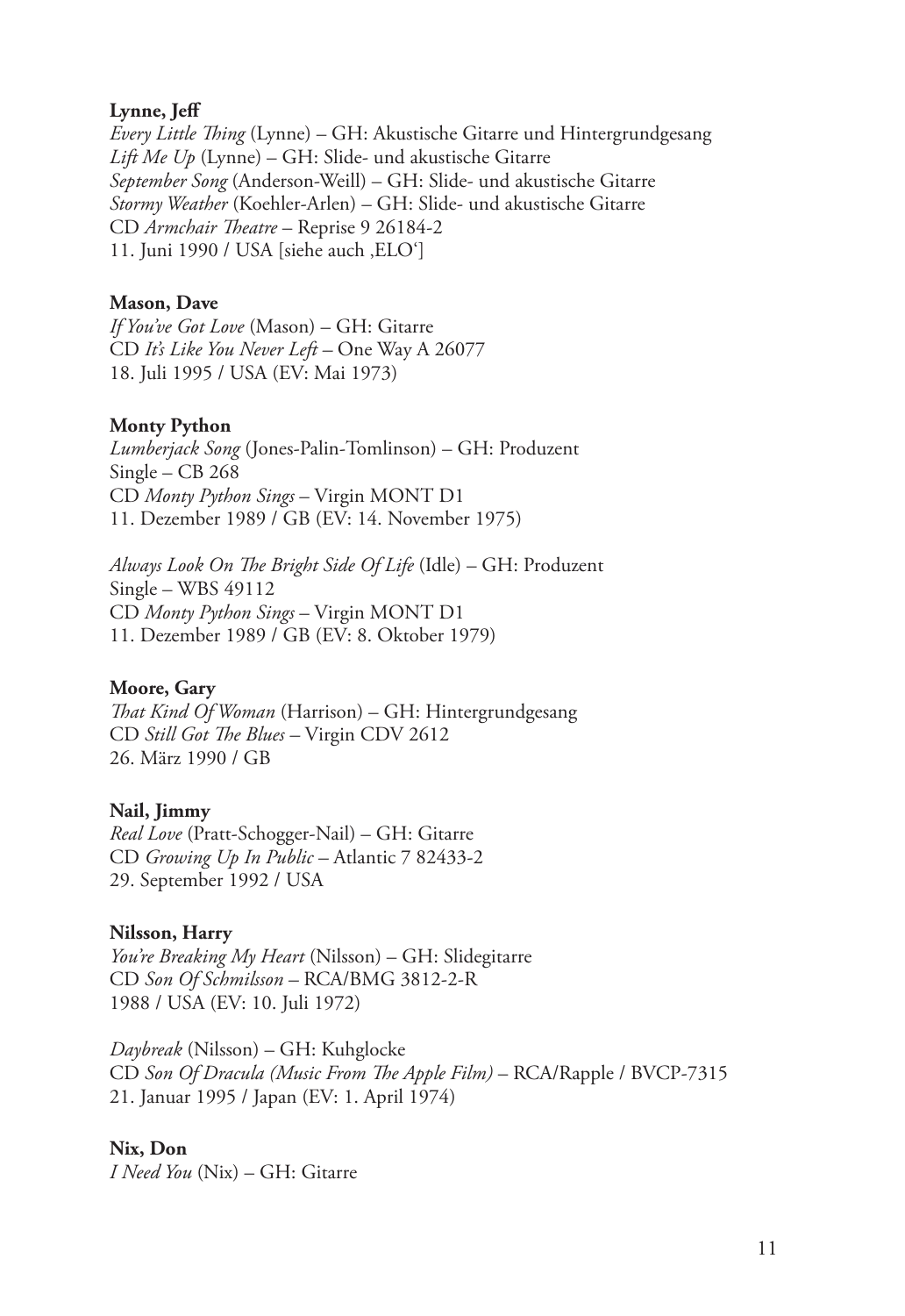**Lynne, Jeff**
*Every Little Thing* (Lynne) – GH: Akustische Gitarre und Hintergrundgesang
*Lift Me Up* (Lynne) – GH: Slide- und akustische Gitarre
*September Song* (Anderson-Weill) – GH: Slide- und akustische Gitarre
*Stormy Weather* (Koehler-Arlen) – GH: Slide- und akustische Gitarre
CD *Armchair Theatre* – Reprise 9 26184-2
11. Juni 1990 / USA [siehe auch ‚ELO']

**Mason, Dave**
*If You've Got Love* (Mason) – GH: Gitarre
CD *It's Like You Never Left* – One Way A 26077
18. Juli 1995 / USA (EV: Mai 1973)

**Monty Python**
*Lumberjack Song* (Jones-Palin-Tomlinson) – GH: Produzent
Single – CB 268
CD *Monty Python Sings* – Virgin MONT D1
11. Dezember 1989 / GB (EV: 14. November 1975)

*Always Look On The Bright Side Of Life* (Idle) – GH: Produzent
Single – WBS 49112
CD *Monty Python Sings* – Virgin MONT D1
11. Dezember 1989 / GB (EV: 8. Oktober 1979)

**Moore, Gary**
*That Kind Of Woman* (Harrison) – GH: Hintergrundgesang
CD *Still Got The Blues* – Virgin CDV 2612
26. März 1990 / GB

**Nail, Jimmy**
*Real Love* (Pratt-Schogger-Nail) – GH: Gitarre
CD *Growing Up In Public* – Atlantic 7 82433-2
29. September 1992 / USA

**Nilsson, Harry**
*You're Breaking My Heart* (Nilsson) – GH: Slidegitarre
CD *Son Of Schmilsson* – RCA/BMG 3812-2-R
1988 / USA (EV: 10. Juli 1972)

*Daybreak* (Nilsson) – GH: Kuhglocke
CD *Son Of Dracula (Music From The Apple Film)* – RCA/Rapple / BVCP-7315
21. Januar 1995 / Japan (EV: 1. April 1974)

**Nix, Don**
*I Need You* (Nix) – GH: Gitarre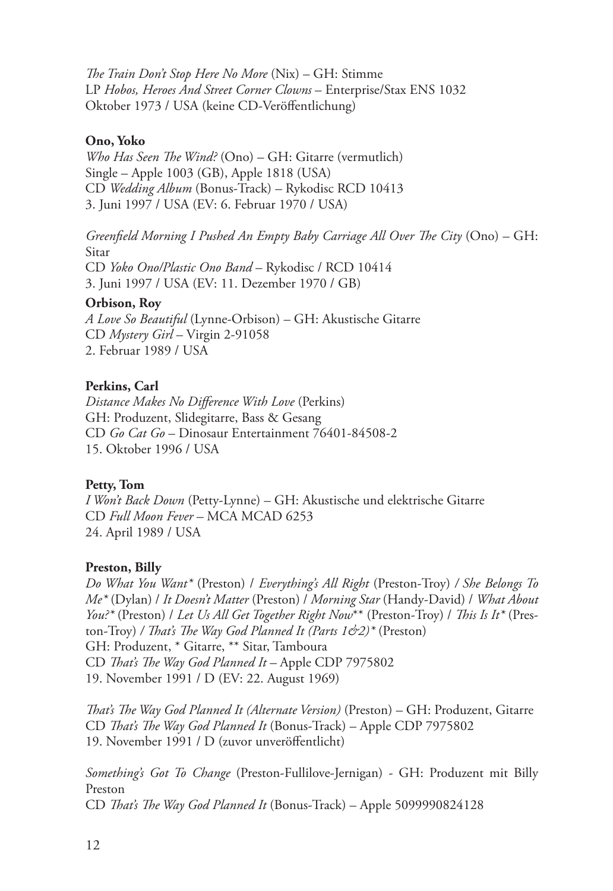*The Train Don't Stop Here No More* (Nix) – GH: Stimme
LP *Hobos, Heroes And Street Corner Clowns* – Enterprise/Stax ENS 1032
Oktober 1973 / USA (keine CD-Veröffentlichung)

**Ono, Yoko**

*Who Has Seen The Wind?* (Ono) – GH: Gitarre (vermutlich)
Single – Apple 1003 (GB), Apple 1818 (USA)
CD *Wedding Album* (Bonus-Track) – Rykodisc RCD 10413
3. Juni 1997 / USA (EV: 6. Februar 1970 / USA)

*Greenfield Morning I Pushed An Empty Baby Carriage All Over The City* (Ono) – GH: Sitar
CD *Yoko Ono/Plastic Ono Band* – Rykodisc / RCD 10414
3. Juni 1997 / USA (EV: 11. Dezember 1970 / GB)

**Orbison, Roy**

*A Love So Beautiful* (Lynne-Orbison) – GH: Akustische Gitarre
CD *Mystery Girl* – Virgin 2-91058
2. Februar 1989 / USA

**Perkins, Carl**

*Distance Makes No Difference With Love* (Perkins)
GH: Produzent, Slidegitarre, Bass & Gesang
CD *Go Cat Go* – Dinosaur Entertainment 76401-84508-2
15. Oktober 1996 / USA

**Petty, Tom**

*I Won't Back Down* (Petty-Lynne) – GH: Akustische und elektrische Gitarre
CD *Full Moon Fever* – MCA MCAD 6253
24. April 1989 / USA

**Preston, Billy**

*Do What You Want\** (Preston) / *Everything's All Right* (Preston-Troy) / *She Belongs To Me\** (Dylan) / *It Doesn't Matter* (Preston) / *Morning Star* (Handy-David) / *What About You?\** (Preston) / *Let Us All Get Together Right Now\*\** (Preston-Troy) / *This Is It\** (Preston-Troy) / *That's The Way God Planned It (Parts 1&2)\** (Preston)
GH: Produzent, * Gitarre, ** Sitar, Tamboura
CD *That's The Way God Planned It* – Apple CDP 7975802
19. November 1991 / D (EV: 22. August 1969)

*That's The Way God Planned It (Alternate Version)* (Preston) – GH: Produzent, Gitarre
CD *That's The Way God Planned It* (Bonus-Track) – Apple CDP 7975802
19. November 1991 / D (zuvor unveröffentlicht)

*Something's Got To Change* (Preston-Fullilove-Jernigan) - GH: Produzent mit Billy Preston
CD *That's The Way God Planned It* (Bonus-Track) – Apple 5099990824128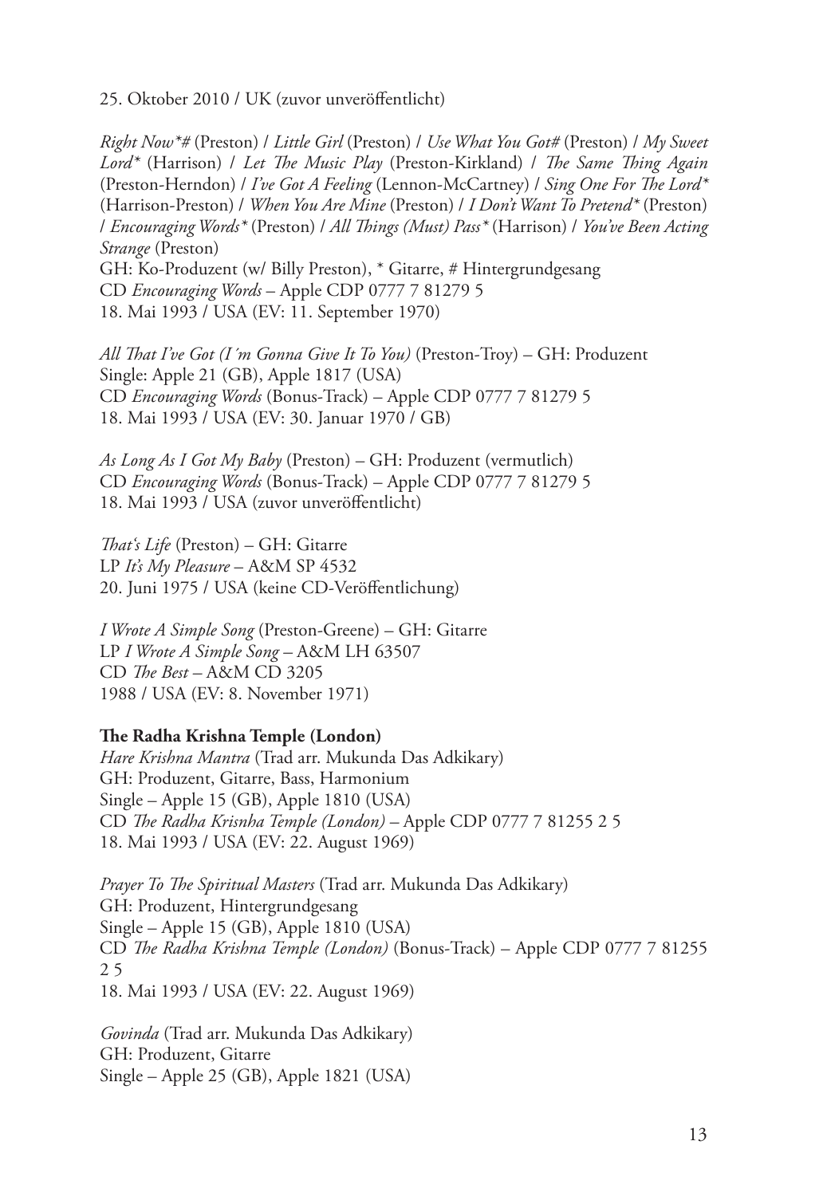25. Oktober 2010 / UK (zuvor unveröffentlicht)

*Right Now*\*# (Preston) / *Little Girl* (Preston) / *Use What You Got#* (Preston) / *My Sweet Lord\** (Harrison) / *Let The Music Play* (Preston-Kirkland) / *The Same Thing Again* (Preston-Herndon) / *I've Got A Feeling* (Lennon-McCartney) / *Sing One For The Lord\** (Harrison-Preston) / *When You Are Mine* (Preston) / *I Don't Want To Pretend\** (Preston) / *Encouraging Words\** (Preston) / *All Things (Must) Pass\** (Harrison) / *You've Been Acting Strange* (Preston)
GH: Ko-Produzent (w/ Billy Preston), * Gitarre, # Hintergrundgesang
CD *Encouraging Words* – Apple CDP 0777 7 81279 5
18. Mai 1993 / USA (EV: 11. September 1970)

*All That I've Got (I´m Gonna Give It To You)* (Preston-Troy) – GH: Produzent
Single: Apple 21 (GB), Apple 1817 (USA)
CD *Encouraging Words* (Bonus-Track) – Apple CDP 0777 7 81279 5
18. Mai 1993 / USA (EV: 30. Januar 1970 / GB)

*As Long As I Got My Baby* (Preston) – GH: Produzent (vermutlich)
CD *Encouraging Words* (Bonus-Track) – Apple CDP 0777 7 81279 5
18. Mai 1993 / USA (zuvor unveröffentlicht)

*That's Life* (Preston) – GH: Gitarre
LP *It's My Pleasure* – A&M SP 4532
20. Juni 1975 / USA (keine CD-Veröffentlichung)

*I Wrote A Simple Song* (Preston-Greene) – GH: Gitarre
LP *I Wrote A Simple Song* – A&M LH 63507
CD *The Best* – A&M CD 3205
1988 / USA (EV: 8. November 1971)

**The Radha Krishna Temple (London)**
*Hare Krishna Mantra* (Trad arr. Mukunda Das Adkikary)
GH: Produzent, Gitarre, Bass, Harmonium
Single – Apple 15 (GB), Apple 1810 (USA)
CD *The Radha Krisnha Temple (London)* – Apple CDP 0777 7 81255 2 5
18. Mai 1993 / USA (EV: 22. August 1969)

*Prayer To The Spiritual Masters* (Trad arr. Mukunda Das Adkikary)
GH: Produzent, Hintergrundgesang
Single – Apple 15 (GB), Apple 1810 (USA)
CD *The Radha Krishna Temple (London)* (Bonus-Track) – Apple CDP 0777 7 81255 2 5
18. Mai 1993 / USA (EV: 22. August 1969)

*Govinda* (Trad arr. Mukunda Das Adkikary)
GH: Produzent, Gitarre
Single – Apple 25 (GB), Apple 1821 (USA)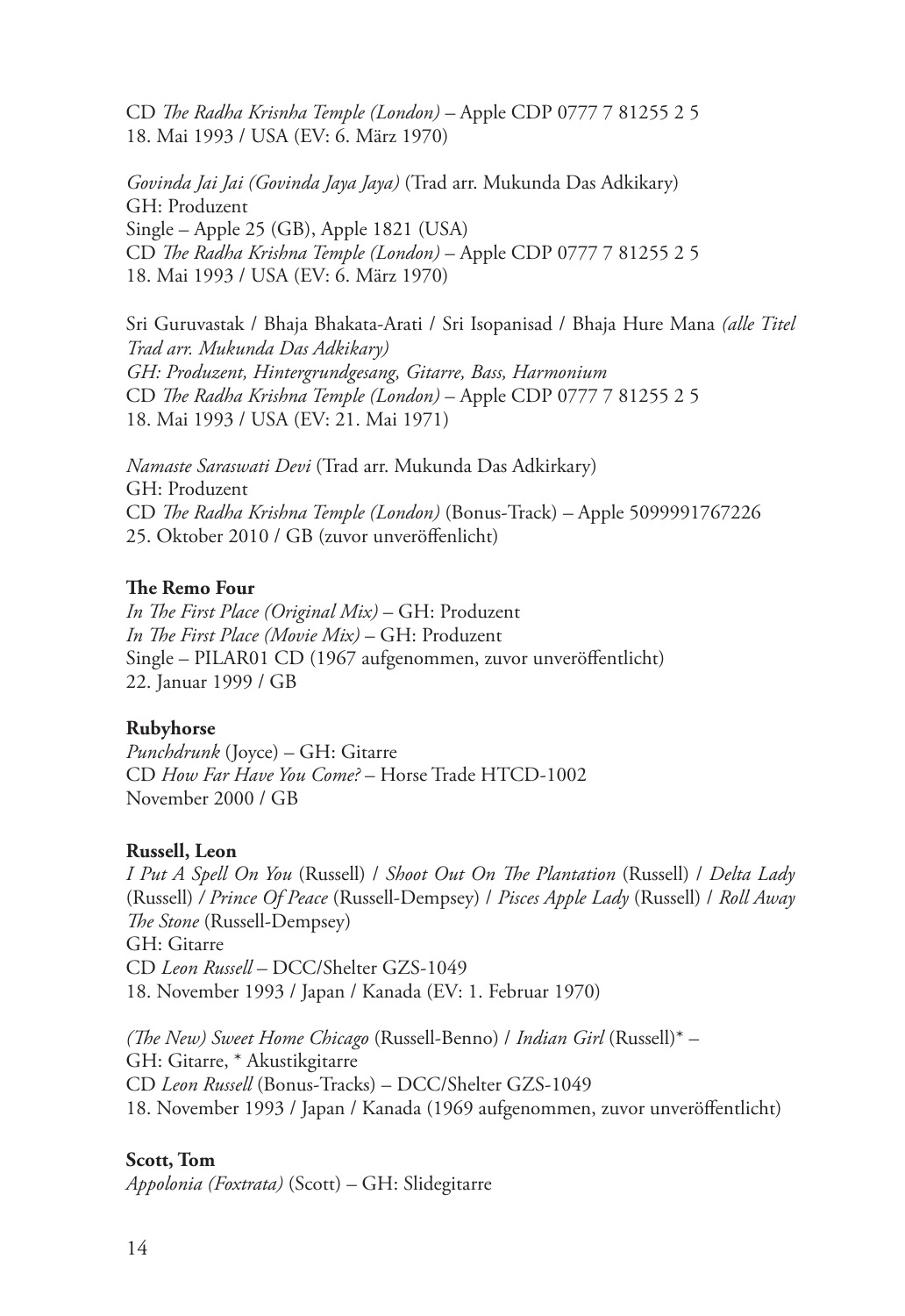CD *The Radha Krisnha Temple (London)* – Apple CDP 0777 7 81255 2 5
18. Mai 1993 / USA (EV: 6. März 1970)

*Govinda Jai Jai (Govinda Jaya Jaya)* (Trad arr. Mukunda Das Adkikary)
GH: Produzent
Single – Apple 25 (GB), Apple 1821 (USA)
CD *The Radha Krishna Temple (London)* – Apple CDP 0777 7 81255 2 5
18. Mai 1993 / USA (EV: 6. März 1970)

Sri Guruvastak / Bhaja Bhakata-Arati / Sri Isopanisad / Bhaja Hure Mana *(alle Titel Trad arr. Mukunda Das Adkikary)*
*GH: Produzent, Hintergrundgesang, Gitarre, Bass, Harmonium*
CD *The Radha Krishna Temple (London)* – Apple CDP 0777 7 81255 2 5
18. Mai 1993 / USA (EV: 21. Mai 1971)

*Namaste Saraswati Devi* (Trad arr. Mukunda Das Adkirkary)
GH: Produzent
CD *The Radha Krishna Temple (London)* (Bonus-Track) – Apple 5099991767226
25. Oktober 2010 / GB (zuvor unveröffenlicht)

**The Remo Four**
*In The First Place (Original Mix)* – GH: Produzent
*In The First Place (Movie Mix)* – GH: Produzent
Single – PILAR01 CD (1967 aufgenommen, zuvor unveröffentlicht)
22. Januar 1999 / GB

**Rubyhorse**
*Punchdrunk* (Joyce) – GH: Gitarre
CD *How Far Have You Come?* – Horse Trade HTCD-1002
November 2000 / GB

**Russell, Leon**
*I Put A Spell On You* (Russell) / *Shoot Out On The Plantation* (Russell) / *Delta Lady* (Russell) / *Prince Of Peace* (Russell-Dempsey) / *Pisces Apple Lady* (Russell) / *Roll Away The Stone* (Russell-Dempsey)
GH: Gitarre
CD *Leon Russell* – DCC/Shelter GZS-1049
18. November 1993 / Japan / Kanada (EV: 1. Februar 1970)

*(The New) Sweet Home Chicago* (Russell-Benno) / *Indian Girl* (Russell)* –
GH: Gitarre, * Akustikgitarre
CD *Leon Russell* (Bonus-Tracks) – DCC/Shelter GZS-1049
18. November 1993 / Japan / Kanada (1969 aufgenommen, zuvor unveröffentlicht)

**Scott, Tom**
*Appolonia (Foxtrata)* (Scott) – GH: Slidegitarre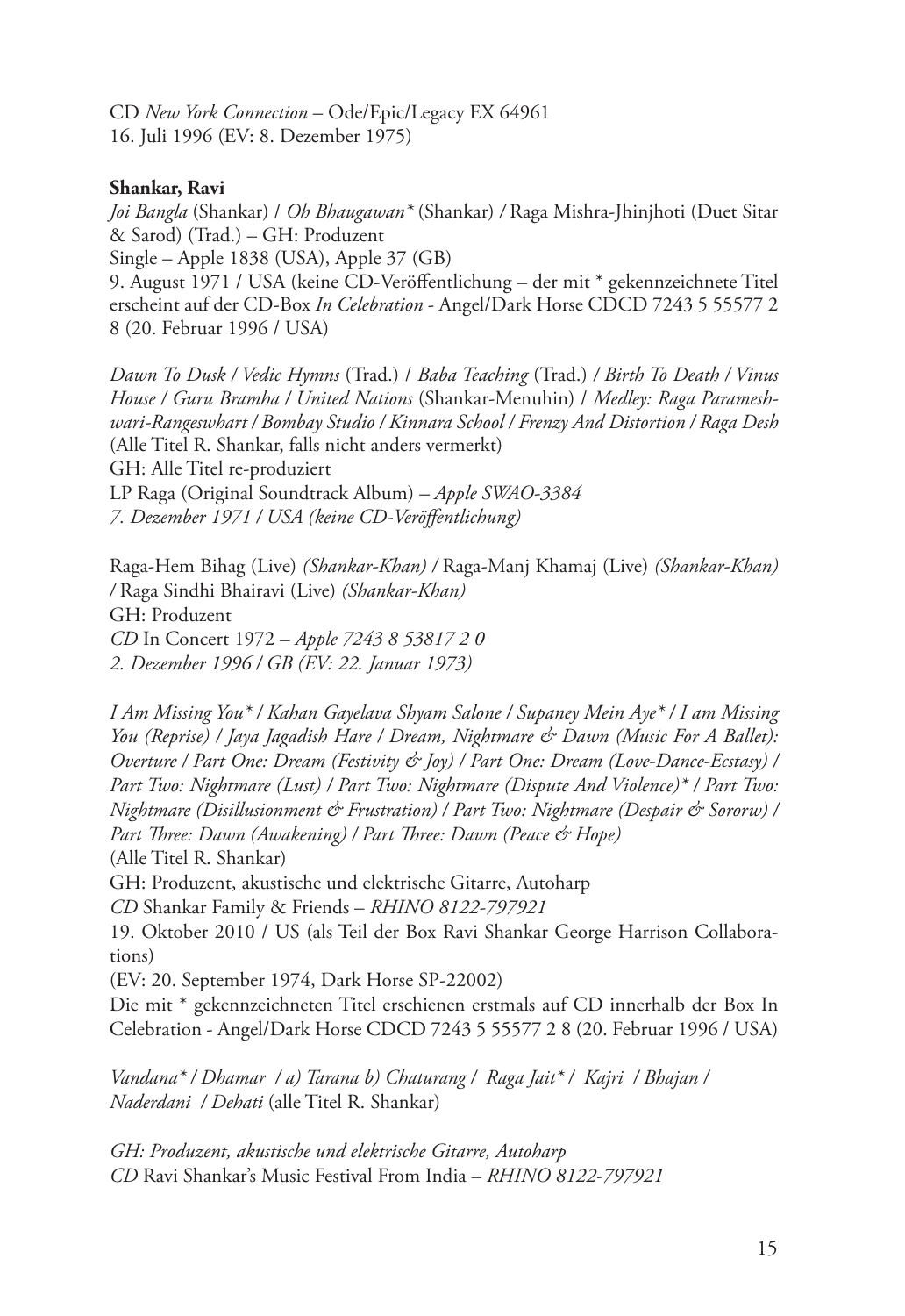CD *New York Connection* – Ode/Epic/Legacy EX 64961
16. Juli 1996 (EV: 8. Dezember 1975)

**Shankar, Ravi**

*Joi Bangla* (Shankar) / *Oh Bhaugawan** (Shankar) / Raga Mishra-Jhinjhoti (Duet Sitar & Sarod) (Trad.) – GH: Produzent
Single – Apple 1838 (USA), Apple 37 (GB)
9. August 1971 / USA (keine CD-Veröffentlichung – der mit * gekennzeichnete Titel erscheint auf der CD-Box *In Celebration* - Angel/Dark Horse CDCD 7243 5 55577 2 8 (20. Februar 1996 / USA)

*Dawn To Dusk / Vedic Hymns* (Trad.) / *Baba Teaching* (Trad.) / *Birth To Death / Vinus House / Guru Bramha / United Nations* (Shankar-Menuhin) / *Medley: Raga Parameshwari-Rangeswhart / Bombay Studio / Kinnara School / Frenzy And Distortion / Raga Desh* (Alle Titel R. Shankar, falls nicht anders vermerkt)
GH: Alle Titel re-produziert
LP Raga (Original Soundtrack Album) – *Apple SWAO-3384*
*7. Dezember 1971 / USA (keine CD-Veröffentlichung)*

Raga-Hem Bihag (Live) *(Shankar-Khan)* / Raga-Manj Khamaj (Live) *(Shankar-Khan)* / Raga Sindhi Bhairavi (Live) *(Shankar-Khan)*
GH: Produzent
*CD* In Concert 1972 – *Apple 7243 8 53817 2 0*
*2. Dezember 1996 / GB (EV: 22. Januar 1973)*

*I Am Missing You* / Kahan Gayelava Shyam Salone / Supaney Mein Aye* / I am Missing You (Reprise) / Jaya Jagadish Hare / Dream, Nightmare & Dawn (Music For A Ballet): Overture / Part One: Dream (Festivity & Joy) / Part One: Dream (Love-Dance-Ecstasy) / Part Two: Nightmare (Lust) / Part Two: Nightmare (Dispute And Violence)* / Part Two: Nightmare (Disillusionment & Frustration) / Part Two: Nightmare (Despair & Sororw) / Part Three: Dawn (Awakening) / Part Three: Dawn (Peace & Hope)*
(Alle Titel R. Shankar)
GH: Produzent, akustische und elektrische Gitarre, Autoharp
*CD* Shankar Family & Friends – *RHINO 8122-797921*
19. Oktober 2010 / US (als Teil der Box Ravi Shankar George Harrison Collaborations)
(EV: 20. September 1974, Dark Horse SP-22002)
Die mit * gekennzeichneten Titel erschienen erstmals auf CD innerhalb der Box In Celebration - Angel/Dark Horse CDCD 7243 5 55577 2 8 (20. Februar 1996 / USA)

*Vandana* / Dhamar / a) Tarana b) Chaturang / Raga Jait* / Kajri / Bhajan / Naderdani / Dehati* (alle Titel R. Shankar)

*GH: Produzent, akustische und elektrische Gitarre, Autoharp*
*CD* Ravi Shankar's Music Festival From India – *RHINO 8122-797921*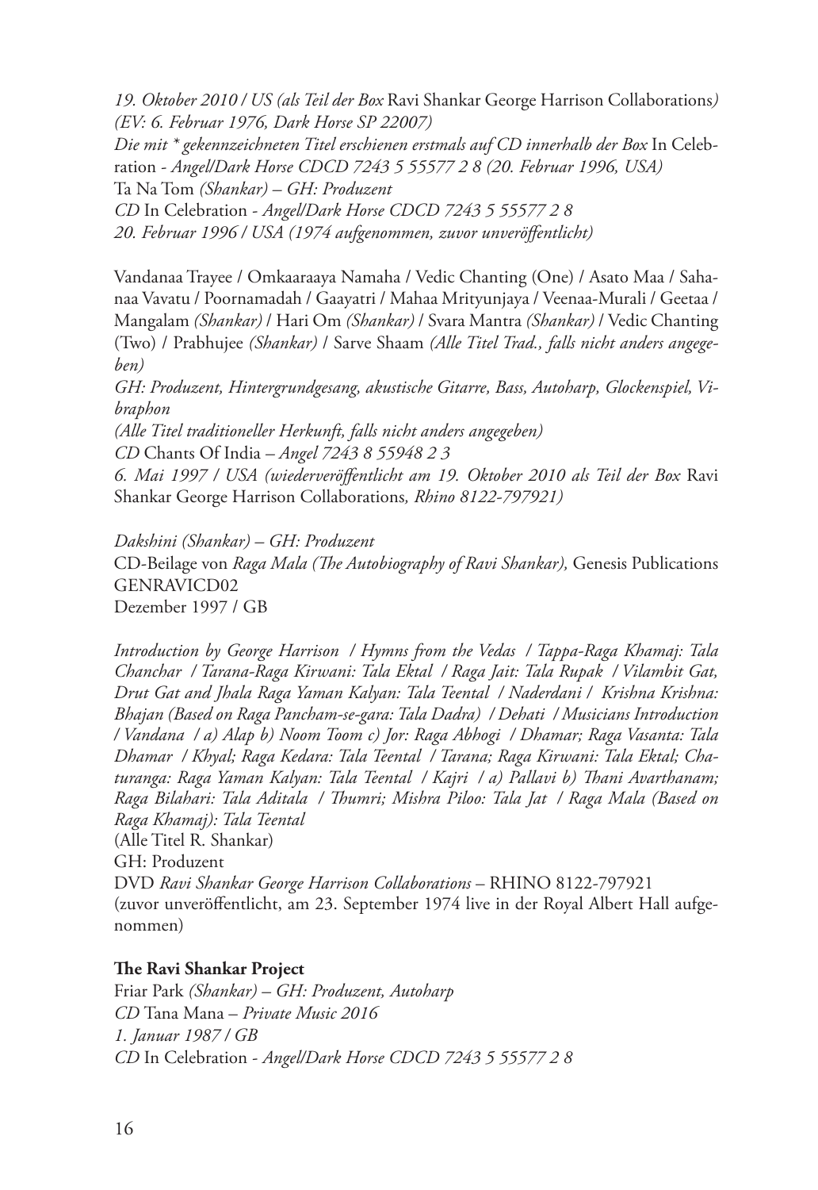*19. Oktober 2010 / US (als Teil der Box* Ravi Shankar George Harrison Collaborations*)*
*(EV: 6. Februar 1976, Dark Horse SP 22007)*
*Die mit * gekennzeichneten Titel erschienen erstmals auf CD innerhalb der Box* In Celebration - *Angel/Dark Horse CDCD 7243 5 55577 2 8 (20. Februar 1996, USA)*
Ta Na Tom *(Shankar) – GH: Produzent*
*CD* In Celebration - *Angel/Dark Horse CDCD 7243 5 55577 2 8*
*20. Februar 1996 / USA (1974 aufgenommen, zuvor unveröffentlicht)*

Vandanaa Trayee / Omkaaraaya Namaha / Vedic Chanting (One) / Asato Maa / Sahanaa Vavatu / Poornamadah / Gaayatri / Mahaa Mrityunjaya / Veenaa-Murali / Geetaa / Mangalam *(Shankar)* / Hari Om *(Shankar)* / Svara Mantra *(Shankar)* / Vedic Chanting (Two) / Prabhujee *(Shankar)* / Sarve Shaam *(Alle Titel Trad., falls nicht anders angegeben)*
*GH: Produzent, Hintergrundgesang, akustische Gitarre, Bass, Autoharp, Glockenspiel, Vibraphon*
*(Alle Titel traditioneller Herkunft, falls nicht anders angegeben)*
*CD* Chants Of India – *Angel 7243 8 55948 2 3*
*6. Mai 1997 / USA (wiederveröffentlicht am 19. Oktober 2010 als Teil der Box* Ravi Shankar George Harrison Collaborations*, Rhino 8122-797921)*

*Dakshini (Shankar) – GH: Produzent*
CD-Beilage von *Raga Mala (The Autobiography of Ravi Shankar),* Genesis Publications GENRAVICD02
Dezember 1997 / GB

*Introduction by George Harrison / Hymns from the Vedas / Tappa-Raga Khamaj: Tala Chanchar / Tarana-Raga Kirwani: Tala Ektal / Raga Jait: Tala Rupak / Vilambit Gat, Drut Gat and Jhala Raga Yaman Kalyan: Tala Teental / Naderdani / Krishna Krishna: Bhajan (Based on Raga Pancham-se-gara: Tala Dadra) / Dehati / Musicians Introduction / Vandana / a) Alap b) Noom Toom c) Jor: Raga Abhogi / Dhamar; Raga Vasanta: Tala Dhamar / Khyal; Raga Kedara: Tala Teental / Tarana; Raga Kirwani: Tala Ektal; Chaturanga: Raga Yaman Kalyan: Tala Teental / Kajri / a) Pallavi b) Thani Avarthanam; Raga Bilahari: Tala Aditala / Thumri; Mishra Piloo: Tala Jat / Raga Mala (Based on Raga Khamaj): Tala Teental*
(Alle Titel R. Shankar)
GH: Produzent
DVD *Ravi Shankar George Harrison Collaborations* – RHINO 8122-797921
(zuvor unveröffentlicht, am 23. September 1974 live in der Royal Albert Hall aufgenommen)

**The Ravi Shankar Project**
Friar Park *(Shankar) – GH: Produzent, Autoharp*
*CD* Tana Mana – *Private Music 2016*
*1. Januar 1987 / GB*
*CD* In Celebration - *Angel/Dark Horse CDCD 7243 5 55577 2 8*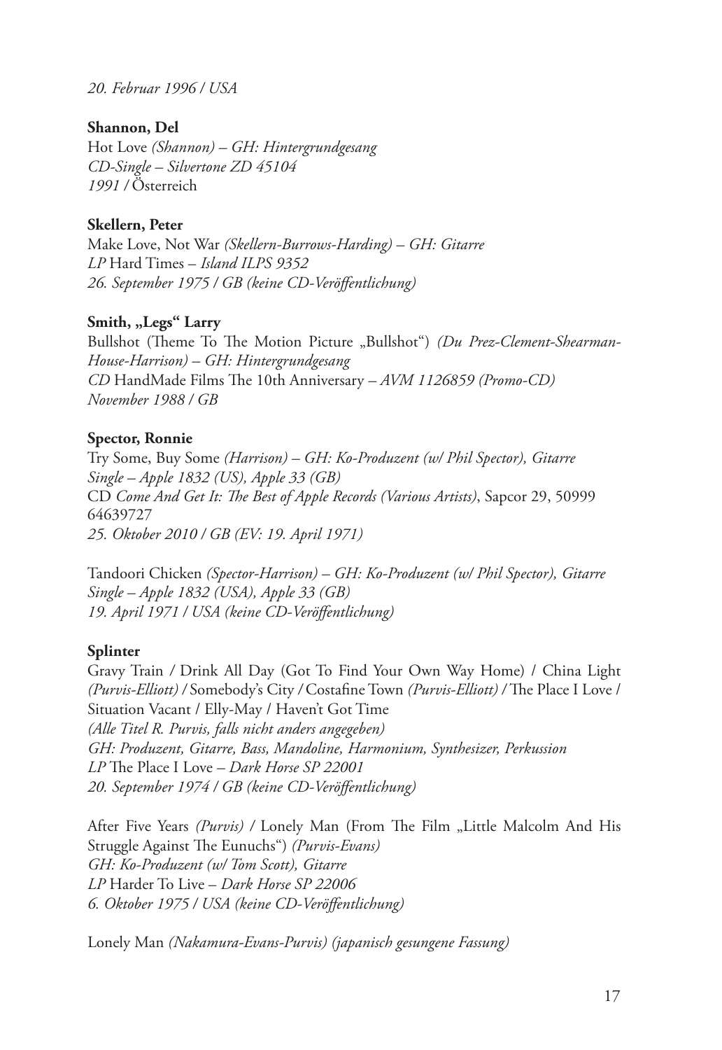*20. Februar 1996 / USA*

**Shannon, Del**
Hot Love *(Shannon) – GH: Hintergrundgesang*
*CD-Single – Silvertone ZD 45104*
*1991* / Österreich

**Skellern, Peter**
Make Love, Not War *(Skellern-Burrows-Harding) – GH: Gitarre*
*LP* Hard Times – *Island ILPS 9352*
*26. September 1975 / GB (keine CD-Veröffentlichung)*

**Smith, „Legs" Larry**
Bullshot (Theme To The Motion Picture „Bullshot") *(Du Prez-Clement-Shearman-House-Harrison) – GH: Hintergrundgesang*
*CD* HandMade Films The 10th Anniversary – *AVM 1126859 (Promo-CD)*
*November 1988 / GB*

**Spector, Ronnie**
Try Some, Buy Some *(Harrison) – GH: Ko-Produzent (w/ Phil Spector), Gitarre*
*Single – Apple 1832 (US), Apple 33 (GB)*
CD *Come And Get It: The Best of Apple Records (Various Artists)*, Sapcor 29, 50999 64639727
*25. Oktober 2010 / GB (EV: 19. April 1971)*

Tandoori Chicken *(Spector-Harrison) – GH: Ko-Produzent (w/ Phil Spector), Gitarre*
*Single – Apple 1832 (USA), Apple 33 (GB)*
*19. April 1971 / USA (keine CD-Veröffentlichung)*

**Splinter**
Gravy Train / Drink All Day (Got To Find Your Own Way Home) / China Light *(Purvis-Elliott)* / Somebody's City / Costafine Town *(Purvis-Elliott)* / The Place I Love / Situation Vacant / Elly-May / Haven't Got Time
*(Alle Titel R. Purvis, falls nicht anders angegeben)*
*GH: Produzent, Gitarre, Bass, Mandoline, Harmonium, Synthesizer, Perkussion*
*LP* The Place I Love – *Dark Horse SP 22001*
*20. September 1974 / GB (keine CD-Veröffentlichung)*

After Five Years *(Purvis)* / Lonely Man (From The Film „Little Malcolm And His Struggle Against The Eunuchs") *(Purvis-Evans)*
*GH: Ko-Produzent (w/ Tom Scott), Gitarre*
*LP* Harder To Live – *Dark Horse SP 22006*
*6. Oktober 1975 / USA (keine CD-Veröffentlichung)*

Lonely Man *(Nakamura-Evans-Purvis) (japanisch gesungene Fassung)*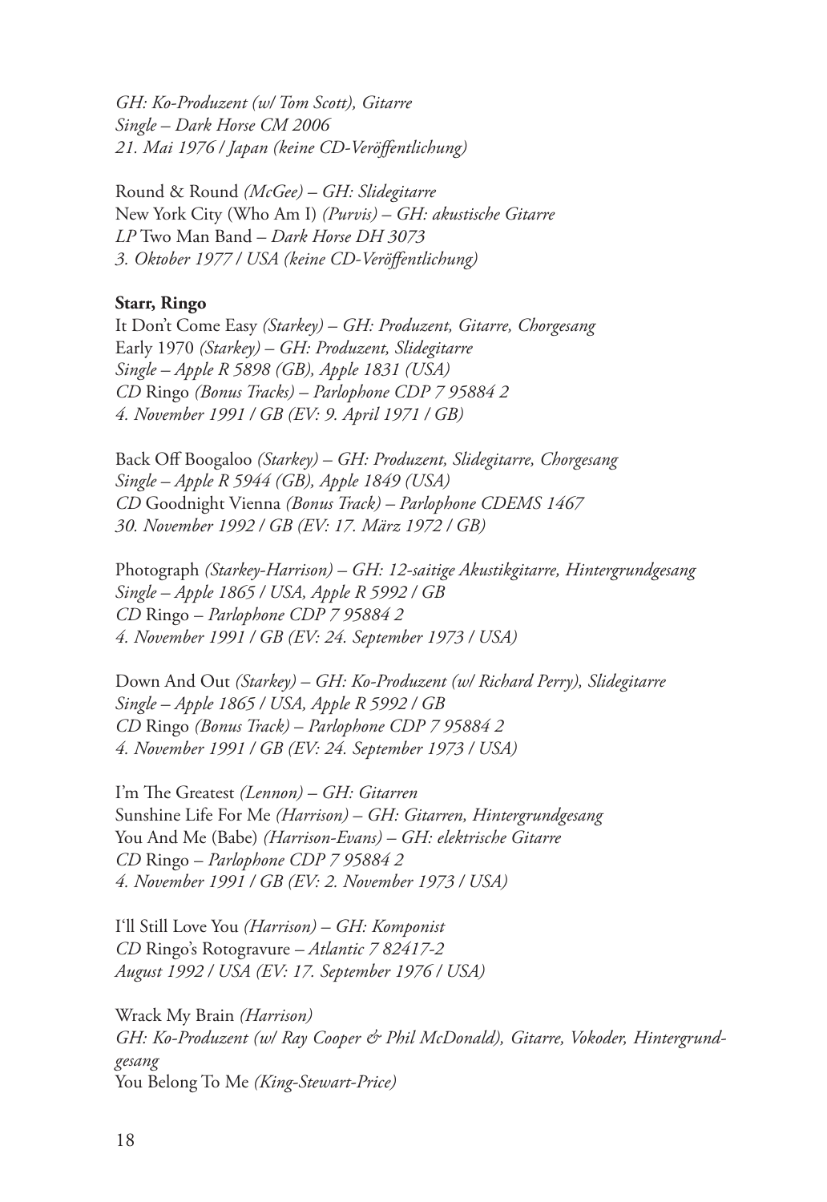*GH: Ko-Produzent (w/ Tom Scott), Gitarre*
*Single – Dark Horse CM 2006*
*21. Mai 1976 / Japan (keine CD-Veröffentlichung)*

Round & Round *(McGee) – GH: Slidegitarre*
New York City (Who Am I) *(Purvis) – GH: akustische Gitarre*
*LP* Two Man Band *– Dark Horse DH 3073*
*3. Oktober 1977 / USA (keine CD-Veröffentlichung)*

**Starr, Ringo**

It Don't Come Easy *(Starkey) – GH: Produzent, Gitarre, Chorgesang*
Early 1970 *(Starkey) – GH: Produzent, Slidegitarre*
*Single – Apple R 5898 (GB), Apple 1831 (USA)*
*CD* Ringo *(Bonus Tracks) – Parlophone CDP 7 95884 2*
*4. November 1991 / GB (EV: 9. April 1971 / GB)*

Back Off Boogaloo *(Starkey) – GH: Produzent, Slidegitarre, Chorgesang*
*Single – Apple R 5944 (GB), Apple 1849 (USA)*
*CD* Goodnight Vienna *(Bonus Track) – Parlophone CDEMS 1467*
*30. November 1992 / GB (EV: 17. März 1972 / GB)*

Photograph *(Starkey-Harrison) – GH: 12-saitige Akustikgitarre, Hintergrundgesang*
*Single – Apple 1865 / USA, Apple R 5992 / GB*
*CD* Ringo *– Parlophone CDP 7 95884 2*
*4. November 1991 / GB (EV: 24. September 1973 / USA)*

Down And Out *(Starkey) – GH: Ko-Produzent (w/ Richard Perry), Slidegitarre*
*Single – Apple 1865 / USA, Apple R 5992 / GB*
*CD* Ringo *(Bonus Track) – Parlophone CDP 7 95884 2*
*4. November 1991 / GB (EV: 24. September 1973 / USA)*

I'm The Greatest *(Lennon) – GH: Gitarren*
Sunshine Life For Me *(Harrison) – GH: Gitarren, Hintergrundgesang*
You And Me (Babe) *(Harrison-Evans) – GH: elektrische Gitarre*
*CD* Ringo *– Parlophone CDP 7 95884 2*
*4. November 1991 / GB (EV: 2. November 1973 / USA)*

I'll Still Love You *(Harrison) – GH: Komponist*
*CD* Ringo's Rotogravure *– Atlantic 7 82417-2*
*August 1992 / USA (EV: 17. September 1976 / USA)*

Wrack My Brain *(Harrison)*
*GH: Ko-Produzent (w/ Ray Cooper & Phil McDonald), Gitarre, Vokoder, Hintergrundgesang*
You Belong To Me *(King-Stewart-Price)*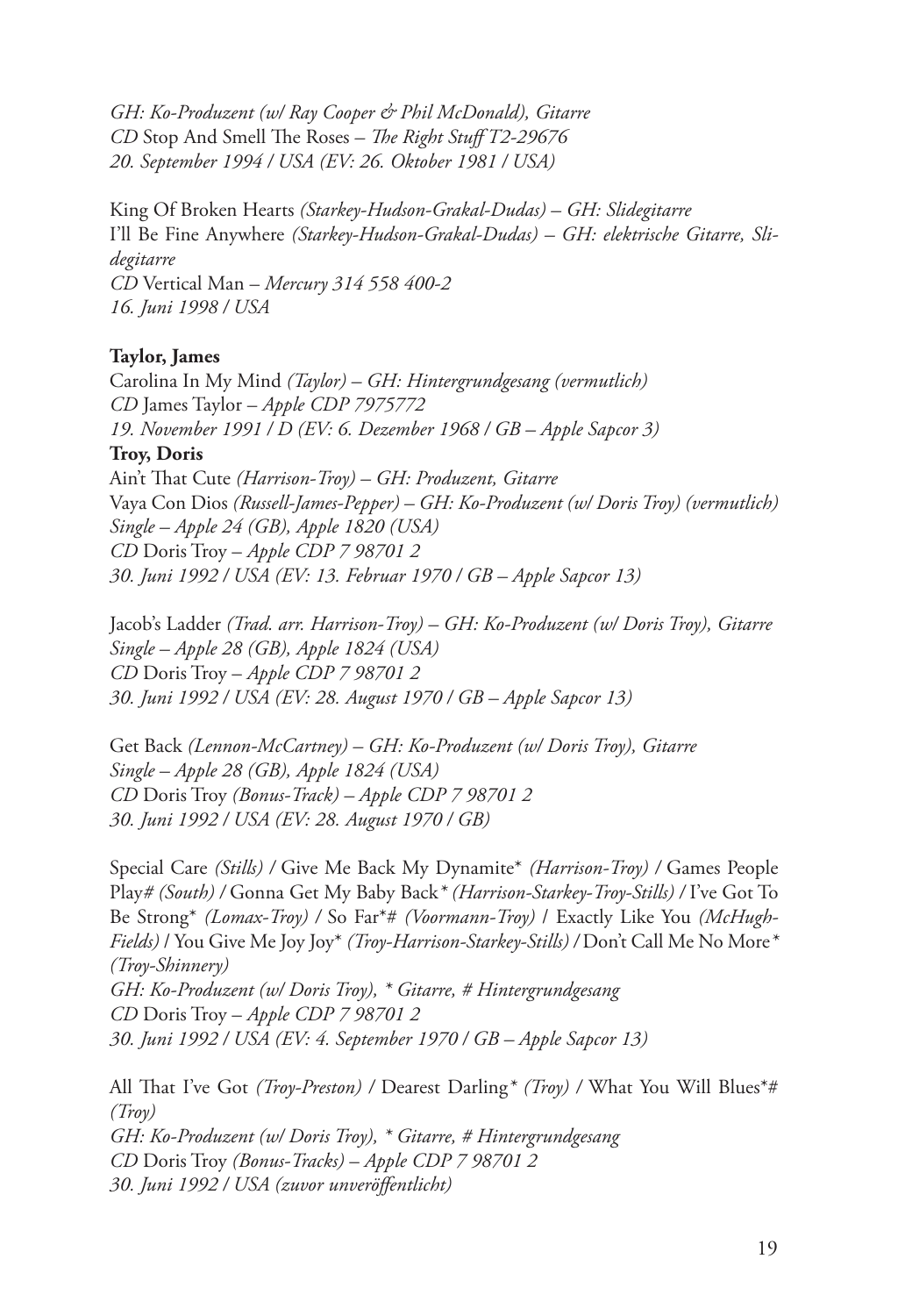*GH: Ko-Produzent (w/ Ray Cooper & Phil McDonald), Gitarre*
*CD* Stop And Smell The Roses – *The Right Stuff T2-29676*
*20. September 1994 / USA (EV: 26. Oktober 1981 / USA)*

King Of Broken Hearts *(Starkey-Hudson-Grakal-Dudas) – GH: Slidegitarre*
I'll Be Fine Anywhere *(Starkey-Hudson-Grakal-Dudas) – GH: elektrische Gitarre, Slidegitarre*
*CD* Vertical Man – *Mercury 314 558 400-2*
*16. Juni 1998 / USA*

**Taylor, James**

Carolina In My Mind *(Taylor) – GH: Hintergrundgesang (vermutlich)*
*CD* James Taylor – *Apple CDP 7975772*
*19. November 1991 / D (EV: 6. Dezember 1968 / GB – Apple Sapcor 3)*

**Troy, Doris**

Ain't That Cute *(Harrison-Troy) – GH: Produzent, Gitarre*
Vaya Con Dios *(Russell-James-Pepper) – GH: Ko-Produzent (w/ Doris Troy) (vermutlich)*
*Single – Apple 24 (GB), Apple 1820 (USA)*
*CD* Doris Troy – *Apple CDP 7 98701 2*
*30. Juni 1992 / USA (EV: 13. Februar 1970 / GB – Apple Sapcor 13)*

Jacob's Ladder *(Trad. arr. Harrison-Troy) – GH: Ko-Produzent (w/ Doris Troy), Gitarre*
*Single – Apple 28 (GB), Apple 1824 (USA)*
*CD* Doris Troy – *Apple CDP 7 98701 2*
*30. Juni 1992 / USA (EV: 28. August 1970 / GB – Apple Sapcor 13)*

Get Back *(Lennon-McCartney) – GH: Ko-Produzent (w/ Doris Troy), Gitarre*
*Single – Apple 28 (GB), Apple 1824 (USA)*
*CD* Doris Troy *(Bonus-Track) – Apple CDP 7 98701 2*
*30. Juni 1992 / USA (EV: 28. August 1970 / GB)*

Special Care *(Stills)* / Give Me Back My Dynamite* *(Harrison-Troy)* / Games People Play# *(South)* / Gonna Get My Baby Back* *(Harrison-Starkey-Troy-Stills)* / I've Got To Be Strong* *(Lomax-Troy)* / So Far*# *(Voormann-Troy)* / Exactly Like You *(McHugh-Fields)* / You Give Me Joy Joy* *(Troy-Harrison-Starkey-Stills)* / Don't Call Me No More* *(Troy-Shinnery)*
*GH: Ko-Produzent (w/ Doris Troy), * Gitarre, # Hintergrundgesang*
*CD* Doris Troy – *Apple CDP 7 98701 2*
*30. Juni 1992 / USA (EV: 4. September 1970 / GB – Apple Sapcor 13)*

All That I've Got *(Troy-Preston)* / Dearest Darling* *(Troy)* / What You Will Blues*# *(Troy)*
*GH: Ko-Produzent (w/ Doris Troy), * Gitarre, # Hintergrundgesang*
*CD* Doris Troy *(Bonus-Tracks) – Apple CDP 7 98701 2*
*30. Juni 1992 / USA (zuvor unveröffentlicht)*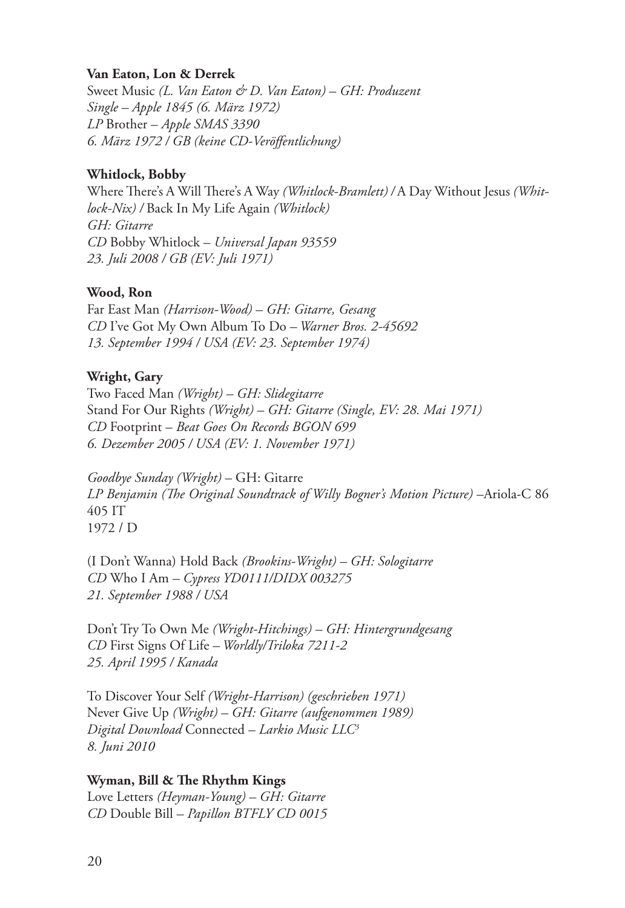**Van Eaton, Lon & Derrek**
Sweet Music *(L. Van Eaton & D. Van Eaton) – GH: Produzent*
*Single – Apple 1845 (6. März 1972)*
*LP* Brother – *Apple SMAS 3390*
*6. März 1972 / GB (keine CD-Veröffentlichung)*

**Whitlock, Bobby**
Where There's A Will There's A Way *(Whitlock-Bramlett)* / A Day Without Jesus *(Whitlock-Nix)* / Back In My Life Again *(Whitlock)*
*GH: Gitarre*
*CD* Bobby Whitlock – *Universal Japan 93559*
*23. Juli 2008 / GB (EV: Juli 1971)*

**Wood, Ron**
Far East Man *(Harrison-Wood) – GH: Gitarre, Gesang*
*CD* I've Got My Own Album To Do – *Warner Bros. 2-45692*
*13. September 1994 / USA (EV: 23. September 1974)*

**Wright, Gary**
Two Faced Man *(Wright) – GH: Slidegitarre*
Stand For Our Rights *(Wright) – GH: Gitarre (Single, EV: 28. Mai 1971)*
*CD* Footprint – *Beat Goes On Records BGON 699*
*6. Dezember 2005 / USA (EV: 1. November 1971)*

*Goodbye Sunday (Wright)* – GH: Gitarre
*LP Benjamin (The Original Soundtrack of Willy Bogner's Motion Picture)* –Ariola-C 86 405 IT
1972 / D

(I Don't Wanna) Hold Back *(Brookins-Wright) – GH: Sologitarre*
*CD* Who I Am – *Cypress YD0111/DIDX 003275*
*21. September 1988 / USA*

Don't Try To Own Me *(Wright-Hitchings) – GH: Hintergrundgesang*
*CD* First Signs Of Life – *Worldly/Triloka 7211-2*
*25. April 1995 / Kanada*

To Discover Your Self *(Wright-Harrison) (geschrieben 1971)*
Never Give Up *(Wright) – GH: Gitarre (aufgenommen 1989)*
*Digital Download* Connected – *Larkio Music LLC*[3]
*8. Juni 2010*

**Wyman, Bill & The Rhythm Kings**
Love Letters *(Heyman-Young) – GH: Gitarre*
*CD* Double Bill – *Papillon BTFLY CD 0015*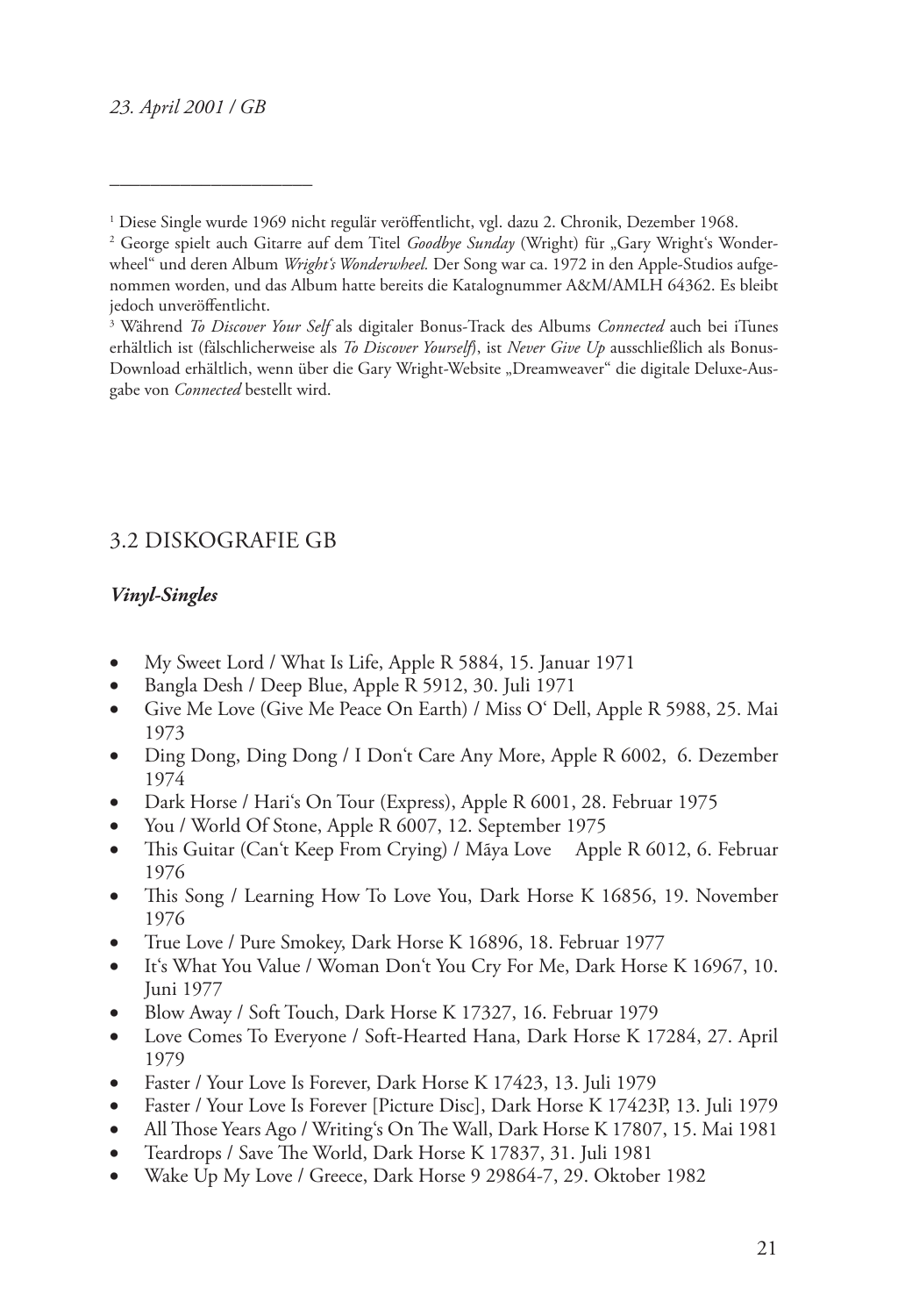*23. April 2001 / GB*

---

[1] Diese Single wurde 1969 nicht regulär veröffentlicht, vgl. dazu 2. Chronik, Dezember 1968.
[2] George spielt auch Gitarre auf dem Titel *Goodbye Sunday* (Wright) für „Gary Wright's Wonderwheel" und deren Album *Wright's Wonderwheel.* Der Song war ca. 1972 in den Apple-Studios aufgenommen worden, und das Album hatte bereits die Katalognummer A&M/AMLH 64362. Es bleibt jedoch unveröffentlicht.
[3] Während *To Discover Your Self* als digitaler Bonus-Track des Albums *Connected* auch bei iTunes erhältlich ist (fälschlicherweise als *To Discover Yourself*), ist *Never Give Up* ausschließlich als Bonus-Download erhältlich, wenn über die Gary Wright-Website „Dreamweaver" die digitale Deluxe-Ausgabe von *Connected* bestellt wird.

## 3.2 DISKOGRAFIE GB

### *Vinyl-Singles*

- My Sweet Lord / What Is Life, Apple R 5884, 15. Januar 1971
- Bangla Desh / Deep Blue, Apple R 5912, 30. Juli 1971
- Give Me Love (Give Me Peace On Earth) / Miss O' Dell, Apple R 5988, 25. Mai 1973
- Ding Dong, Ding Dong / I Don't Care Any More, Apple R 6002, 6. Dezember 1974
- Dark Horse / Hari's On Tour (Express), Apple R 6001, 28. Februar 1975
- You / World Of Stone, Apple R 6007, 12. September 1975
- This Guitar (Can't Keep From Crying) / Māya Love Apple R 6012, 6. Februar 1976
- This Song / Learning How To Love You, Dark Horse K 16856, 19. November 1976
- True Love / Pure Smokey, Dark Horse K 16896, 18. Februar 1977
- It's What You Value / Woman Don't You Cry For Me, Dark Horse K 16967, 10. Juni 1977
- Blow Away / Soft Touch, Dark Horse K 17327, 16. Februar 1979
- Love Comes To Everyone / Soft-Hearted Hana, Dark Horse K 17284, 27. April 1979
- Faster / Your Love Is Forever, Dark Horse K 17423, 13. Juli 1979
- Faster / Your Love Is Forever [Picture Disc], Dark Horse K 17423P, 13. Juli 1979
- All Those Years Ago / Writing's On The Wall, Dark Horse K 17807, 15. Mai 1981
- Teardrops / Save The World, Dark Horse K 17837, 31. Juli 1981
- Wake Up My Love / Greece, Dark Horse 9 29864-7, 29. Oktober 1982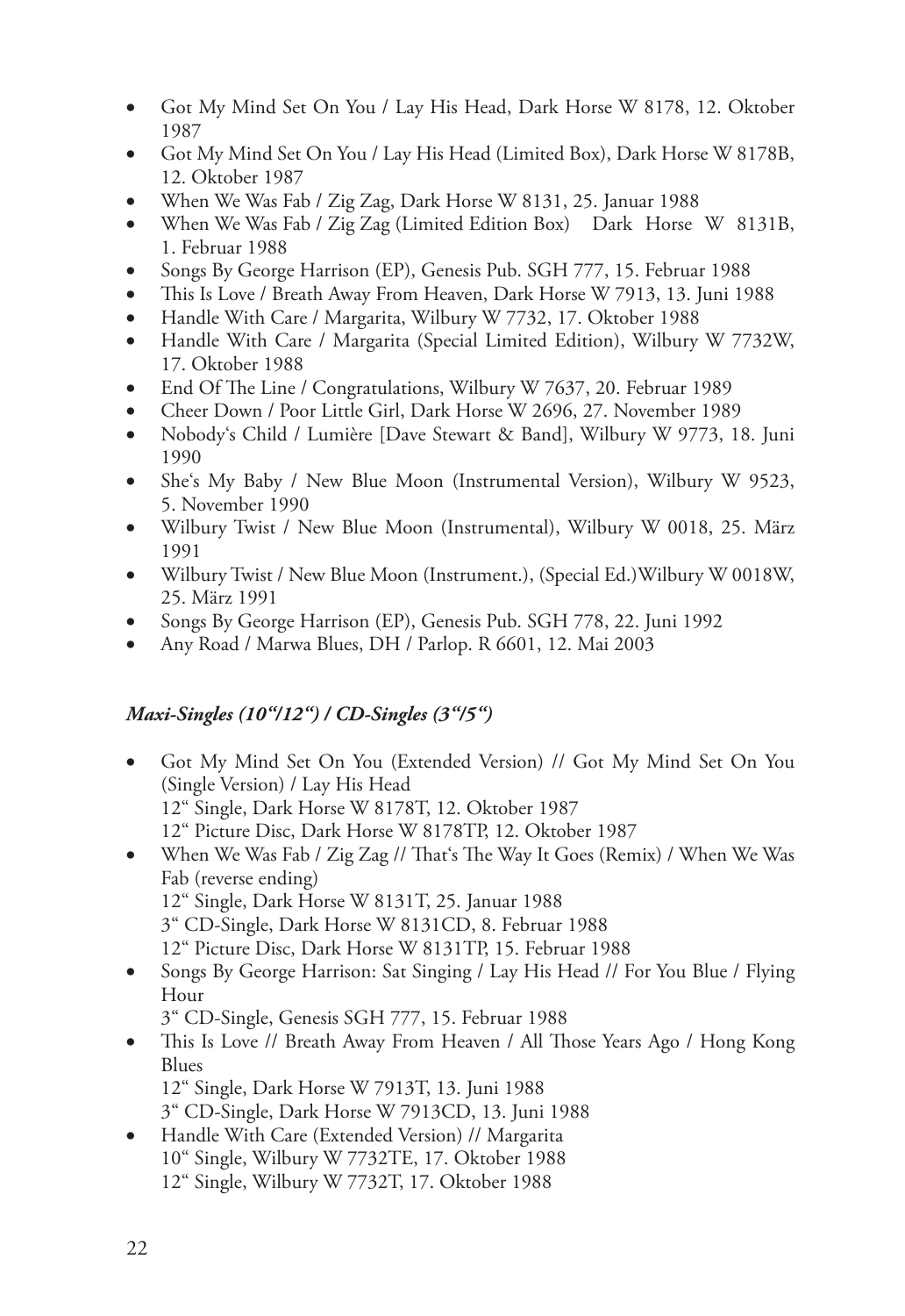- Got My Mind Set On You / Lay His Head, Dark Horse W 8178, 12. Oktober 1987
- Got My Mind Set On You / Lay His Head (Limited Box), Dark Horse W 8178B, 12. Oktober 1987
- When We Was Fab / Zig Zag, Dark Horse W 8131, 25. Januar 1988
- When We Was Fab / Zig Zag (Limited Edition Box) Dark Horse W 8131B, 1. Februar 1988
- Songs By George Harrison (EP), Genesis Pub. SGH 777, 15. Februar 1988
- This Is Love / Breath Away From Heaven, Dark Horse W 7913, 13. Juni 1988
- Handle With Care / Margarita, Wilbury W 7732, 17. Oktober 1988
- Handle With Care / Margarita (Special Limited Edition), Wilbury W 7732W, 17. Oktober 1988
- End Of The Line / Congratulations, Wilbury W 7637, 20. Februar 1989
- Cheer Down / Poor Little Girl, Dark Horse W 2696, 27. November 1989
- Nobody‘s Child / Lumière [Dave Stewart & Band], Wilbury W 9773, 18. Juni 1990
- She‘s My Baby / New Blue Moon (Instrumental Version), Wilbury W 9523, 5. November 1990
- Wilbury Twist / New Blue Moon (Instrumental), Wilbury W 0018, 25. März 1991
- Wilbury Twist / New Blue Moon (Instrument.), (Special Ed.)Wilbury W 0018W, 25. März 1991
- Songs By George Harrison (EP), Genesis Pub. SGH 778, 22. Juni 1992
- Any Road / Marwa Blues, DH / Parlop. R 6601, 12. Mai 2003

### *Maxi-Singles (10"/12") / CD-Singles (3"/5")*

- Got My Mind Set On You (Extended Version) // Got My Mind Set On You (Single Version) / Lay His Head
  12" Single, Dark Horse W 8178T, 12. Oktober 1987
  12" Picture Disc, Dark Horse W 8178TP, 12. Oktober 1987
- When We Was Fab / Zig Zag // That‘s The Way It Goes (Remix) / When We Was Fab (reverse ending)
  12" Single, Dark Horse W 8131T, 25. Januar 1988
  3" CD-Single, Dark Horse W 8131CD, 8. Februar 1988
  12" Picture Disc, Dark Horse W 8131TP, 15. Februar 1988
- Songs By George Harrison: Sat Singing / Lay His Head // For You Blue / Flying Hour
  3" CD-Single, Genesis SGH 777, 15. Februar 1988
- This Is Love // Breath Away From Heaven / All Those Years Ago / Hong Kong Blues
  12" Single, Dark Horse W 7913T, 13. Juni 1988
  3" CD-Single, Dark Horse W 7913CD, 13. Juni 1988
- Handle With Care (Extended Version) // Margarita
  10" Single, Wilbury W 7732TE, 17. Oktober 1988
  12" Single, Wilbury W 7732T, 17. Oktober 1988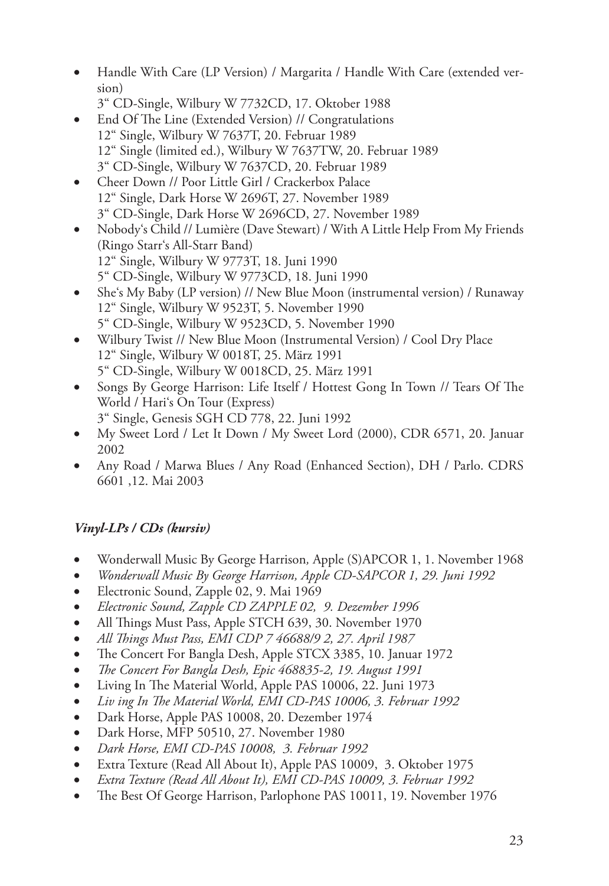- Handle With Care (LP Version) / Margarita / Handle With Care (extended version)
  3" CD-Single, Wilbury W 7732CD, 17. Oktober 1988
- End Of The Line (Extended Version) // Congratulations
  12" Single, Wilbury W 7637T, 20. Februar 1989
  12" Single (limited ed.), Wilbury W 7637TW, 20. Februar 1989
  3" CD-Single, Wilbury W 7637CD, 20. Februar 1989
- Cheer Down // Poor Little Girl / Crackerbox Palace
  12" Single, Dark Horse W 2696T, 27. November 1989
  3" CD-Single, Dark Horse W 2696CD, 27. November 1989
- Nobody's Child // Lumière (Dave Stewart) / With A Little Help From My Friends (Ringo Starr's All-Starr Band)
  12" Single, Wilbury W 9773T, 18. Juni 1990
  5" CD-Single, Wilbury W 9773CD, 18. Juni 1990
- She's My Baby (LP version) // New Blue Moon (instrumental version) / Runaway
  12" Single, Wilbury W 9523T, 5. November 1990
  5" CD-Single, Wilbury W 9523CD, 5. November 1990
- Wilbury Twist // New Blue Moon (Instrumental Version) / Cool Dry Place
  12" Single, Wilbury W 0018T, 25. März 1991
  5" CD-Single, Wilbury W 0018CD, 25. März 1991
- Songs By George Harrison: Life Itself / Hottest Gong In Town // Tears Of The World / Hari's On Tour (Express)
  3" Single, Genesis SGH CD 778, 22. Juni 1992
- My Sweet Lord / Let It Down / My Sweet Lord (2000), CDR 6571, 20. Januar 2002
- Any Road / Marwa Blues / Any Road (Enhanced Section), DH / Parlo. CDRS 6601 ,12. Mai 2003

### *Vinyl-LPs / CDs (kursiv)*

- Wonderwall Music By George Harrison, Apple (S)APCOR 1, 1. November 1968
- *Wonderwall Music By George Harrison, Apple CD-SAPCOR 1, 29. Juni 1992*
- Electronic Sound, Zapple 02, 9. Mai 1969
- *Electronic Sound, Zapple CD ZAPPLE 02, 9. Dezember 1996*
- All Things Must Pass, Apple STCH 639, 30. November 1970
- *All Things Must Pass, EMI CDP 7 46688/9 2, 27. April 1987*
- The Concert For Bangla Desh, Apple STCX 3385, 10. Januar 1972
- *The Concert For Bangla Desh, Epic 468835-2, 19. August 1991*
- Living In The Material World, Apple PAS 10006, 22. Juni 1973
- *Liv ing In The Material World, EMI CD-PAS 10006, 3. Februar 1992*
- Dark Horse, Apple PAS 10008, 20. Dezember 1974
- Dark Horse, MFP 50510, 27. November 1980
- *Dark Horse, EMI CD-PAS 10008, 3. Februar 1992*
- Extra Texture (Read All About It), Apple PAS 10009, 3. Oktober 1975
- *Extra Texture (Read All About It), EMI CD-PAS 10009, 3. Februar 1992*
- The Best Of George Harrison, Parlophone PAS 10011, 19. November 1976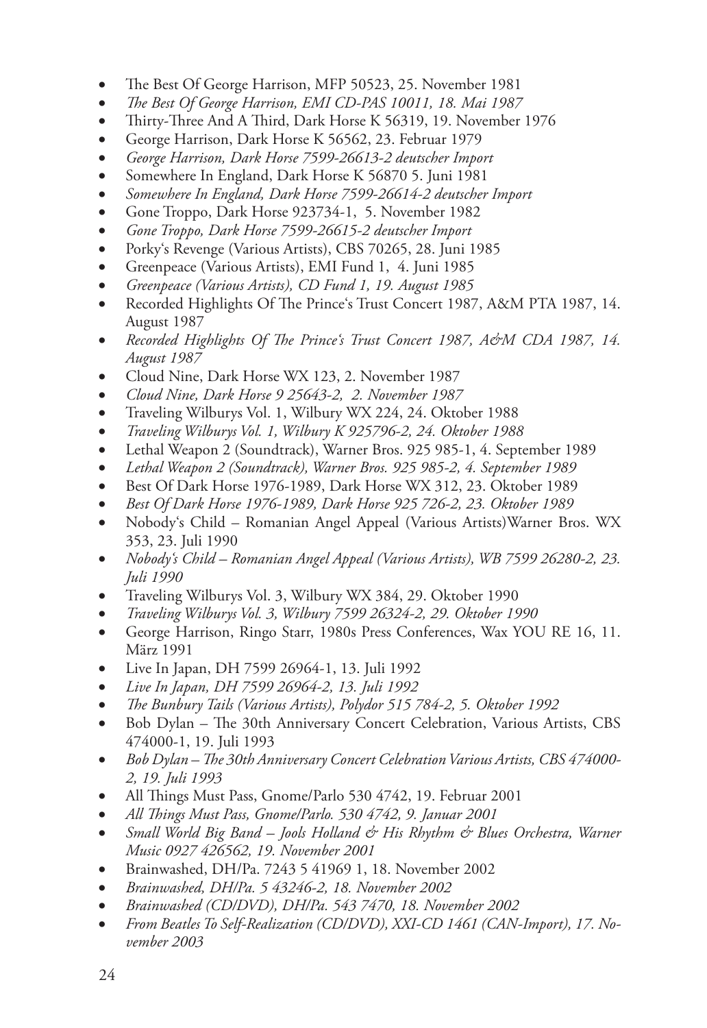- The Best Of George Harrison, MFP 50523, 25. November 1981
- *The Best Of George Harrison, EMI CD-PAS 10011, 18. Mai 1987*
- Thirty-Three And A Third, Dark Horse K 56319, 19. November 1976
- George Harrison, Dark Horse K 56562, 23. Februar 1979
- *George Harrison, Dark Horse 7599-26613-2 deutscher Import*
- Somewhere In England, Dark Horse K 56870 5. Juni 1981
- *Somewhere In England, Dark Horse 7599-26614-2 deutscher Import*
- Gone Troppo, Dark Horse 923734-1, 5. November 1982
- *Gone Troppo, Dark Horse 7599-26615-2 deutscher Import*
- Porky's Revenge (Various Artists), CBS 70265, 28. Juni 1985
- Greenpeace (Various Artists), EMI Fund 1, 4. Juni 1985
- *Greenpeace (Various Artists), CD Fund 1, 19. August 1985*
- Recorded Highlights Of The Prince's Trust Concert 1987, A&M PTA 1987, 14. August 1987
- *Recorded Highlights Of The Prince's Trust Concert 1987, A&M CDA 1987, 14. August 1987*
- Cloud Nine, Dark Horse WX 123, 2. November 1987
- *Cloud Nine, Dark Horse 9 25643-2, 2. November 1987*
- Traveling Wilburys Vol. 1, Wilbury WX 224, 24. Oktober 1988
- *Traveling Wilburys Vol. 1, Wilbury K 925796-2, 24. Oktober 1988*
- Lethal Weapon 2 (Soundtrack), Warner Bros. 925 985-1, 4. September 1989
- *Lethal Weapon 2 (Soundtrack), Warner Bros. 925 985-2, 4. September 1989*
- Best Of Dark Horse 1976-1989, Dark Horse WX 312, 23. Oktober 1989
- *Best Of Dark Horse 1976-1989, Dark Horse 925 726-2, 23. Oktober 1989*
- Nobody's Child – Romanian Angel Appeal (Various Artists)Warner Bros. WX 353, 23. Juli 1990
- *Nobody's Child – Romanian Angel Appeal (Various Artists), WB 7599 26280-2, 23. Juli 1990*
- Traveling Wilburys Vol. 3, Wilbury WX 384, 29. Oktober 1990
- *Traveling Wilburys Vol. 3, Wilbury 7599 26324-2, 29. Oktober 1990*
- George Harrison, Ringo Starr, 1980s Press Conferences, Wax YOU RE 16, 11. März 1991
- Live In Japan, DH 7599 26964-1, 13. Juli 1992
- *Live In Japan, DH 7599 26964-2, 13. Juli 1992*
- *The Bunbury Tails (Various Artists), Polydor 515 784-2, 5. Oktober 1992*
- Bob Dylan – The 30th Anniversary Concert Celebration, Various Artists, CBS 474000-1, 19. Juli 1993
- *Bob Dylan – The 30th Anniversary Concert Celebration Various Artists, CBS 474000-2, 19. Juli 1993*
- All Things Must Pass, Gnome/Parlo 530 4742, 19. Februar 2001
- *All Things Must Pass, Gnome/Parlo. 530 4742, 9. Januar 2001*
- *Small World Big Band – Jools Holland & His Rhythm & Blues Orchestra, Warner Music 0927 426562, 19. November 2001*
- Brainwashed, DH/Pa. 7243 5 41969 1, 18. November 2002
- *Brainwashed, DH/Pa. 5 43246-2, 18. November 2002*
- *Brainwashed (CD/DVD), DH/Pa. 543 7470, 18. November 2002*
- *From Beatles To Self-Realization (CD/DVD), XXI-CD 1461 (CAN-Import), 17. November 2003*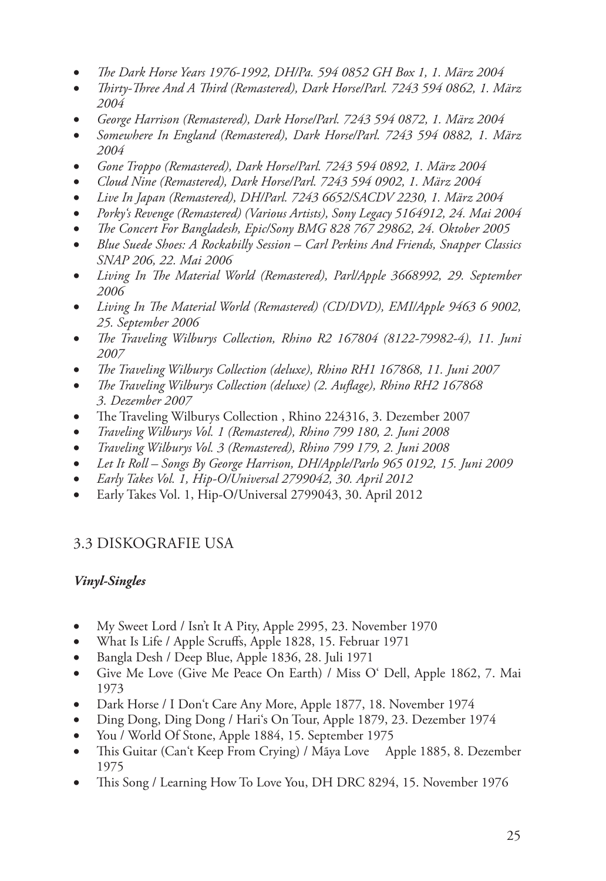- *The Dark Horse Years 1976-1992, DH/Pa. 594 0852 GH Box 1, 1. März 2004*
- *Thirty-Three And A Third (Remastered), Dark Horse/Parl. 7243 594 0862, 1. März 2004*
- *George Harrison (Remastered), Dark Horse/Parl. 7243 594 0872, 1. März 2004*
- *Somewhere In England (Remastered), Dark Horse/Parl. 7243 594 0882, 1. März 2004*
- *Gone Troppo (Remastered), Dark Horse/Parl. 7243 594 0892, 1. März 2004*
- *Cloud Nine (Remastered), Dark Horse/Parl. 7243 594 0902, 1. März 2004*
- *Live In Japan (Remastered), DH/Parl. 7243 6652/SACDV 2230, 1. März 2004*
- *Porky's Revenge (Remastered) (Various Artists), Sony Legacy 5164912, 24. Mai 2004*
- *The Concert For Bangladesh, Epic/Sony BMG 828 767 29862, 24. Oktober 2005*
- *Blue Suede Shoes: A Rockabilly Session – Carl Perkins And Friends, Snapper Classics SNAP 206, 22. Mai 2006*
- *Living In The Material World (Remastered), Parl/Apple 3668992, 29. September 2006*
- *Living In The Material World (Remastered) (CD/DVD), EMI/Apple 9463 6 9002, 25. September 2006*
- *The Traveling Wilburys Collection, Rhino R2 167804 (8122-79982-4), 11. Juni 2007*
- *The Traveling Wilburys Collection (deluxe), Rhino RH1 167868, 11. Juni 2007*
- *The Traveling Wilburys Collection (deluxe) (2. Auflage), Rhino RH2 167868 3. Dezember 2007*
- The Traveling Wilburys Collection , Rhino 224316, 3. Dezember 2007
- *Traveling Wilburys Vol. 1 (Remastered), Rhino 799 180, 2. Juni 2008*
- *Traveling Wilburys Vol. 3 (Remastered), Rhino 799 179, 2. Juni 2008*
- *Let It Roll – Songs By George Harrison, DH/Apple/Parlo 965 0192, 15. Juni 2009*
- *Early Takes Vol. 1, Hip-O/Universal 2799042, 30. April 2012*
- Early Takes Vol. 1, Hip-O/Universal 2799043, 30. April 2012

## 3.3 DISKOGRAFIE USA

***Vinyl-Singles***

- My Sweet Lord / Isn't It A Pity, Apple 2995, 23. November 1970
- What Is Life / Apple Scruffs, Apple 1828, 15. Februar 1971
- Bangla Desh / Deep Blue, Apple 1836, 28. Juli 1971
- Give Me Love (Give Me Peace On Earth) / Miss O' Dell, Apple 1862, 7. Mai 1973
- Dark Horse / I Don't Care Any More, Apple 1877, 18. November 1974
- Ding Dong, Ding Dong / Hari's On Tour, Apple 1879, 23. Dezember 1974
- You / World Of Stone, Apple 1884, 15. September 1975
- This Guitar (Can't Keep From Crying) / Māya Love Apple 1885, 8. Dezember 1975
- This Song / Learning How To Love You, DH DRC 8294, 15. November 1976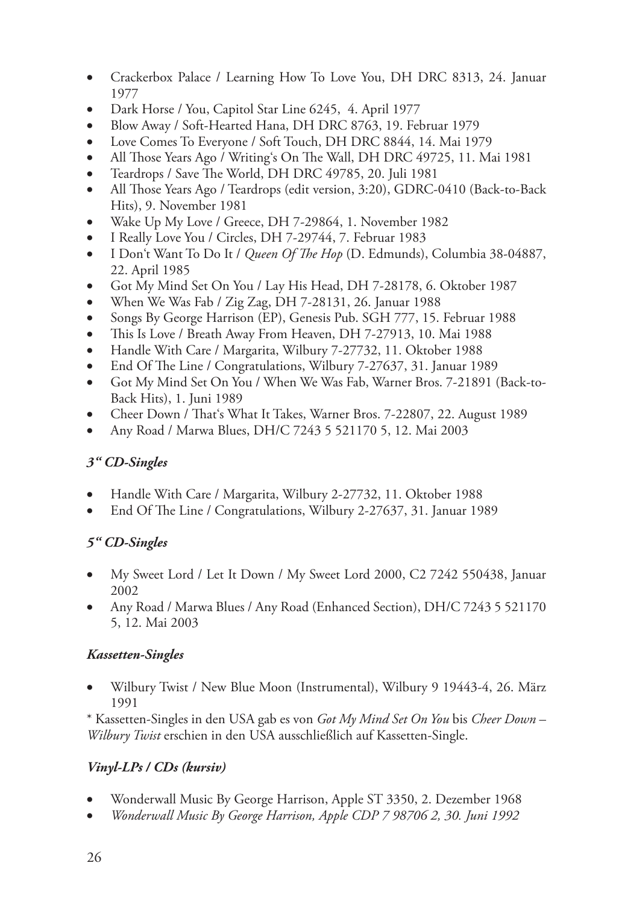- Crackerbox Palace / Learning How To Love You, DH DRC 8313, 24. Januar 1977
- Dark Horse / You, Capitol Star Line 6245, 4. April 1977
- Blow Away / Soft-Hearted Hana, DH DRC 8763, 19. Februar 1979
- Love Comes To Everyone / Soft Touch, DH DRC 8844, 14. Mai 1979
- All Those Years Ago / Writing‘s On The Wall, DH DRC 49725, 11. Mai 1981
- Teardrops / Save The World, DH DRC 49785, 20. Juli 1981
- All Those Years Ago / Teardrops (edit version, 3:20), GDRC-0410 (Back-to-Back Hits), 9. November 1981
- Wake Up My Love / Greece, DH 7-29864, 1. November 1982
- I Really Love You / Circles, DH 7-29744, 7. Februar 1983
- I Don‘t Want To Do It / *Queen Of The Hop* (D. Edmunds), Columbia 38-04887, 22. April 1985
- Got My Mind Set On You / Lay His Head, DH 7-28178, 6. Oktober 1987
- When We Was Fab / Zig Zag, DH 7-28131, 26. Januar 1988
- Songs By George Harrison (EP), Genesis Pub. SGH 777, 15. Februar 1988
- This Is Love / Breath Away From Heaven, DH 7-27913, 10. Mai 1988
- Handle With Care / Margarita, Wilbury 7-27732, 11. Oktober 1988
- End Of The Line / Congratulations, Wilbury 7-27637, 31. Januar 1989
- Got My Mind Set On You / When We Was Fab, Warner Bros. 7-21891 (Back-to-Back Hits), 1. Juni 1989
- Cheer Down / That‘s What It Takes, Warner Bros. 7-22807, 22. August 1989
- Any Road / Marwa Blues, DH/C 7243 5 521170 5, 12. Mai 2003

### *3“ CD-Singles*

- Handle With Care / Margarita, Wilbury 2-27732, 11. Oktober 1988
- End Of The Line / Congratulations, Wilbury 2-27637, 31. Januar 1989

### *5“ CD-Singles*

- My Sweet Lord / Let It Down / My Sweet Lord 2000, C2 7242 550438, Januar 2002
- Any Road / Marwa Blues / Any Road (Enhanced Section), DH/C 7243 5 521170 5, 12. Mai 2003

### *Kassetten-Singles*

- Wilbury Twist / New Blue Moon (Instrumental), Wilbury 9 19443-4, 26. März 1991

* Kassetten-Singles in den USA gab es von *Got My Mind Set On You* bis *Cheer Down* – *Wilbury Twist* erschien in den USA ausschließlich auf Kassetten-Single.

### *Vinyl-LPs / CDs (kursiv)*

- Wonderwall Music By George Harrison, Apple ST 3350, 2. Dezember 1968
- *Wonderwall Music By George Harrison, Apple CDP 7 98706 2, 30. Juni 1992*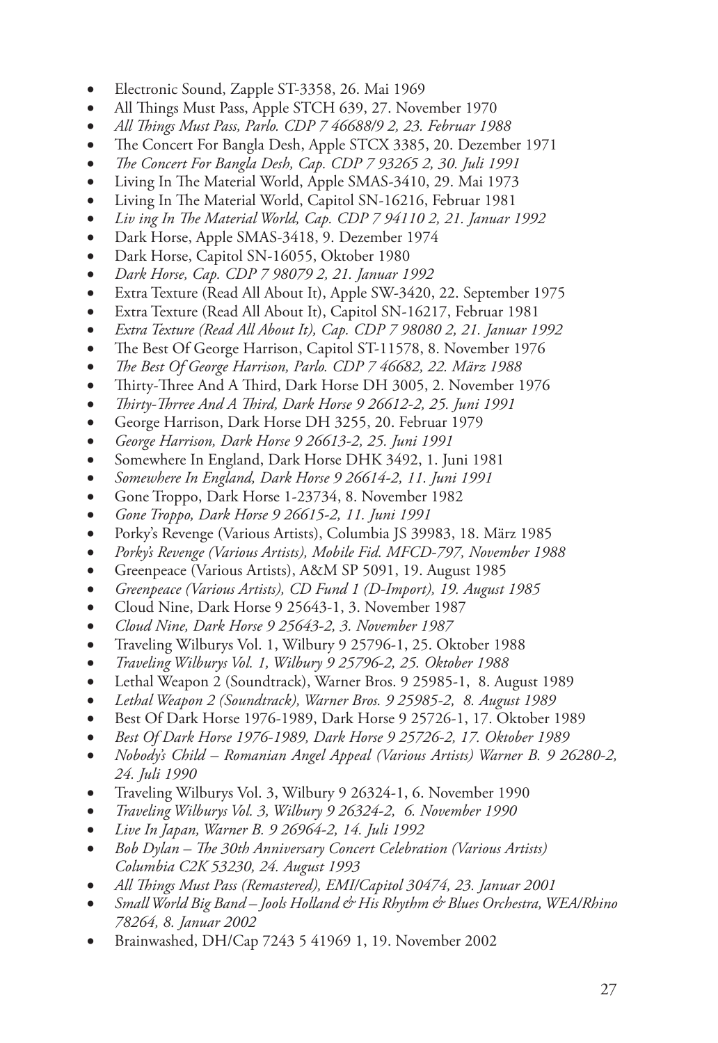- Electronic Sound, Zapple ST-3358, 26. Mai 1969
- All Things Must Pass, Apple STCH 639, 27. November 1970
- *All Things Must Pass, Parlo. CDP 7 46688/9 2, 23. Februar 1988*
- The Concert For Bangla Desh, Apple STCX 3385, 20. Dezember 1971
- *The Concert For Bangla Desh, Cap. CDP 7 93265 2, 30. Juli 1991*
- Living In The Material World, Apple SMAS-3410, 29. Mai 1973
- Living In The Material World, Capitol SN-16216, Februar 1981
- *Liv ing In The Material World, Cap. CDP 7 94110 2, 21. Januar 1992*
- Dark Horse, Apple SMAS-3418, 9. Dezember 1974
- Dark Horse, Capitol SN-16055, Oktober 1980
- *Dark Horse, Cap. CDP 7 98079 2, 21. Januar 1992*
- Extra Texture (Read All About It), Apple SW-3420, 22. September 1975
- Extra Texture (Read All About It), Capitol SN-16217, Februar 1981
- *Extra Texture (Read All About It), Cap. CDP 7 98080 2, 21. Januar 1992*
- The Best Of George Harrison, Capitol ST-11578, 8. November 1976
- *The Best Of George Harrison, Parlo. CDP 7 46682, 22. März 1988*
- Thirty-Three And A Third, Dark Horse DH 3005, 2. November 1976
- *Thirty-Thrree And A Third, Dark Horse 9 26612-2, 25. Juni 1991*
- George Harrison, Dark Horse DH 3255, 20. Februar 1979
- *George Harrison, Dark Horse 9 26613-2, 25. Juni 1991*
- Somewhere In England, Dark Horse DHK 3492, 1. Juni 1981
- *Somewhere In England, Dark Horse 9 26614-2, 11. Juni 1991*
- Gone Troppo, Dark Horse 1-23734, 8. November 1982
- *Gone Troppo, Dark Horse 9 26615-2, 11. Juni 1991*
- Porky's Revenge (Various Artists), Columbia JS 39983, 18. März 1985
- *Porky's Revenge (Various Artists), Mobile Fid. MFCD-797, November 1988*
- Greenpeace (Various Artists), A&M SP 5091, 19. August 1985
- *Greenpeace (Various Artists), CD Fund 1 (D-Import), 19. August 1985*
- Cloud Nine, Dark Horse 9 25643-1, 3. November 1987
- *Cloud Nine, Dark Horse 9 25643-2, 3. November 1987*
- Traveling Wilburys Vol. 1, Wilbury 9 25796-1, 25. Oktober 1988
- *Traveling Wilburys Vol. 1, Wilbury 9 25796-2, 25. Oktober 1988*
- Lethal Weapon 2 (Soundtrack), Warner Bros. 9 25985-1, 8. August 1989
- *Lethal Weapon 2 (Soundtrack), Warner Bros. 9 25985-2, 8. August 1989*
- Best Of Dark Horse 1976-1989, Dark Horse 9 25726-1, 17. Oktober 1989
- *Best Of Dark Horse 1976-1989, Dark Horse 9 25726-2, 17. Oktober 1989*
- *Nobody's Child – Romanian Angel Appeal (Various Artists) Warner B. 9 26280-2, 24. Juli 1990*
- Traveling Wilburys Vol. 3, Wilbury 9 26324-1, 6. November 1990
- *Traveling Wilburys Vol. 3, Wilbury 9 26324-2, 6. November 1990*
- *Live In Japan, Warner B. 9 26964-2, 14. Juli 1992*
- *Bob Dylan – The 30th Anniversary Concert Celebration (Various Artists) Columbia C2K 53230, 24. August 1993*
- *All Things Must Pass (Remastered), EMI/Capitol 30474, 23. Januar 2001*
- *Small World Big Band – Jools Holland & His Rhythm & Blues Orchestra, WEA/Rhino 78264, 8. Januar 2002*
- Brainwashed, DH/Cap 7243 5 41969 1, 19. November 2002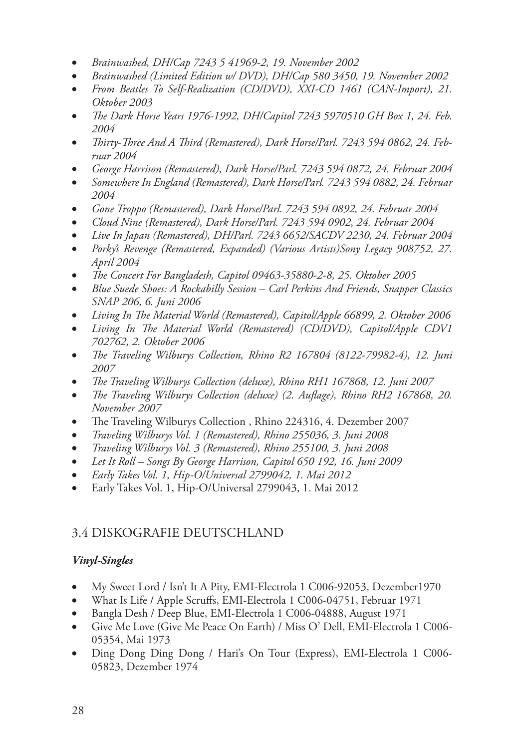- *Brainwashed, DH/Cap 7243 5 41969-2, 19. November 2002*
- *Brainwashed (Limited Edition w/ DVD), DH/Cap 580 3450, 19. November 2002*
- *From Beatles To Self-Realization (CD/DVD), XXI-CD 1461 (CAN-Import), 21. Oktober 2003*
- *The Dark Horse Years 1976-1992, DH/Capitol 7243 5970510 GH Box 1, 24. Feb. 2004*
- *Thirty-Three And A Third (Remastered), Dark Horse/Parl. 7243 594 0862, 24. Februar 2004*
- *George Harrison (Remastered), Dark Horse/Parl. 7243 594 0872, 24. Februar 2004*
- *Somewhere In England (Remastered), Dark Horse/Parl. 7243 594 0882, 24. Februar 2004*
- *Gone Troppo (Remastered), Dark Horse/Parl. 7243 594 0892, 24. Februar 2004*
- *Cloud Nine (Remastered), Dark Horse/Parl. 7243 594 0902, 24. Februar 2004*
- *Live In Japan (Remastered), DH/Parl. 7243 6652/SACDV 2230, 24. Februar 2004*
- *Porky's Revenge (Remastered, Expanded) (Various Artists)Sony Legacy 908752, 27. April 2004*
- *The Concert For Bangladesh, Capitol 09463-35880-2-8, 25. Oktober 2005*
- *Blue Suede Shoes: A Rockabilly Session – Carl Perkins And Friends, Snapper Classics SNAP 206, 6. Juni 2006*
- *Living In The Material World (Remastered), Capitol/Apple 66899, 2. Oktober 2006*
- *Living In The Material World (Remastered) (CD/DVD), Capitol/Apple CDV1 702762, 2. Oktober 2006*
- *The Traveling Wilburys Collection, Rhino R2 167804 (8122-79982-4), 12. Juni 2007*
- *The Traveling Wilburys Collection (deluxe), Rhino RH1 167868, 12. Juni 2007*
- *The Traveling Wilburys Collection (deluxe) (2. Auflage), Rhino RH2 167868, 20. November 2007*
- The Traveling Wilburys Collection , Rhino 224316, 4. Dezember 2007
- *Traveling Wilburys Vol. 1 (Remastered), Rhino 255036, 3. Juni 2008*
- *Traveling Wilburys Vol. 3 (Remastered), Rhino 255100, 3. Juni 2008*
- *Let It Roll – Songs By George Harrison, Capitol 650 192, 16. Juni 2009*
- *Early Takes Vol. 1, Hip-O/Universal 2799042, 1. Mai 2012*
- Early Takes Vol. 1, Hip-O/Universal 2799043, 1. Mai 2012

## 3.4 DISKOGRAFIE DEUTSCHLAND

***Vinyl-Singles***

- My Sweet Lord / Isn't It A Pity, EMI-Electrola 1 C006-92053, Dezember1970
- What Is Life / Apple Scruffs, EMI-Electrola 1 C006-04751, Februar 1971
- Bangla Desh / Deep Blue, EMI-Electrola 1 C006-04888, August 1971
- Give Me Love (Give Me Peace On Earth) / Miss O' Dell, EMI-Electrola 1 C006-05354, Mai 1973
- Ding Dong Ding Dong / Hari's On Tour (Express), EMI-Electrola 1 C006-05823, Dezember 1974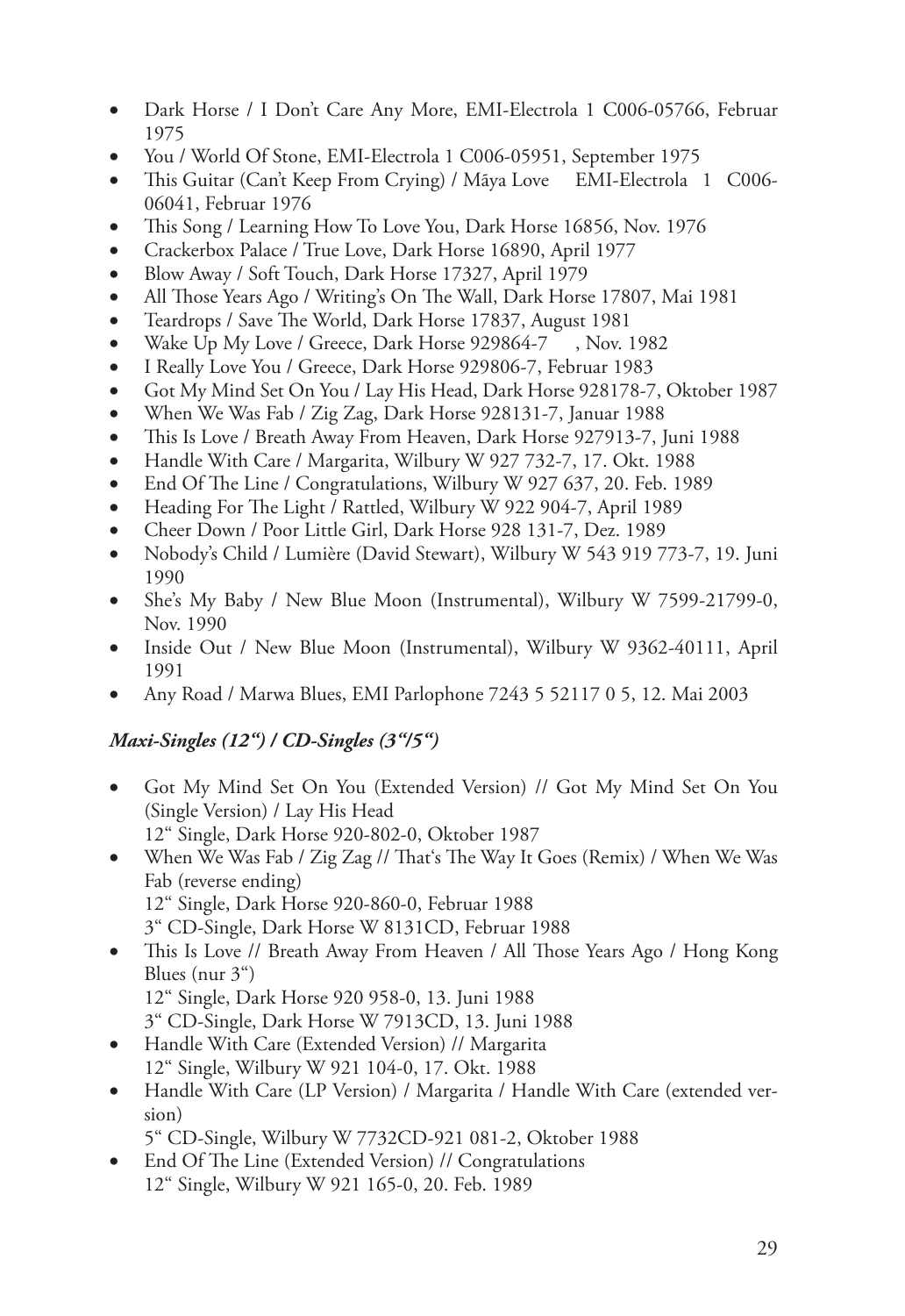- Dark Horse / I Don't Care Any More, EMI-Electrola 1 C006-05766, Februar 1975
- You / World Of Stone, EMI-Electrola 1 C006-05951, September 1975
- This Guitar (Can't Keep From Crying) / Māya Love EMI-Electrola 1 C006-06041, Februar 1976
- This Song / Learning How To Love You, Dark Horse 16856, Nov. 1976
- Crackerbox Palace / True Love, Dark Horse 16890, April 1977
- Blow Away / Soft Touch, Dark Horse 17327, April 1979
- All Those Years Ago / Writing's On The Wall, Dark Horse 17807, Mai 1981
- Teardrops / Save The World, Dark Horse 17837, August 1981
- Wake Up My Love / Greece, Dark Horse 929864-7 , Nov. 1982
- I Really Love You / Greece, Dark Horse 929806-7, Februar 1983
- Got My Mind Set On You / Lay His Head, Dark Horse 928178-7, Oktober 1987
- When We Was Fab / Zig Zag, Dark Horse 928131-7, Januar 1988
- This Is Love / Breath Away From Heaven, Dark Horse 927913-7, Juni 1988
- Handle With Care / Margarita, Wilbury W 927 732-7, 17. Okt. 1988
- End Of The Line / Congratulations, Wilbury W 927 637, 20. Feb. 1989
- Heading For The Light / Rattled, Wilbury W 922 904-7, April 1989
- Cheer Down / Poor Little Girl, Dark Horse 928 131-7, Dez. 1989
- Nobody's Child / Lumière (David Stewart), Wilbury W 543 919 773-7, 19. Juni 1990
- She's My Baby / New Blue Moon (Instrumental), Wilbury W 7599-21799-0, Nov. 1990
- Inside Out / New Blue Moon (Instrumental), Wilbury W 9362-40111, April 1991
- Any Road / Marwa Blues, EMI Parlophone 7243 5 52117 0 5, 12. Mai 2003

### *Maxi-Singles (12") / CD-Singles (3"/5")*

- Got My Mind Set On You (Extended Version) // Got My Mind Set On You (Single Version) / Lay His Head
  12" Single, Dark Horse 920-802-0, Oktober 1987
- When We Was Fab / Zig Zag // That's The Way It Goes (Remix) / When We Was Fab (reverse ending)
  12" Single, Dark Horse 920-860-0, Februar 1988
  3" CD-Single, Dark Horse W 8131CD, Februar 1988
- This Is Love // Breath Away From Heaven / All Those Years Ago / Hong Kong Blues (nur 3")
  12" Single, Dark Horse 920 958-0, 13. Juni 1988
  3" CD-Single, Dark Horse W 7913CD, 13. Juni 1988
- Handle With Care (Extended Version) // Margarita
  12" Single, Wilbury W 921 104-0, 17. Okt. 1988
- Handle With Care (LP Version) / Margarita / Handle With Care (extended version)
  5" CD-Single, Wilbury W 7732CD-921 081-2, Oktober 1988
- End Of The Line (Extended Version) // Congratulations
  12" Single, Wilbury W 921 165-0, 20. Feb. 1989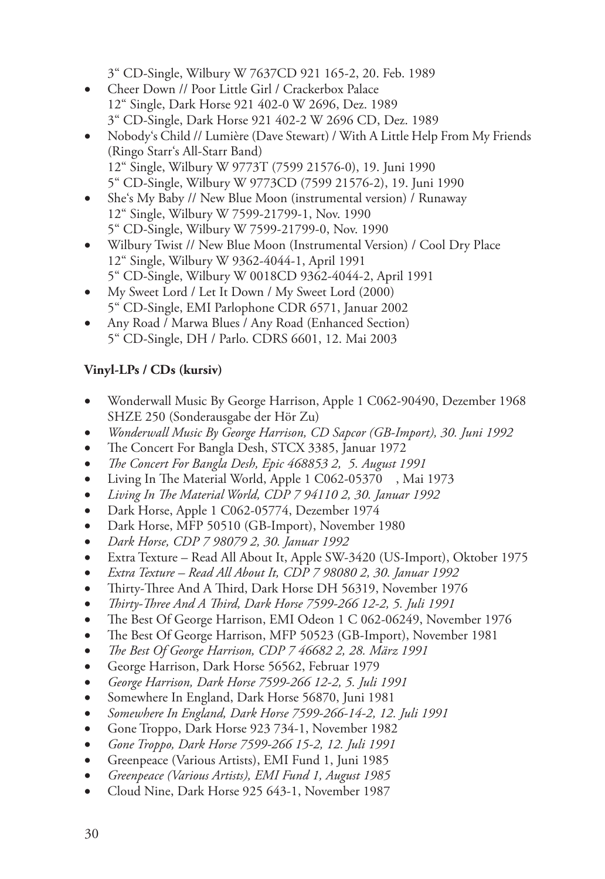3“ CD-Single, Wilbury W 7637CD 921 165-2, 20. Feb. 1989

- Cheer Down // Poor Little Girl / Crackerbox Palace
  12“ Single, Dark Horse 921 402-0 W 2696, Dez. 1989
  3“ CD-Single, Dark Horse 921 402-2 W 2696 CD, Dez. 1989
- Nobody‘s Child // Lumière (Dave Stewart) / With A Little Help From My Friends (Ringo Starr‘s All-Starr Band)
  12“ Single, Wilbury W 9773T (7599 21576-0), 19. Juni 1990
  5“ CD-Single, Wilbury W 9773CD (7599 21576-2), 19. Juni 1990
- She‘s My Baby // New Blue Moon (instrumental version) / Runaway
  12“ Single, Wilbury W 7599-21799-1, Nov. 1990
  5“ CD-Single, Wilbury W 7599-21799-0, Nov. 1990
- Wilbury Twist // New Blue Moon (Instrumental Version) / Cool Dry Place
  12“ Single, Wilbury W 9362-4044-1, April 1991
  5“ CD-Single, Wilbury W 0018CD 9362-4044-2, April 1991
- My Sweet Lord / Let It Down / My Sweet Lord (2000)
  5“ CD-Single, EMI Parlophone CDR 6571, Januar 2002
- Any Road / Marwa Blues / Any Road (Enhanced Section)
  5“ CD-Single, DH / Parlo. CDRS 6601, 12. Mai 2003

**Vinyl-LPs / CDs (kursiv)**

- Wonderwall Music By George Harrison, Apple 1 C062-90490, Dezember 1968 SHZE 250 (Sonderausgabe der Hör Zu)
- *Wonderwall Music By George Harrison, CD Sapcor (GB-Import), 30. Juni 1992*
- The Concert For Bangla Desh, STCX 3385, Januar 1972
- *The Concert For Bangla Desh, Epic 468853 2, 5. August 1991*
- Living In The Material World, Apple 1 C062-05370 , Mai 1973
- *Living In The Material World, CDP 7 94110 2, 30. Januar 1992*
- Dark Horse, Apple 1 C062-05774, Dezember 1974
- Dark Horse, MFP 50510 (GB-Import), November 1980
- *Dark Horse, CDP 7 98079 2, 30. Januar 1992*
- Extra Texture – Read All About It, Apple SW-3420 (US-Import), Oktober 1975
- *Extra Texture – Read All About It, CDP 7 98080 2, 30. Januar 1992*
- Thirty-Three And A Third, Dark Horse DH 56319, November 1976
- *Thirty-Three And A Third, Dark Horse 7599-266 12-2, 5. Juli 1991*
- The Best Of George Harrison, EMI Odeon 1 C 062-06249, November 1976
- The Best Of George Harrison, MFP 50523 (GB-Import), November 1981
- *The Best Of George Harrison, CDP 7 46682 2, 28. März 1991*
- George Harrison, Dark Horse 56562, Februar 1979
- *George Harrison, Dark Horse 7599-266 12-2, 5. Juli 1991*
- Somewhere In England, Dark Horse 56870, Juni 1981
- *Somewhere In England, Dark Horse 7599-266-14-2, 12. Juli 1991*
- Gone Troppo, Dark Horse 923 734-1, November 1982
- *Gone Troppo, Dark Horse 7599-266 15-2, 12. Juli 1991*
- Greenpeace (Various Artists), EMI Fund 1, Juni 1985
- *Greenpeace (Various Artists), EMI Fund 1, August 1985*
- Cloud Nine, Dark Horse 925 643-1, November 1987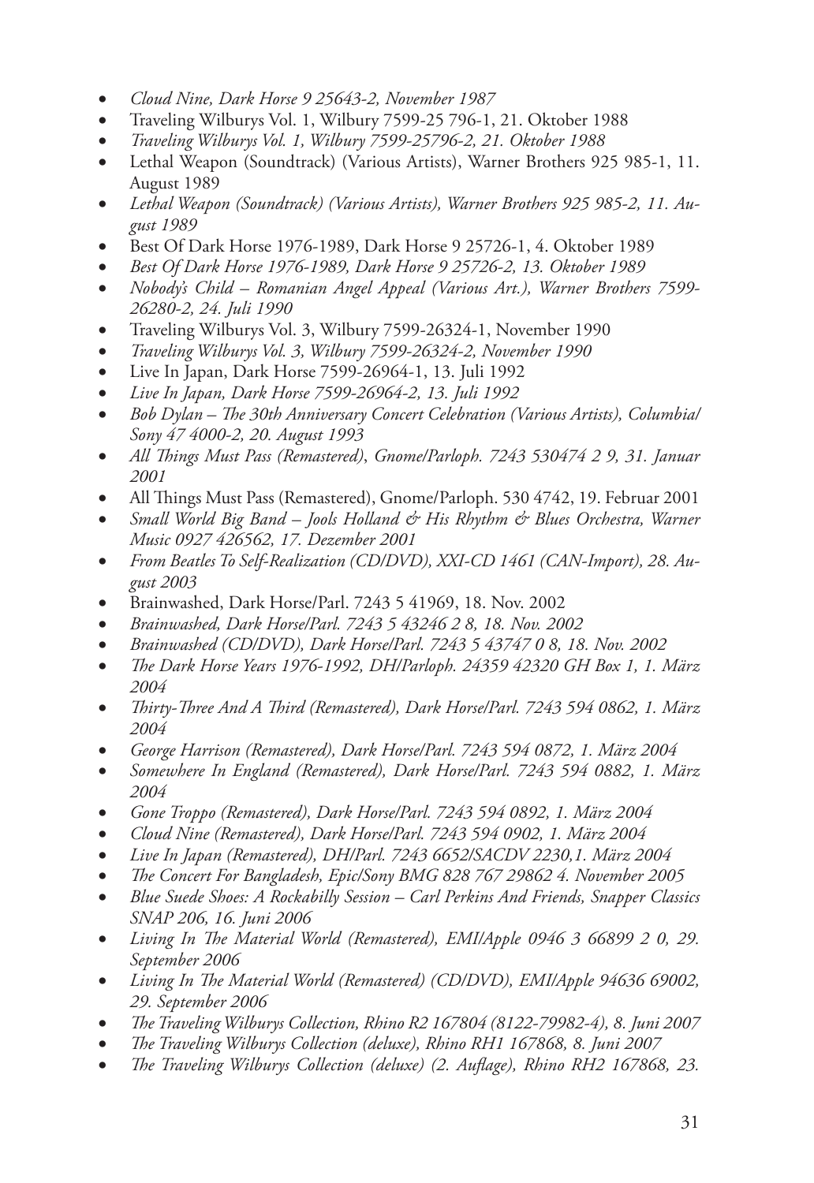- *Cloud Nine, Dark Horse 9 25643-2, November 1987*
- Traveling Wilburys Vol. 1, Wilbury 7599-25 796-1, 21. Oktober 1988
- *Traveling Wilburys Vol. 1, Wilbury 7599-25796-2, 21. Oktober 1988*
- Lethal Weapon (Soundtrack) (Various Artists), Warner Brothers 925 985-1, 11. August 1989
- *Lethal Weapon (Soundtrack) (Various Artists), Warner Brothers 925 985-2, 11. August 1989*
- Best Of Dark Horse 1976-1989, Dark Horse 9 25726-1, 4. Oktober 1989
- *Best Of Dark Horse 1976-1989, Dark Horse 9 25726-2, 13. Oktober 1989*
- *Nobody's Child – Romanian Angel Appeal (Various Art.), Warner Brothers 7599-26280-2, 24. Juli 1990*
- Traveling Wilburys Vol. 3, Wilbury 7599-26324-1, November 1990
- *Traveling Wilburys Vol. 3, Wilbury 7599-26324-2, November 1990*
- Live In Japan, Dark Horse 7599-26964-1, 13. Juli 1992
- *Live In Japan, Dark Horse 7599-26964-2, 13. Juli 1992*
- *Bob Dylan – The 30th Anniversary Concert Celebration (Various Artists), Columbia/Sony 47 4000-2, 20. August 1993*
- *All Things Must Pass (Remastered), Gnome/Parloph. 7243 530474 2 9, 31. Januar 2001*
- All Things Must Pass (Remastered), Gnome/Parloph. 530 4742, 19. Februar 2001
- *Small World Big Band – Jools Holland & His Rhythm & Blues Orchestra, Warner Music 0927 426562, 17. Dezember 2001*
- *From Beatles To Self-Realization (CD/DVD), XXI-CD 1461 (CAN-Import), 28. August 2003*
- Brainwashed, Dark Horse/Parl. 7243 5 41969, 18. Nov. 2002
- *Brainwashed, Dark Horse/Parl. 7243 5 43246 2 8, 18. Nov. 2002*
- *Brainwashed (CD/DVD), Dark Horse/Parl. 7243 5 43747 0 8, 18. Nov. 2002*
- *The Dark Horse Years 1976-1992, DH/Parloph. 24359 42320 GH Box 1, 1. März 2004*
- *Thirty-Three And A Third (Remastered), Dark Horse/Parl. 7243 594 0862, 1. März 2004*
- *George Harrison (Remastered), Dark Horse/Parl. 7243 594 0872, 1. März 2004*
- *Somewhere In England (Remastered), Dark Horse/Parl. 7243 594 0882, 1. März 2004*
- *Gone Troppo (Remastered), Dark Horse/Parl. 7243 594 0892, 1. März 2004*
- *Cloud Nine (Remastered), Dark Horse/Parl. 7243 594 0902, 1. März 2004*
- *Live In Japan (Remastered), DH/Parl. 7243 6652/SACDV 2230,1. März 2004*
- *The Concert For Bangladesh, Epic/Sony BMG 828 767 29862 4. November 2005*
- *Blue Suede Shoes: A Rockabilly Session – Carl Perkins And Friends, Snapper Classics SNAP 206, 16. Juni 2006*
- *Living In The Material World (Remastered), EMI/Apple 0946 3 66899 2 0, 29. September 2006*
- *Living In The Material World (Remastered) (CD/DVD), EMI/Apple 94636 69002, 29. September 2006*
- *The Traveling Wilburys Collection, Rhino R2 167804 (8122-79982-4), 8. Juni 2007*
- *The Traveling Wilburys Collection (deluxe), Rhino RH1 167868, 8. Juni 2007*
- *The Traveling Wilburys Collection (deluxe) (2. Auflage), Rhino RH2 167868, 23.*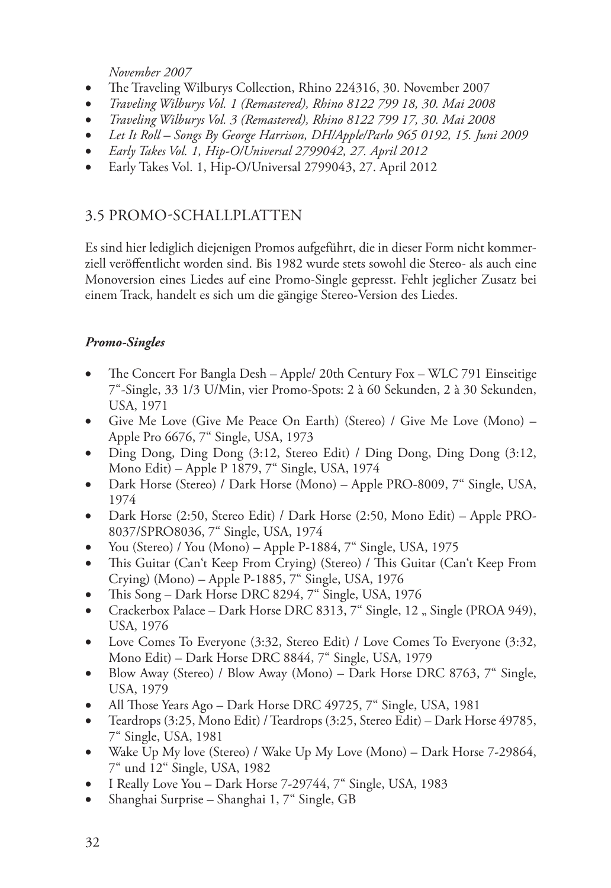*November 2007*

- The Traveling Wilburys Collection, Rhino 224316, 30. November 2007
- *Traveling Wilburys Vol. 1 (Remastered), Rhino 8122 799 18, 30. Mai 2008*
- *Traveling Wilburys Vol. 3 (Remastered), Rhino 8122 799 17, 30. Mai 2008*
- *Let It Roll – Songs By George Harrison, DH/Apple/Parlo 965 0192, 15. Juni 2009*
- *Early Takes Vol. 1, Hip-O/Universal 2799042, 27. April 2012*
- Early Takes Vol. 1, Hip-O/Universal 2799043, 27. April 2012

## 3.5 PROMO-SCHALLPLATTEN

Es sind hier lediglich diejenigen Promos aufgeführt, die in dieser Form nicht kommerziell veröffentlicht worden sind. Bis 1982 wurde stets sowohl die Stereo- als auch eine Monoversion eines Liedes auf eine Promo-Single gepresst. Fehlt jeglicher Zusatz bei einem Track, handelt es sich um die gängige Stereo-Version des Liedes.

### ***Promo-Singles***

- The Concert For Bangla Desh – Apple/ 20th Century Fox – WLC 791 Einseitige 7"-Single, 33 1/3 U/Min, vier Promo-Spots: 2 à 60 Sekunden, 2 à 30 Sekunden, USA, 1971
- Give Me Love (Give Me Peace On Earth) (Stereo) / Give Me Love (Mono) – Apple Pro 6676, 7" Single, USA, 1973
- Ding Dong, Ding Dong (3:12, Stereo Edit) / Ding Dong, Ding Dong (3:12, Mono Edit) – Apple P 1879, 7" Single, USA, 1974
- Dark Horse (Stereo) / Dark Horse (Mono) – Apple PRO-8009, 7" Single, USA, 1974
- Dark Horse (2:50, Stereo Edit) / Dark Horse (2:50, Mono Edit) – Apple PRO-8037/SPRO8036, 7" Single, USA, 1974
- You (Stereo) / You (Mono) – Apple P-1884, 7" Single, USA, 1975
- This Guitar (Can't Keep From Crying) (Stereo) / This Guitar (Can't Keep From Crying) (Mono) – Apple P-1885, 7" Single, USA, 1976
- This Song – Dark Horse DRC 8294, 7" Single, USA, 1976
- Crackerbox Palace – Dark Horse DRC 8313, 7" Single, 12 „ Single (PROA 949), USA, 1976
- Love Comes To Everyone (3:32, Stereo Edit) / Love Comes To Everyone (3:32, Mono Edit) – Dark Horse DRC 8844, 7" Single, USA, 1979
- Blow Away (Stereo) / Blow Away (Mono) – Dark Horse DRC 8763, 7" Single, USA, 1979
- All Those Years Ago – Dark Horse DRC 49725, 7" Single, USA, 1981
- Teardrops (3:25, Mono Edit) / Teardrops (3:25, Stereo Edit) – Dark Horse 49785, 7" Single, USA, 1981
- Wake Up My love (Stereo) / Wake Up My Love (Mono) – Dark Horse 7-29864, 7" und 12" Single, USA, 1982
- I Really Love You – Dark Horse 7-29744, 7" Single, USA, 1983
- Shanghai Surprise – Shanghai 1, 7" Single, GB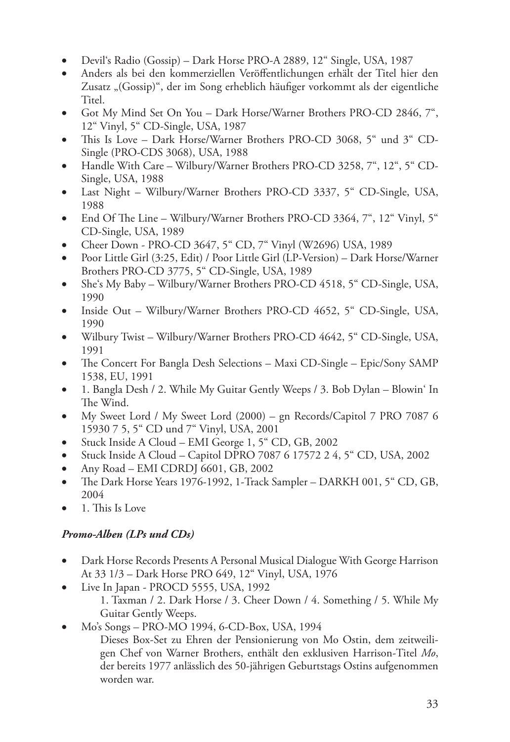- Devil‘s Radio (Gossip) – Dark Horse PRO-A 2889, 12“ Single, USA, 1987
- Anders als bei den kommerziellen Veröffentlichungen erhält der Titel hier den Zusatz „(Gossip)“, der im Song erheblich häufiger vorkommt als der eigentliche Titel.
- Got My Mind Set On You – Dark Horse/Warner Brothers PRO-CD 2846, 7“, 12“ Vinyl, 5“ CD-Single, USA, 1987
- This Is Love – Dark Horse/Warner Brothers PRO-CD 3068, 5“ und 3“ CD-Single (PRO-CDS 3068), USA, 1988
- Handle With Care – Wilbury/Warner Brothers PRO-CD 3258, 7“, 12“, 5“ CD-Single, USA, 1988
- Last Night – Wilbury/Warner Brothers PRO-CD 3337, 5“ CD-Single, USA, 1988
- End Of The Line – Wilbury/Warner Brothers PRO-CD 3364, 7“, 12“ Vinyl, 5“ CD-Single, USA, 1989
- Cheer Down - PRO-CD 3647, 5“ CD, 7“ Vinyl (W2696) USA, 1989
- Poor Little Girl (3:25, Edit) / Poor Little Girl (LP-Version) – Dark Horse/Warner Brothers PRO-CD 3775, 5“ CD-Single, USA, 1989
- She‘s My Baby – Wilbury/Warner Brothers PRO-CD 4518, 5“ CD-Single, USA, 1990
- Inside Out – Wilbury/Warner Brothers PRO-CD 4652, 5“ CD-Single, USA, 1990
- Wilbury Twist – Wilbury/Warner Brothers PRO-CD 4642, 5“ CD-Single, USA, 1991
- The Concert For Bangla Desh Selections – Maxi CD-Single – Epic/Sony SAMP 1538, EU, 1991
- 1. Bangla Desh / 2. While My Guitar Gently Weeps / 3. Bob Dylan – Blowin‘ In The Wind.
- My Sweet Lord / My Sweet Lord (2000) – gn Records/Capitol 7 PRO 7087 6 15930 7 5, 5“ CD und 7“ Vinyl, USA, 2001
- Stuck Inside A Cloud – EMI George 1, 5“ CD, GB, 2002
- Stuck Inside A Cloud – Capitol DPRO 7087 6 17572 2 4, 5“ CD, USA, 2002
- Any Road – EMI CDRDJ 6601, GB, 2002
- The Dark Horse Years 1976-1992, 1-Track Sampler – DARKH 001, 5“ CD, GB, 2004
- 1. This Is Love

***Promo-Alben (LPs und CDs)***

- Dark Horse Records Presents A Personal Musical Dialogue With George Harrison At 33 1/3 – Dark Horse PRO 649, 12“ Vinyl, USA, 1976
- Live In Japan - PROCD 5555, USA, 1992

  1. Taxman / 2. Dark Horse / 3. Cheer Down / 4. Something / 5. While My Guitar Gently Weeps.
- Mo's Songs – PRO-MO 1994, 6-CD-Box, USA, 1994

  Dieses Box-Set zu Ehren der Pensionierung von Mo Ostin, dem zeitweiligen Chef von Warner Brothers, enthält den exklusiven Harrison-Titel *Mo*, der bereits 1977 anlässlich des 50-jährigen Geburtstags Ostins aufgenommen worden war.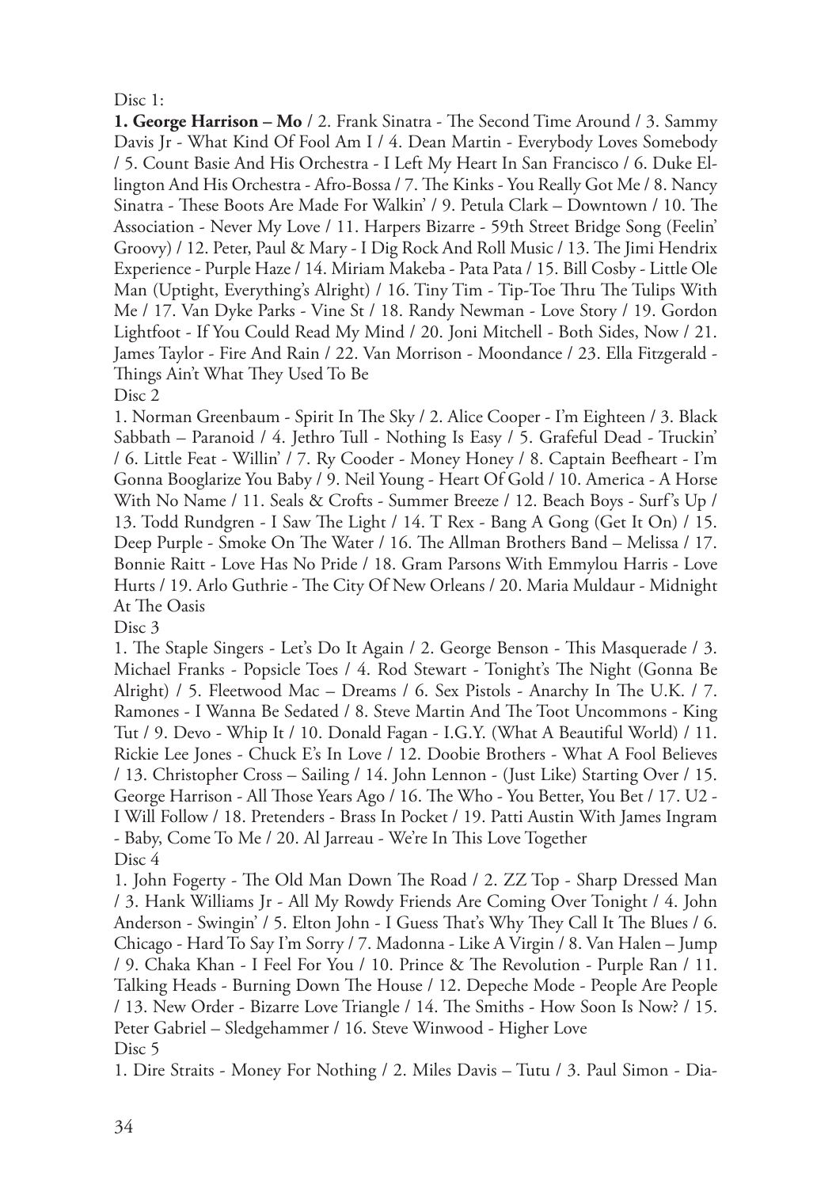Disc 1:

**1. George Harrison – Mo** / 2. Frank Sinatra - The Second Time Around / 3. Sammy Davis Jr - What Kind Of Fool Am I / 4. Dean Martin - Everybody Loves Somebody / 5. Count Basie And His Orchestra - I Left My Heart In San Francisco / 6. Duke Ellington And His Orchestra - Afro-Bossa / 7. The Kinks - You Really Got Me / 8. Nancy Sinatra - These Boots Are Made For Walkin' / 9. Petula Clark – Downtown / 10. The Association - Never My Love / 11. Harpers Bizarre - 59th Street Bridge Song (Feelin' Groovy) / 12. Peter, Paul & Mary - I Dig Rock And Roll Music / 13. The Jimi Hendrix Experience - Purple Haze / 14. Miriam Makeba - Pata Pata / 15. Bill Cosby - Little Ole Man (Uptight, Everything's Alright) / 16. Tiny Tim - Tip-Toe Thru The Tulips With Me / 17. Van Dyke Parks - Vine St / 18. Randy Newman - Love Story / 19. Gordon Lightfoot - If You Could Read My Mind / 20. Joni Mitchell - Both Sides, Now / 21. James Taylor - Fire And Rain / 22. Van Morrison - Moondance / 23. Ella Fitzgerald - Things Ain't What They Used To Be

Disc 2

1. Norman Greenbaum - Spirit In The Sky / 2. Alice Cooper - I'm Eighteen / 3. Black Sabbath – Paranoid / 4. Jethro Tull - Nothing Is Easy / 5. Grafeful Dead - Truckin' / 6. Little Feat - Willin' / 7. Ry Cooder - Money Honey / 8. Captain Beefheart - I'm Gonna Booglarize You Baby / 9. Neil Young - Heart Of Gold / 10. America - A Horse With No Name / 11. Seals & Crofts - Summer Breeze / 12. Beach Boys - Surf's Up / 13. Todd Rundgren - I Saw The Light / 14. T Rex - Bang A Gong (Get It On) / 15. Deep Purple - Smoke On The Water / 16. The Allman Brothers Band – Melissa / 17. Bonnie Raitt - Love Has No Pride / 18. Gram Parsons With Emmylou Harris - Love Hurts / 19. Arlo Guthrie - The City Of New Orleans / 20. Maria Muldaur - Midnight At The Oasis

Disc 3

1. The Staple Singers - Let's Do It Again / 2. George Benson - This Masquerade / 3. Michael Franks - Popsicle Toes / 4. Rod Stewart - Tonight's The Night (Gonna Be Alright) / 5. Fleetwood Mac – Dreams / 6. Sex Pistols - Anarchy In The U.K. / 7. Ramones - I Wanna Be Sedated / 8. Steve Martin And The Toot Uncommons - King Tut / 9. Devo - Whip It / 10. Donald Fagan - I.G.Y. (What A Beautiful World) / 11. Rickie Lee Jones - Chuck E's In Love / 12. Doobie Brothers - What A Fool Believes / 13. Christopher Cross – Sailing / 14. John Lennon - (Just Like) Starting Over / 15. George Harrison - All Those Years Ago / 16. The Who - You Better, You Bet / 17. U2 - I Will Follow / 18. Pretenders - Brass In Pocket / 19. Patti Austin With James Ingram - Baby, Come To Me / 20. Al Jarreau - We're In This Love Together

Disc 4

1. John Fogerty - The Old Man Down The Road / 2. ZZ Top - Sharp Dressed Man / 3. Hank Williams Jr - All My Rowdy Friends Are Coming Over Tonight / 4. John Anderson - Swingin' / 5. Elton John - I Guess That's Why They Call It The Blues / 6. Chicago - Hard To Say I'm Sorry / 7. Madonna - Like A Virgin / 8. Van Halen – Jump / 9. Chaka Khan - I Feel For You / 10. Prince & The Revolution - Purple Ran / 11. Talking Heads - Burning Down The House / 12. Depeche Mode - People Are People / 13. New Order - Bizarre Love Triangle / 14. The Smiths - How Soon Is Now? / 15. Peter Gabriel – Sledgehammer / 16. Steve Winwood - Higher Love

Disc 5

1. Dire Straits - Money For Nothing / 2. Miles Davis – Tutu / 3. Paul Simon - Dia-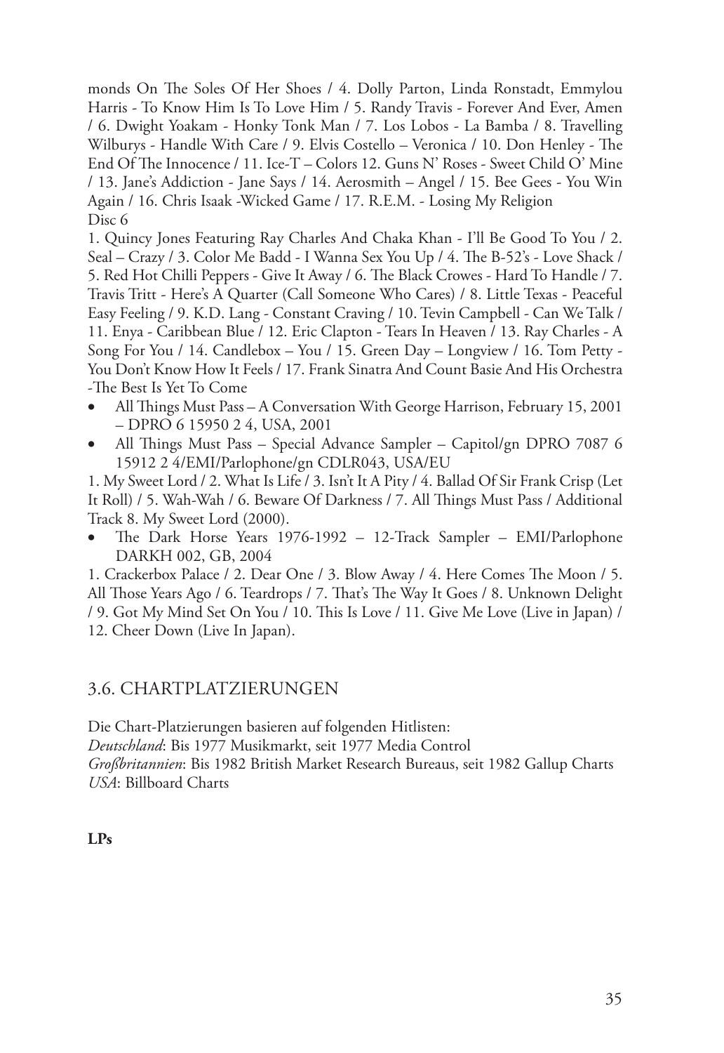monds On The Soles Of Her Shoes / 4. Dolly Parton, Linda Ronstadt, Emmylou Harris - To Know Him Is To Love Him / 5. Randy Travis - Forever And Ever, Amen / 6. Dwight Yoakam - Honky Tonk Man / 7. Los Lobos - La Bamba / 8. Travelling Wilburys - Handle With Care / 9. Elvis Costello – Veronica / 10. Don Henley - The End Of The Innocence / 11. Ice-T – Colors 12. Guns N' Roses - Sweet Child O' Mine / 13. Jane's Addiction - Jane Says / 14. Aerosmith – Angel / 15. Bee Gees - You Win Again / 16. Chris Isaak -Wicked Game / 17. R.E.M. - Losing My Religion
Disc 6

1. Quincy Jones Featuring Ray Charles And Chaka Khan - I'll Be Good To You / 2. Seal – Crazy / 3. Color Me Badd - I Wanna Sex You Up / 4. The B-52's - Love Shack / 5. Red Hot Chilli Peppers - Give It Away / 6. The Black Crowes - Hard To Handle / 7. Travis Tritt - Here's A Quarter (Call Someone Who Cares) / 8. Little Texas - Peaceful Easy Feeling / 9. K.D. Lang - Constant Craving / 10. Tevin Campbell - Can We Talk / 11. Enya - Caribbean Blue / 12. Eric Clapton - Tears In Heaven / 13. Ray Charles - A Song For You / 14. Candlebox – You / 15. Green Day – Longview / 16. Tom Petty - You Don't Know How It Feels / 17. Frank Sinatra And Count Basie And His Orchestra -The Best Is Yet To Come

- All Things Must Pass – A Conversation With George Harrison, February 15, 2001 – DPRO 6 15950 2 4, USA, 2001
- All Things Must Pass – Special Advance Sampler – Capitol/gn DPRO 7087 6 15912 2 4/EMI/Parlophone/gn CDLR043, USA/EU

1. My Sweet Lord / 2. What Is Life / 3. Isn't It A Pity / 4. Ballad Of Sir Frank Crisp (Let It Roll) / 5. Wah-Wah / 6. Beware Of Darkness / 7. All Things Must Pass / Additional Track 8. My Sweet Lord (2000).

- The Dark Horse Years 1976-1992 – 12-Track Sampler – EMI/Parlophone DARKH 002, GB, 2004

1. Crackerbox Palace / 2. Dear One / 3. Blow Away / 4. Here Comes The Moon / 5. All Those Years Ago / 6. Teardrops / 7. That's The Way It Goes / 8. Unknown Delight / 9. Got My Mind Set On You / 10. This Is Love / 11. Give Me Love (Live in Japan) / 12. Cheer Down (Live In Japan).

## 3.6. CHARTPLATZIERUNGEN

Die Chart-Platzierungen basieren auf folgenden Hitlisten:
*Deutschland*: Bis 1977 Musikmarkt, seit 1977 Media Control
*Großbritannien*: Bis 1982 British Market Research Bureaus, seit 1982 Gallup Charts
*USA*: Billboard Charts

**LPs**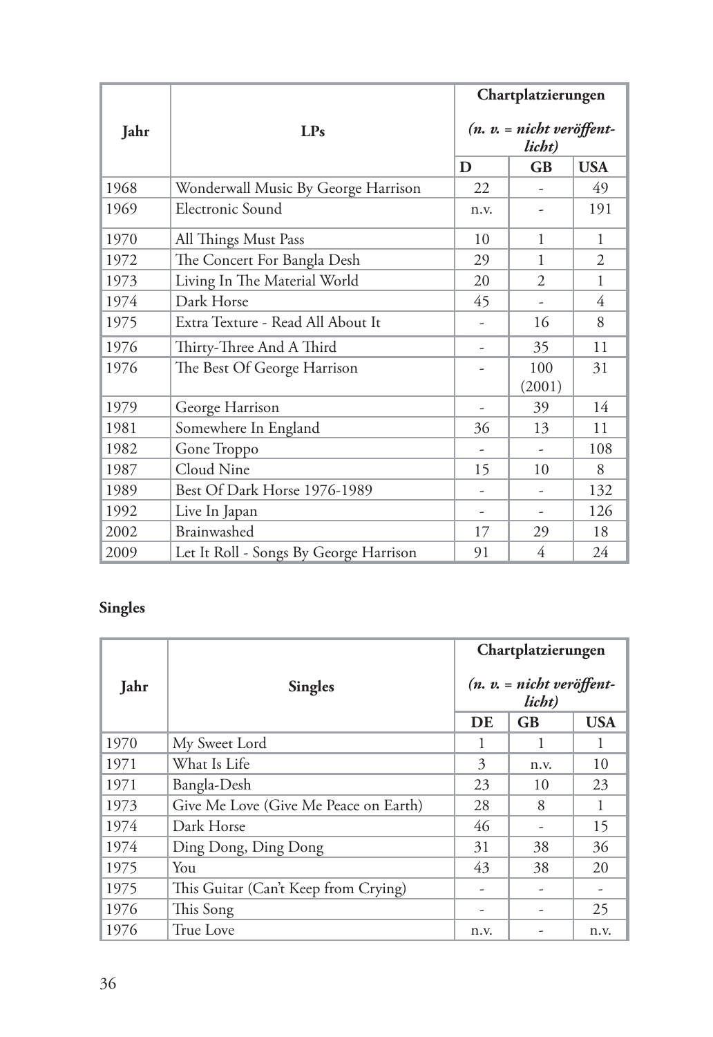| Jahr | LPs | Chartplatzierungen *(n. v. = nicht veröffent-licht)* | | |
|---|---|---|---|---|
| | | D | GB | USA |
| 1968 | Wonderwall Music By George Harrison | 22 | - | 49 |
| 1969 | Electronic Sound | n.v. | - | 191 |
| 1970 | All Things Must Pass | 10 | 1 | 1 |
| 1972 | The Concert For Bangla Desh | 29 | 1 | 2 |
| 1973 | Living In The Material World | 20 | 2 | 1 |
| 1974 | Dark Horse | 45 | - | 4 |
| 1975 | Extra Texture - Read All About It | - | 16 | 8 |
| 1976 | Thirty-Three And A Third | - | 35 | 11 |
| 1976 | The Best Of George Harrison | - | 100 (2001) | 31 |
| 1979 | George Harrison | - | 39 | 14 |
| 1981 | Somewhere In England | 36 | 13 | 11 |
| 1982 | Gone Troppo | - | - | 108 |
| 1987 | Cloud Nine | 15 | 10 | 8 |
| 1989 | Best Of Dark Horse 1976-1989 | - | - | 132 |
| 1992 | Live In Japan | - | - | 126 |
| 2002 | Brainwashed | 17 | 29 | 18 |
| 2009 | Let It Roll - Songs By George Harrison | 91 | 4 | 24 |

**Singles**

| Jahr | Singles | Chartplatzierungen *(n. v. = nicht veröffent-licht)* | | |
|---|---|---|---|---|
| | | DE | GB | USA |
| 1970 | My Sweet Lord | 1 | 1 | 1 |
| 1971 | What Is Life | 3 | n.v. | 10 |
| 1971 | Bangla-Desh | 23 | 10 | 23 |
| 1973 | Give Me Love (Give Me Peace on Earth) | 28 | 8 | 1 |
| 1974 | Dark Horse | 46 | - | 15 |
| 1974 | Ding Dong, Ding Dong | 31 | 38 | 36 |
| 1975 | You | 43 | 38 | 20 |
| 1975 | This Guitar (Can't Keep from Crying) | - | - | - |
| 1976 | This Song | - | - | 25 |
| 1976 | True Love | n.v. | - | n.v. |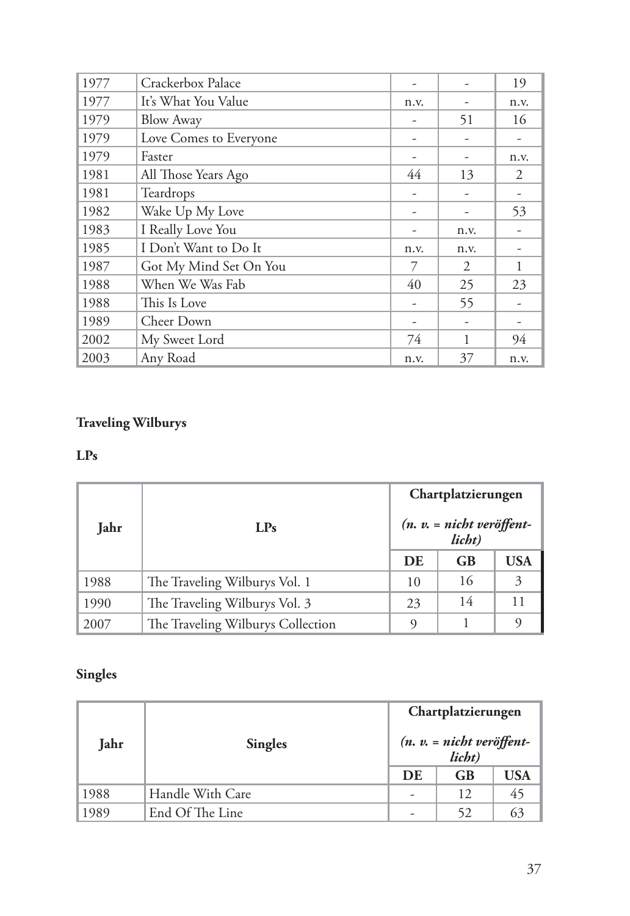| 1977 | Crackerbox Palace | - | - | 19 |
|---|---|---|---|---|
| 1977 | It's What You Value | n.v. | - | n.v. |
| 1979 | Blow Away | - | 51 | 16 |
| 1979 | Love Comes to Everyone | - | - | - |
| 1979 | Faster | - | - | n.v. |
| 1981 | All Those Years Ago | 44 | 13 | 2 |
| 1981 | Teardrops | - | - | - |
| 1982 | Wake Up My Love | - | - | 53 |
| 1983 | I Really Love You | - | n.v. | - |
| 1985 | I Don't Want to Do It | n.v. | n.v. | - |
| 1987 | Got My Mind Set On You | 7 | 2 | 1 |
| 1988 | When We Was Fab | 40 | 25 | 23 |
| 1988 | This Is Love | - | 55 | - |
| 1989 | Cheer Down | - | - | - |
| 2002 | My Sweet Lord | 74 | 1 | 94 |
| 2003 | Any Road | n.v. | 37 | n.v. |

**Traveling Wilburys**

**LPs**

| Jahr | LPs | Chartplatzierungen *(n. v. = nicht veröffent­licht)* | | |
|---|---|---|---|---|
| | | **DE** | **GB** | **USA** |
| 1988 | The Traveling Wilburys Vol. 1 | 10 | 16 | 3 |
| 1990 | The Traveling Wilburys Vol. 3 | 23 | 14 | 11 |
| 2007 | The Traveling Wilburys Collection | 9 | 1 | 9 |

**Singles**

| Jahr | Singles | Chartplatzierungen *(n. v. = nicht veröffent­licht)* | | |
|---|---|---|---|---|
| | | **DE** | **GB** | **USA** |
| 1988 | Handle With Care | - | 12 | 45 |
| 1989 | End Of The Line | - | 52 | 63 |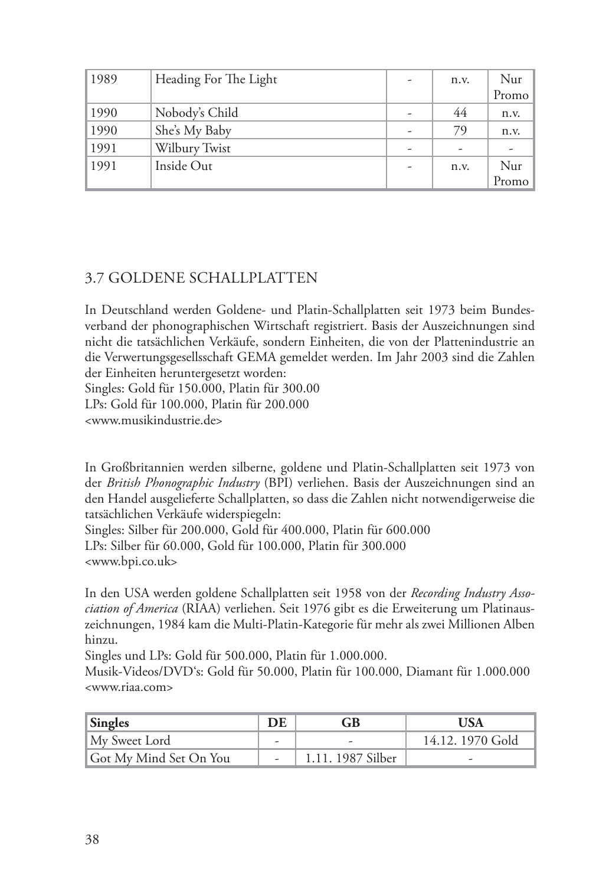| 1989 | Heading For The Light | - | n.v. | Nur Promo |
|---|---|---|---|---|
| 1990 | Nobody's Child | - | 44 | n.v. |
| 1990 | She's My Baby | - | 79 | n.v. |
| 1991 | Wilbury Twist | - | - | - |
| 1991 | Inside Out | - | n.v. | Nur Promo |

## 3.7 GOLDENE SCHALLPLATTEN

In Deutschland werden Goldene- und Platin-Schallplatten seit 1973 beim Bundesverband der phonographischen Wirtschaft registriert. Basis der Auszeichnungen sind nicht die tatsächlichen Verkäufe, sondern Einheiten, die von der Plattenindustrie an die Verwertungsgesellsschaft GEMA gemeldet werden. Im Jahr 2003 sind die Zahlen der Einheiten heruntergesetzt worden:
Singles: Gold für 150.000, Platin für 300.00
LPs: Gold für 100.000, Platin für 200.000
<www.musikindustrie.de>

In Großbritannien werden silberne, goldene und Platin-Schallplatten seit 1973 von der *British Phonographic Industry* (BPI) verliehen. Basis der Auszeichnungen sind an den Handel ausgelieferte Schallplatten, so dass die Zahlen nicht notwendigerweise die tatsächlichen Verkäufe widerspiegeln:
Singles: Silber für 200.000, Gold für 400.000, Platin für 600.000
LPs: Silber für 60.000, Gold für 100.000, Platin für 300.000
<www.bpi.co.uk>

In den USA werden goldene Schallplatten seit 1958 von der *Recording Industry Association of America* (RIAA) verliehen. Seit 1976 gibt es die Erweiterung um Platinauszeichnungen, 1984 kam die Multi-Platin-Kategorie für mehr als zwei Millionen Alben hinzu.
Singles und LPs: Gold für 500.000, Platin für 1.000.000.
Musik-Videos/DVD's: Gold für 50.000, Platin für 100.000, Diamant für 1.000.000
<www.riaa.com>

| **Singles** | **DE** | **GB** | **USA** |
|---|---|---|---|
| My Sweet Lord | - | - | 14.12. 1970 Gold |
| Got My Mind Set On You | - | 1.11. 1987 Silber | - |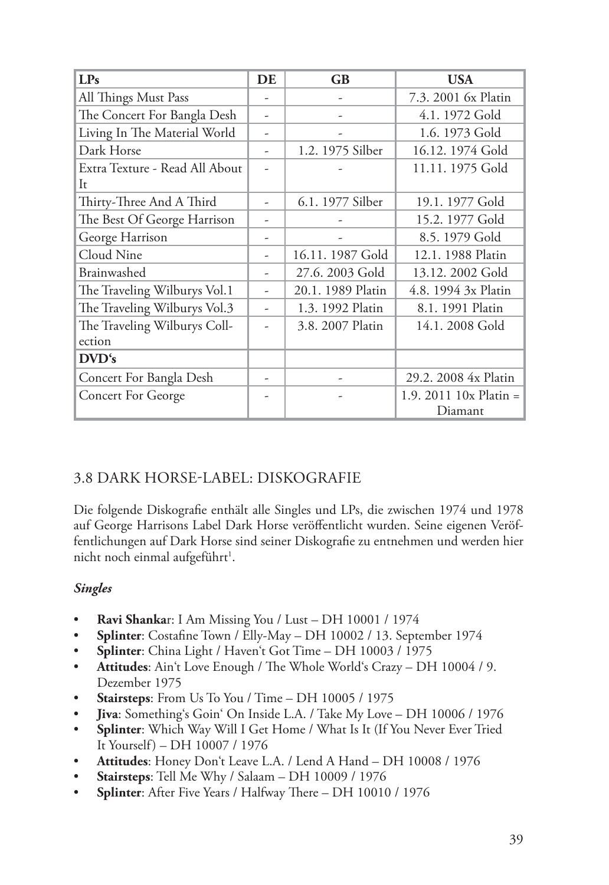| LPs | DE | GB | USA |
|---|---|---|---|
| All Things Must Pass | - | - | 7.3. 2001 6x Platin |
| The Concert For Bangla Desh | - | - | 4.1. 1972 Gold |
| Living In The Material World | - | - | 1.6. 1973 Gold |
| Dark Horse | - | 1.2. 1975 Silber | 16.12. 1974 Gold |
| Extra Texture - Read All About It | - | - | 11.11. 1975 Gold |
| Thirty-Three And A Third | - | 6.1. 1977 Silber | 19.1. 1977 Gold |
| The Best Of George Harrison | - | - | 15.2. 1977 Gold |
| George Harrison | - | - | 8.5. 1979 Gold |
| Cloud Nine | - | 16.11. 1987 Gold | 12.1. 1988 Platin |
| Brainwashed | - | 27.6. 2003 Gold | 13.12. 2002 Gold |
| The Traveling Wilburys Vol.1 | - | 20.1. 1989 Platin | 4.8. 1994 3x Platin |
| The Traveling Wilburys Vol.3 | - | 1.3. 1992 Platin | 8.1. 1991 Platin |
| The Traveling Wilburys Collection | - | 3.8. 2007 Platin | 14.1. 2008 Gold |
| **DVD's** | | | |
| Concert For Bangla Desh | - | - | 29.2. 2008 4x Platin |
| Concert For George | - | - | 1.9. 2011 10x Platin = Diamant |

## 3.8 DARK HORSE-LABEL: DISKOGRAFIE

Die folgende Diskografie enthält alle Singles und LPs, die zwischen 1974 und 1978 auf George Harrisons Label Dark Horse veröffentlicht wurden. Seine eigenen Veröffentlichungen auf Dark Horse sind seiner Diskografie zu entnehmen und werden hier nicht noch einmal aufgeführt[1].

***Singles***

- **Ravi Shanka**r: I Am Missing You / Lust – DH 10001 / 1974
- **Splinter**: Costafine Town / Elly-May – DH 10002 / 13. September 1974
- **Splinter**: China Light / Haven't Got Time – DH 10003 / 1975
- **Attitudes**: Ain't Love Enough / The Whole World's Crazy – DH 10004 / 9. Dezember 1975
- **Stairsteps**: From Us To You / Time – DH 10005 / 1975
- **Jiva**: Something's Goin' On Inside L.A. / Take My Love – DH 10006 / 1976
- **Splinter**: Which Way Will I Get Home / What Is It (If You Never Ever Tried It Yourself) – DH 10007 / 1976
- **Attitudes**: Honey Don't Leave L.A. / Lend A Hand – DH 10008 / 1976
- **Stairsteps**: Tell Me Why / Salaam – DH 10009 / 1976
- **Splinter**: After Five Years / Halfway There – DH 10010 / 1976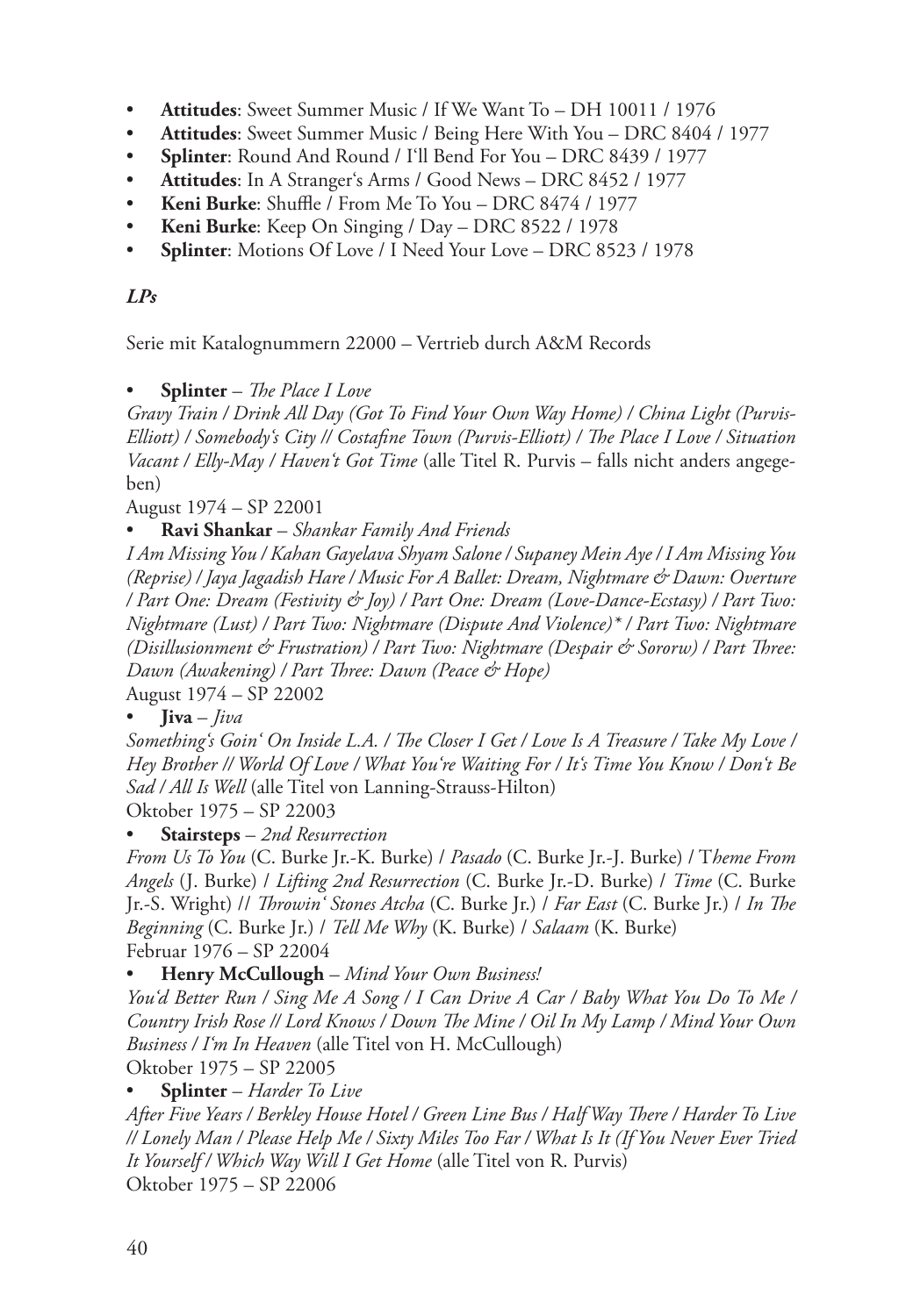- **Attitudes**: Sweet Summer Music / If We Want To – DH 10011 / 1976
- **Attitudes**: Sweet Summer Music / Being Here With You – DRC 8404 / 1977
- **Splinter**: Round And Round / I'll Bend For You – DRC 8439 / 1977
- **Attitudes**: In A Stranger's Arms / Good News – DRC 8452 / 1977
- **Keni Burke**: Shuffle / From Me To You – DRC 8474 / 1977
- **Keni Burke**: Keep On Singing / Day – DRC 8522 / 1978
- **Splinter**: Motions Of Love / I Need Your Love – DRC 8523 / 1978

***LPs***

Serie mit Katalognummern 22000 – Vertrieb durch A&M Records

- **Splinter** – *The Place I Love*

*Gravy Train / Drink All Day (Got To Find Your Own Way Home) / China Light (Purvis-Elliott) / Somebody's City // Costafine Town (Purvis-Elliott) / The Place I Love / Situation Vacant / Elly-May / Haven't Got Time* (alle Titel R. Purvis – falls nicht anders angegeben)

August 1974 – SP 22001

- **Ravi Shankar** – *Shankar Family And Friends*

*I Am Missing You / Kahan Gayelava Shyam Salone / Supaney Mein Aye / I Am Missing You (Reprise) / Jaya Jagadish Hare / Music For A Ballet: Dream, Nightmare & Dawn: Overture / Part One: Dream (Festivity & Joy) / Part One: Dream (Love-Dance-Ecstasy) / Part Two: Nightmare (Lust) / Part Two: Nightmare (Dispute And Violence)* / Part Two: Nightmare (Disillusionment & Frustration) / Part Two: Nightmare (Despair & Sororw) / Part Three: Dawn (Awakening) / Part Three: Dawn (Peace & Hope)*

August 1974 – SP 22002

- **Jiva** – *Jiva*

*Something's Goin' On Inside L.A. / The Closer I Get / Love Is A Treasure / Take My Love / Hey Brother // World Of Love / What You're Waiting For / It's Time You Know / Don't Be Sad / All Is Well* (alle Titel von Lanning-Strauss-Hilton)

Oktober 1975 – SP 22003

- **Stairsteps** – *2nd Resurrection*

*From Us To You* (C. Burke Jr.-K. Burke) / *Pasado* (C. Burke Jr.-J. Burke) / *Theme From Angels* (J. Burke) / *Lifting 2nd Resurrection* (C. Burke Jr.-D. Burke) / *Time* (C. Burke Jr.-S. Wright) // *Throwin' Stones Atcha* (C. Burke Jr.) / *Far East* (C. Burke Jr.) / *In The Beginning* (C. Burke Jr.) / *Tell Me Why* (K. Burke) / *Salaam* (K. Burke)

Februar 1976 – SP 22004

- **Henry McCullough** – *Mind Your Own Business!*

*You'd Better Run / Sing Me A Song / I Can Drive A Car / Baby What You Do To Me / Country Irish Rose // Lord Knows / Down The Mine / Oil In My Lamp / Mind Your Own Business / I'm In Heaven* (alle Titel von H. McCullough)

Oktober 1975 – SP 22005

- **Splinter** – *Harder To Live*

*After Five Years / Berkley House Hotel / Green Line Bus / Half Way There / Harder To Live // Lonely Man / Please Help Me / Sixty Miles Too Far / What Is It (If You Never Ever Tried It Yourself / Which Way Will I Get Home* (alle Titel von R. Purvis)

Oktober 1975 – SP 22006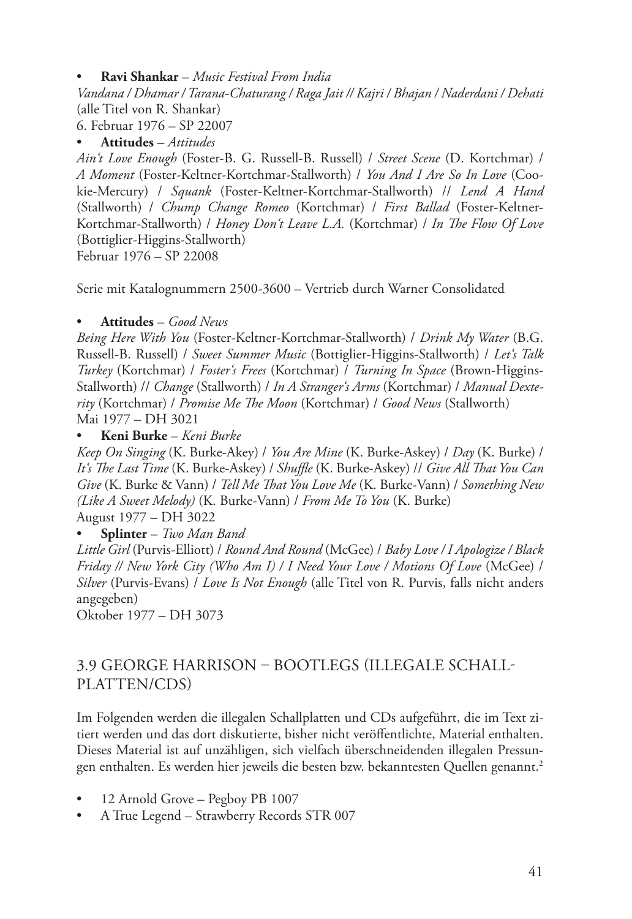- **Ravi Shankar** – *Music Festival From India*

*Vandana / Dhamar / Tarana-Chaturang / Raga Jait // Kajri / Bhajan / Naderdani / Dehati* (alle Titel von R. Shankar)
6. Februar 1976 – SP 22007

- **Attitudes** – *Attitudes*

*Ain't Love Enough* (Foster-B. G. Russell-B. Russell) / *Street Scene* (D. Kortchmar) / *A Moment* (Foster-Keltner-Kortchmar-Stallworth) / *You And I Are So In Love* (Cookie-Mercury) / *Squank* (Foster-Keltner-Kortchmar-Stallworth) // *Lend A Hand* (Stallworth) / *Chump Change Romeo* (Kortchmar) / *First Ballad* (Foster-Keltner-Kortchmar-Stallworth) / *Honey Don't Leave L.A.* (Kortchmar) / *In The Flow Of Love* (Bottiglier-Higgins-Stallworth)
Februar 1976 – SP 22008

Serie mit Katalognummern 2500-3600 – Vertrieb durch Warner Consolidated

- **Attitudes** – *Good News*

*Being Here With You* (Foster-Keltner-Kortchmar-Stallworth) / *Drink My Water* (B.G. Russell-B. Russell) / *Sweet Summer Music* (Bottiglier-Higgins-Stallworth) / *Let's Talk Turkey* (Kortchmar) / *Foster's Frees* (Kortchmar) / *Turning In Space* (Brown-Higgins-Stallworth) // *Change* (Stallworth) / *In A Stranger's Arms* (Kortchmar) / *Manual Dexterity* (Kortchmar) / *Promise Me The Moon* (Kortchmar) / *Good News* (Stallworth)
Mai 1977 – DH 3021

- **Keni Burke** – *Keni Burke*

*Keep On Singing* (K. Burke-Akey) / *You Are Mine* (K. Burke-Askey) / *Day* (K. Burke) / *It's The Last Time* (K. Burke-Askey) / *Shuffle* (K. Burke-Askey) // *Give All That You Can Give* (K. Burke & Vann) / *Tell Me That You Love Me* (K. Burke-Vann) / *Something New (Like A Sweet Melody)* (K. Burke-Vann) / *From Me To You* (K. Burke)
August 1977 – DH 3022

- **Splinter** – *Two Man Band*

*Little Girl* (Purvis-Elliott) / *Round And Round* (McGee) / *Baby Love / I Apologize / Black Friday // New York City (Who Am I) / I Need Your Love / Motions Of Love* (McGee) / *Silver* (Purvis-Evans) / *Love Is Not Enough* (alle Titel von R. Purvis, falls nicht anders angegeben)
Oktober 1977 – DH 3073

## 3.9 GEORGE HARRISON – BOOTLEGS (ILLEGALE SCHALLPLATTEN/CDS)

Im Folgenden werden die illegalen Schallplatten und CDs aufgeführt, die im Text zitiert werden und das dort diskutierte, bisher nicht veröffentlichte, Material enthalten. Dieses Material ist auf unzähligen, sich vielfach überschneidenden illegalen Pressungen enthalten. Es werden hier jeweils die besten bzw. bekanntesten Quellen genannt.[2]

- 12 Arnold Grove – Pegboy PB 1007
- A True Legend – Strawberry Records STR 007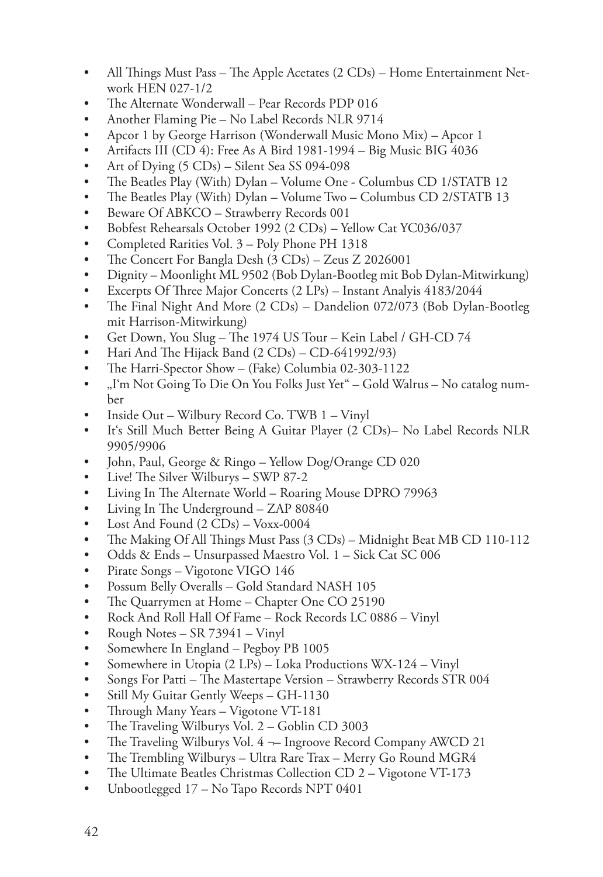- All Things Must Pass – The Apple Acetates (2 CDs) – Home Entertainment Network HEN 027-1/2
- The Alternate Wonderwall – Pear Records PDP 016
- Another Flaming Pie – No Label Records NLR 9714
- Apcor 1 by George Harrison (Wonderwall Music Mono Mix) – Apcor 1
- Artifacts III (CD 4): Free As A Bird 1981-1994 – Big Music BIG 4036
- Art of Dying (5 CDs) – Silent Sea SS 094-098
- The Beatles Play (With) Dylan – Volume One - Columbus CD 1/STATB 12
- The Beatles Play (With) Dylan – Volume Two – Columbus CD 2/STATB 13
- Beware Of ABKCO – Strawberry Records 001
- Bobfest Rehearsals October 1992 (2 CDs) – Yellow Cat YC036/037
- Completed Rarities Vol. 3 – Poly Phone PH 1318
- The Concert For Bangla Desh (3 CDs) – Zeus Z 2026001
- Dignity – Moonlight ML 9502 (Bob Dylan-Bootleg mit Bob Dylan-Mitwirkung)
- Excerpts Of Three Major Concerts (2 LPs) – Instant Analyis 4183/2044
- The Final Night And More (2 CDs) – Dandelion 072/073 (Bob Dylan-Bootleg mit Harrison-Mitwirkung)
- Get Down, You Slug – The 1974 US Tour – Kein Label / GH-CD 74
- Hari And The Hijack Band (2 CDs) – CD-641992/93)
- The Harri-Spector Show – (Fake) Columbia 02-303-1122
- „I'm Not Going To Die On You Folks Just Yet" – Gold Walrus – No catalog number
- Inside Out – Wilbury Record Co. TWB 1 – Vinyl
- It's Still Much Better Being A Guitar Player (2 CDs)– No Label Records NLR 9905/9906
- John, Paul, George & Ringo – Yellow Dog/Orange CD 020
- Live! The Silver Wilburys – SWP 87-2
- Living In The Alternate World – Roaring Mouse DPRO 79963
- Living In The Underground – ZAP 80840
- Lost And Found (2 CDs) – Voxx-0004
- The Making Of All Things Must Pass (3 CDs) – Midnight Beat MB CD 110-112
- Odds & Ends – Unsurpassed Maestro Vol. 1 – Sick Cat SC 006
- Pirate Songs – Vigotone VIGO 146
- Possum Belly Overalls – Gold Standard NASH 105
- The Quarrymen at Home – Chapter One CO 25190
- Rock And Roll Hall Of Fame – Rock Records LC 0886 – Vinyl
- Rough Notes – SR 73941 – Vinyl
- Somewhere In England – Pegboy PB 1005
- Somewhere in Utopia (2 LPs) – Loka Productions WX-124 – Vinyl
- Songs For Patti – The Mastertape Version – Strawberry Records STR 004
- Still My Guitar Gently Weeps – GH-1130
- Through Many Years – Vigotone VT-181
- The Traveling Wilburys Vol. 2 – Goblin CD 3003
- The Traveling Wilburys Vol. 4 ¬– Ingroove Record Company AWCD 21
- The Trembling Wilburys – Ultra Rare Trax – Merry Go Round MGR4
- The Ultimate Beatles Christmas Collection CD 2 – Vigotone VT-173
- Unbootlegged 17 – No Tapo Records NPT 0401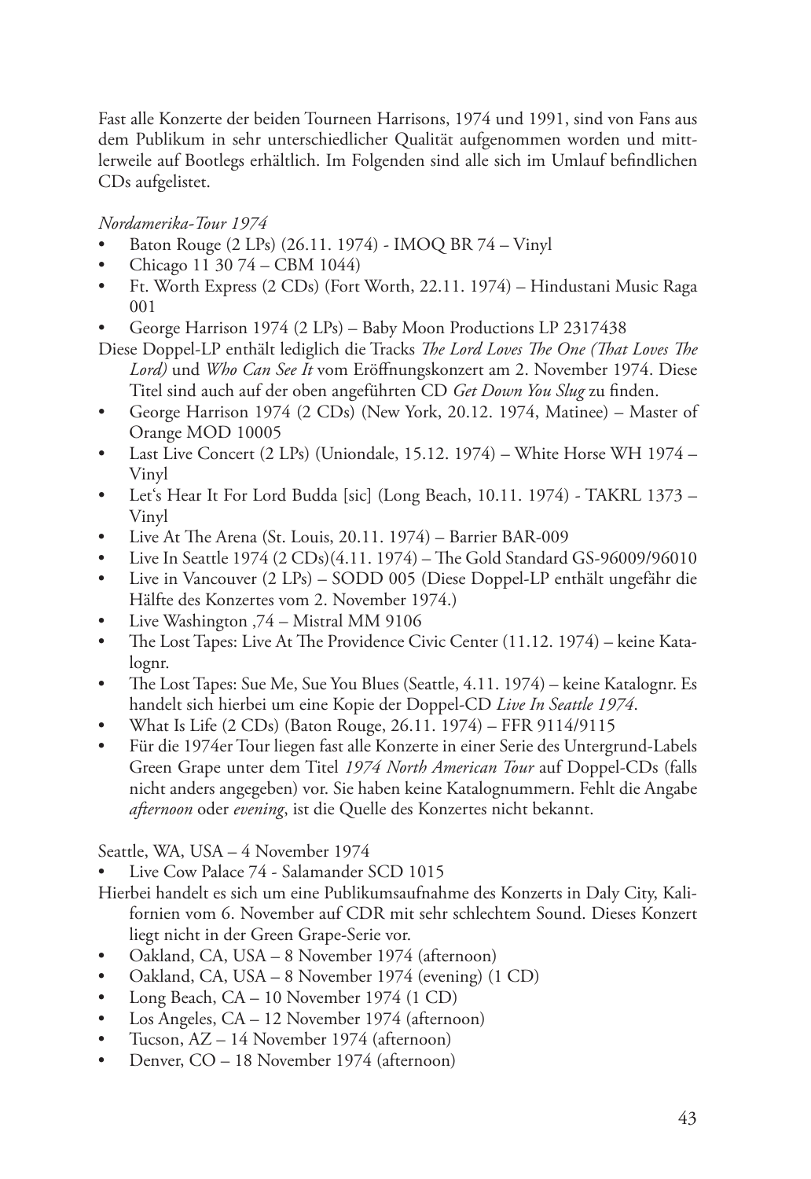Fast alle Konzerte der beiden Tourneen Harrisons, 1974 und 1991, sind von Fans aus dem Publikum in sehr unterschiedlicher Qualität aufgenommen worden und mittlerweile auf Bootlegs erhältlich. Im Folgenden sind alle sich im Umlauf befindlichen CDs aufgelistet.

*Nordamerika-Tour 1974*

- Baton Rouge (2 LPs) (26.11. 1974) - IMOQ BR 74 – Vinyl
- Chicago 11 30 74 – CBM 1044)
- Ft. Worth Express (2 CDs) (Fort Worth, 22.11. 1974) – Hindustani Music Raga 001
- George Harrison 1974 (2 LPs) – Baby Moon Productions LP 2317438

Diese Doppel-LP enthält lediglich die Tracks *The Lord Loves The One (That Loves The Lord)* und *Who Can See It* vom Eröffnungskonzert am 2. November 1974. Diese Titel sind auch auf der oben angeführten CD *Get Down You Slug* zu finden.

- George Harrison 1974 (2 CDs) (New York, 20.12. 1974, Matinee) – Master of Orange MOD 10005
- Last Live Concert (2 LPs) (Uniondale, 15.12. 1974) – White Horse WH 1974 – Vinyl
- Let's Hear It For Lord Budda [sic] (Long Beach, 10.11. 1974) - TAKRL 1373 – Vinyl
- Live At The Arena (St. Louis, 20.11. 1974) – Barrier BAR-009
- Live In Seattle 1974 (2 CDs)(4.11. 1974) – The Gold Standard GS-96009/96010
- Live in Vancouver (2 LPs) – SODD 005 (Diese Doppel-LP enthält ungefähr die Hälfte des Konzertes vom 2. November 1974.)
- Live Washington ,74 – Mistral MM 9106
- The Lost Tapes: Live At The Providence Civic Center (11.12. 1974) – keine Katalognr.
- The Lost Tapes: Sue Me, Sue You Blues (Seattle, 4.11. 1974) – keine Katalognr. Es handelt sich hierbei um eine Kopie der Doppel-CD *Live In Seattle 1974*.
- What Is Life (2 CDs) (Baton Rouge, 26.11. 1974) – FFR 9114/9115
- Für die 1974er Tour liegen fast alle Konzerte in einer Serie des Untergrund-Labels Green Grape unter dem Titel *1974 North American Tour* auf Doppel-CDs (falls nicht anders angegeben) vor. Sie haben keine Katalognummern. Fehlt die Angabe *afternoon* oder *evening*, ist die Quelle des Konzertes nicht bekannt.

Seattle, WA, USA – 4 November 1974

- Live Cow Palace 74 - Salamander SCD 1015

Hierbei handelt es sich um eine Publikumsaufnahme des Konzerts in Daly City, Kalifornien vom 6. November auf CDR mit sehr schlechtem Sound. Dieses Konzert liegt nicht in der Green Grape-Serie vor.

- Oakland, CA, USA – 8 November 1974 (afternoon)
- Oakland, CA, USA – 8 November 1974 (evening) (1 CD)
- Long Beach, CA – 10 November 1974 (1 CD)
- Los Angeles, CA – 12 November 1974 (afternoon)
- Tucson, AZ – 14 November 1974 (afternoon)
- Denver, CO – 18 November 1974 (afternoon)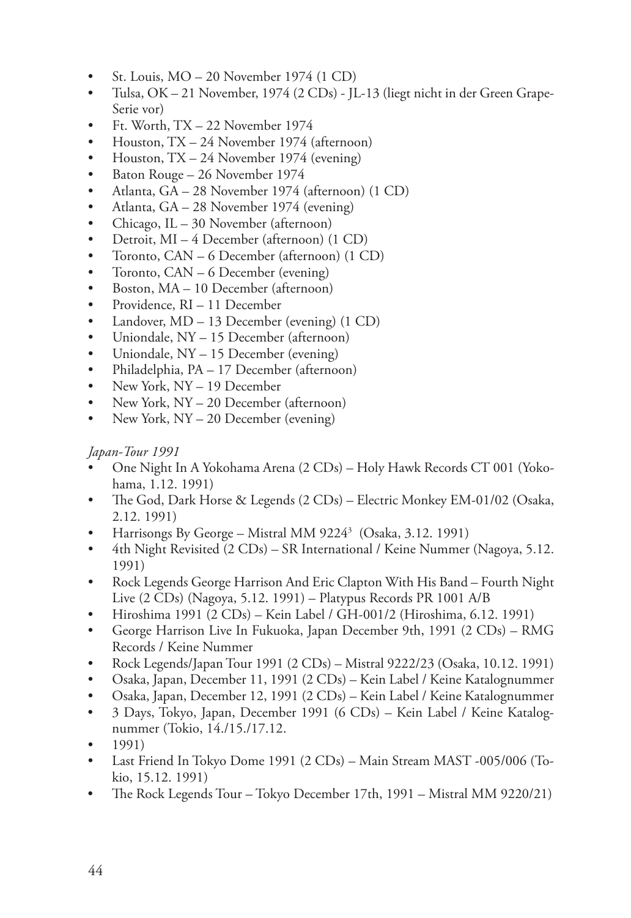- St. Louis, MO – 20 November 1974 (1 CD)
- Tulsa, OK – 21 November, 1974 (2 CDs) - JL-13 (liegt nicht in der Green Grape-Serie vor)
- Ft. Worth, TX – 22 November 1974
- Houston, TX – 24 November 1974 (afternoon)
- Houston, TX – 24 November 1974 (evening)
- Baton Rouge – 26 November 1974
- Atlanta, GA – 28 November 1974 (afternoon) (1 CD)
- Atlanta, GA – 28 November 1974 (evening)
- Chicago, IL – 30 November (afternoon)
- Detroit, MI – 4 December (afternoon) (1 CD)
- Toronto, CAN – 6 December (afternoon) (1 CD)
- Toronto, CAN – 6 December (evening)
- Boston, MA – 10 December (afternoon)
- Providence, RI – 11 December
- Landover, MD – 13 December (evening) (1 CD)
- Uniondale, NY – 15 December (afternoon)
- Uniondale, NY – 15 December (evening)
- Philadelphia, PA – 17 December (afternoon)
- New York, NY – 19 December
- New York, NY – 20 December (afternoon)
- New York, NY – 20 December (evening)

*Japan-Tour 1991*

- One Night In A Yokohama Arena (2 CDs) – Holy Hawk Records CT 001 (Yokohama, 1.12. 1991)
- The God, Dark Horse & Legends (2 CDs) – Electric Monkey EM-01/02 (Osaka, 2.12. 1991)
- Harrisongs By George – Mistral MM 9224[3] (Osaka, 3.12. 1991)
- 4th Night Revisited (2 CDs) – SR International / Keine Nummer (Nagoya, 5.12. 1991)
- Rock Legends George Harrison And Eric Clapton With His Band – Fourth Night Live (2 CDs) (Nagoya, 5.12. 1991) – Platypus Records PR 1001 A/B
- Hiroshima 1991 (2 CDs) – Kein Label / GH-001/2 (Hiroshima, 6.12. 1991)
- George Harrison Live In Fukuoka, Japan December 9th, 1991 (2 CDs) – RMG Records / Keine Nummer
- Rock Legends/Japan Tour 1991 (2 CDs) – Mistral 9222/23 (Osaka, 10.12. 1991)
- Osaka, Japan, December 11, 1991 (2 CDs) – Kein Label / Keine Katalognummer
- Osaka, Japan, December 12, 1991 (2 CDs) – Kein Label / Keine Katalognummer
- 3 Days, Tokyo, Japan, December 1991 (6 CDs) – Kein Label / Keine Katalognummer (Tokio, 14./15./17.12.
- 1991)
- Last Friend In Tokyo Dome 1991 (2 CDs) – Main Stream MAST -005/006 (Tokio, 15.12. 1991)
- The Rock Legends Tour – Tokyo December 17th, 1991 – Mistral MM 9220/21)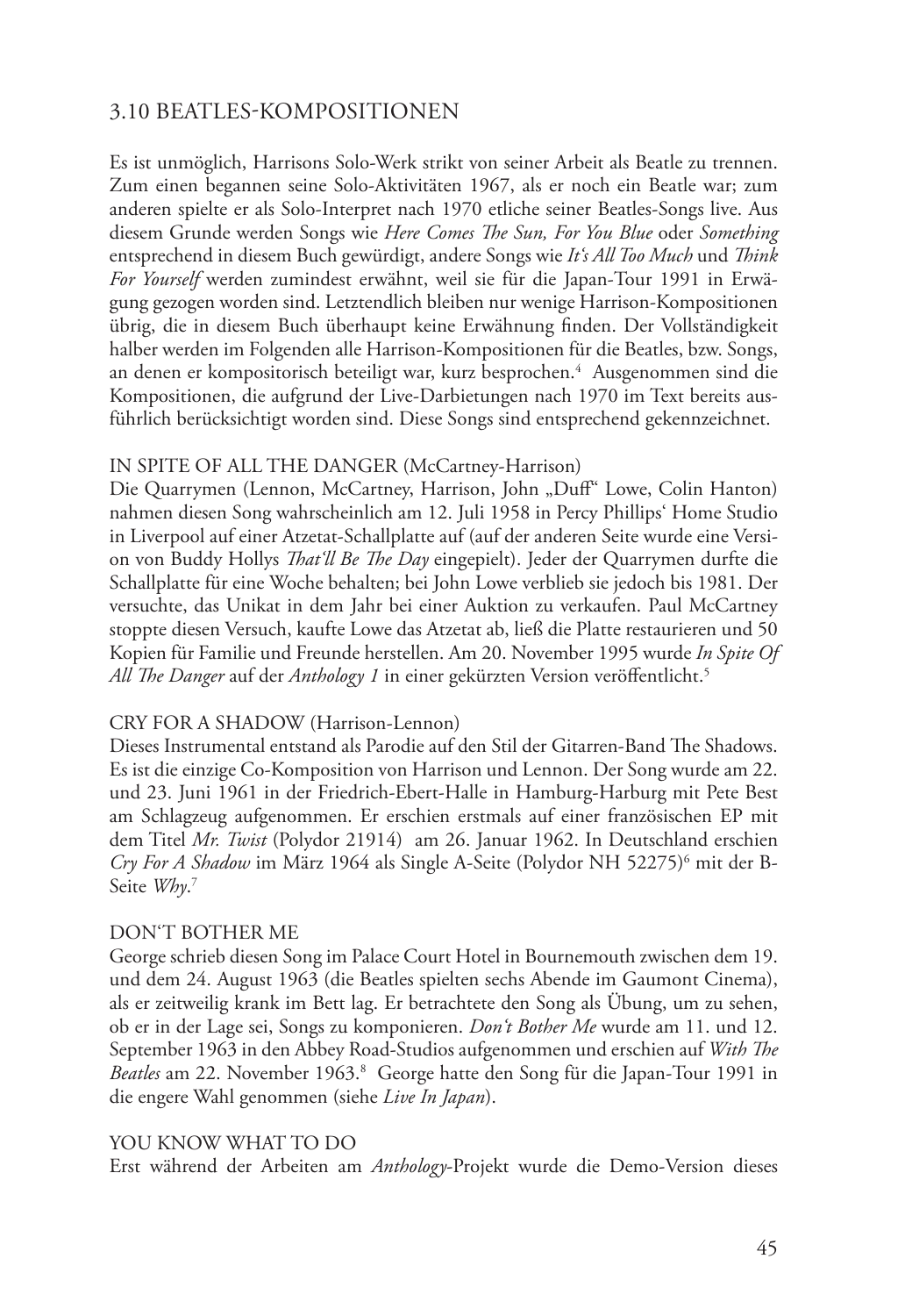## 3.10 BEATLES-KOMPOSITIONEN

Es ist unmöglich, Harrisons Solo-Werk strikt von seiner Arbeit als Beatle zu trennen. Zum einen begannen seine Solo-Aktivitäten 1967, als er noch ein Beatle war; zum anderen spielte er als Solo-Interpret nach 1970 etliche seiner Beatles-Songs live. Aus diesem Grunde werden Songs wie *Here Comes The Sun, For You Blue* oder *Something* entsprechend in diesem Buch gewürdigt, andere Songs wie *It's All Too Much* und *Think For Yourself* werden zumindest erwähnt, weil sie für die Japan-Tour 1991 in Erwägung gezogen worden sind. Letztendlich bleiben nur wenige Harrison-Kompositionen übrig, die in diesem Buch überhaupt keine Erwähnung finden. Der Vollständigkeit halber werden im Folgenden alle Harrison-Kompositionen für die Beatles, bzw. Songs, an denen er kompositorisch beteiligt war, kurz besprochen.[4] Ausgenommen sind die Kompositionen, die aufgrund der Live-Darbietungen nach 1970 im Text bereits ausführlich berücksichtigt worden sind. Diese Songs sind entsprechend gekennzeichnet.

IN SPITE OF ALL THE DANGER (McCartney-Harrison)
Die Quarrymen (Lennon, McCartney, Harrison, John „Duff" Lowe, Colin Hanton) nahmen diesen Song wahrscheinlich am 12. Juli 1958 in Percy Phillips' Home Studio in Liverpool auf einer Atzetat-Schallplatte auf (auf der anderen Seite wurde eine Version von Buddy Hollys *That'll Be The Day* eingepielt). Jeder der Quarrymen durfte die Schallplatte für eine Woche behalten; bei John Lowe verblieb sie jedoch bis 1981. Der versuchte, das Unikat in dem Jahr bei einer Auktion zu verkaufen. Paul McCartney stoppte diesen Versuch, kaufte Lowe das Atzetat ab, ließ die Platte restaurieren und 50 Kopien für Familie und Freunde herstellen. Am 20. November 1995 wurde *In Spite Of All The Danger* auf der *Anthology 1* in einer gekürzten Version veröffentlicht.[5]

CRY FOR A SHADOW (Harrison-Lennon)
Dieses Instrumental entstand als Parodie auf den Stil der Gitarren-Band The Shadows. Es ist die einzige Co-Komposition von Harrison und Lennon. Der Song wurde am 22. und 23. Juni 1961 in der Friedrich-Ebert-Halle in Hamburg-Harburg mit Pete Best am Schlagzeug aufgenommen. Er erschien erstmals auf einer französischen EP mit dem Titel *Mr. Twist* (Polydor 21914) am 26. Januar 1962. In Deutschland erschien *Cry For A Shadow* im März 1964 als Single A-Seite (Polydor NH 52275)[6] mit der B-Seite *Why*.[7]

DON'T BOTHER ME
George schrieb diesen Song im Palace Court Hotel in Bournemouth zwischen dem 19. und dem 24. August 1963 (die Beatles spielten sechs Abende im Gaumont Cinema), als er zeitweilig krank im Bett lag. Er betrachtete den Song als Übung, um zu sehen, ob er in der Lage sei, Songs zu komponieren. *Don't Bother Me* wurde am 11. und 12. September 1963 in den Abbey Road-Studios aufgenommen und erschien auf *With The Beatles* am 22. November 1963.[8] George hatte den Song für die Japan-Tour 1991 in die engere Wahl genommen (siehe *Live In Japan*).

YOU KNOW WHAT TO DO
Erst während der Arbeiten am *Anthology*-Projekt wurde die Demo-Version dieses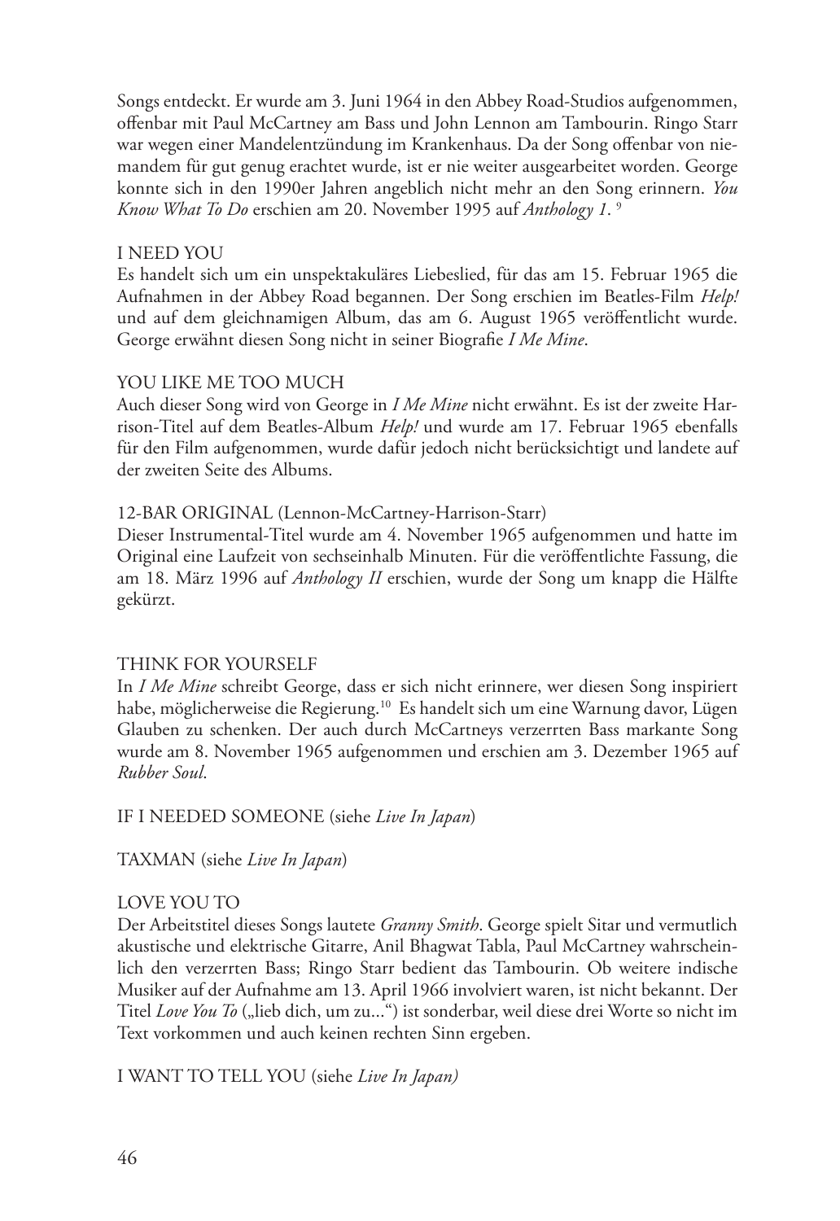Songs entdeckt. Er wurde am 3. Juni 1964 in den Abbey Road-Studios aufgenommen, offenbar mit Paul McCartney am Bass und John Lennon am Tambourin. Ringo Starr war wegen einer Mandelentzündung im Krankenhaus. Da der Song offenbar von niemandem für gut genug erachtet wurde, ist er nie weiter ausgearbeitet worden. George konnte sich in den 1990er Jahren angeblich nicht mehr an den Song erinnern. *You Know What To Do* erschien am 20. November 1995 auf *Anthology 1*. [9]

I NEED YOU

Es handelt sich um ein unspektakuläres Liebeslied, für das am 15. Februar 1965 die Aufnahmen in der Abbey Road begannen. Der Song erschien im Beatles-Film *Help!* und auf dem gleichnamigen Album, das am 6. August 1965 veröffentlicht wurde. George erwähnt diesen Song nicht in seiner Biografie *I Me Mine*.

YOU LIKE ME TOO MUCH

Auch dieser Song wird von George in *I Me Mine* nicht erwähnt. Es ist der zweite Harrison-Titel auf dem Beatles-Album *Help!* und wurde am 17. Februar 1965 ebenfalls für den Film aufgenommen, wurde dafür jedoch nicht berücksichtigt und landete auf der zweiten Seite des Albums.

12-BAR ORIGINAL (Lennon-McCartney-Harrison-Starr)

Dieser Instrumental-Titel wurde am 4. November 1965 aufgenommen und hatte im Original eine Laufzeit von sechseinhalb Minuten. Für die veröffentlichte Fassung, die am 18. März 1996 auf *Anthology II* erschien, wurde der Song um knapp die Hälfte gekürzt.

THINK FOR YOURSELF

In *I Me Mine* schreibt George, dass er sich nicht erinnere, wer diesen Song inspiriert habe, möglicherweise die Regierung.[10] Es handelt sich um eine Warnung davor, Lügen Glauben zu schenken. Der auch durch McCartneys verzerrten Bass markante Song wurde am 8. November 1965 aufgenommen und erschien am 3. Dezember 1965 auf *Rubber Soul*.

IF I NEEDED SOMEONE (siehe *Live In Japan*)

TAXMAN (siehe *Live In Japan*)

LOVE YOU TO

Der Arbeitstitel dieses Songs lautete *Granny Smith*. George spielt Sitar und vermutlich akustische und elektrische Gitarre, Anil Bhagwat Tabla, Paul McCartney wahrscheinlich den verzerrten Bass; Ringo Starr bedient das Tambourin. Ob weitere indische Musiker auf der Aufnahme am 13. April 1966 involviert waren, ist nicht bekannt. Der Titel *Love You To* („lieb dich, um zu...") ist sonderbar, weil diese drei Worte so nicht im Text vorkommen und auch keinen rechten Sinn ergeben.

I WANT TO TELL YOU (siehe *Live In Japan)*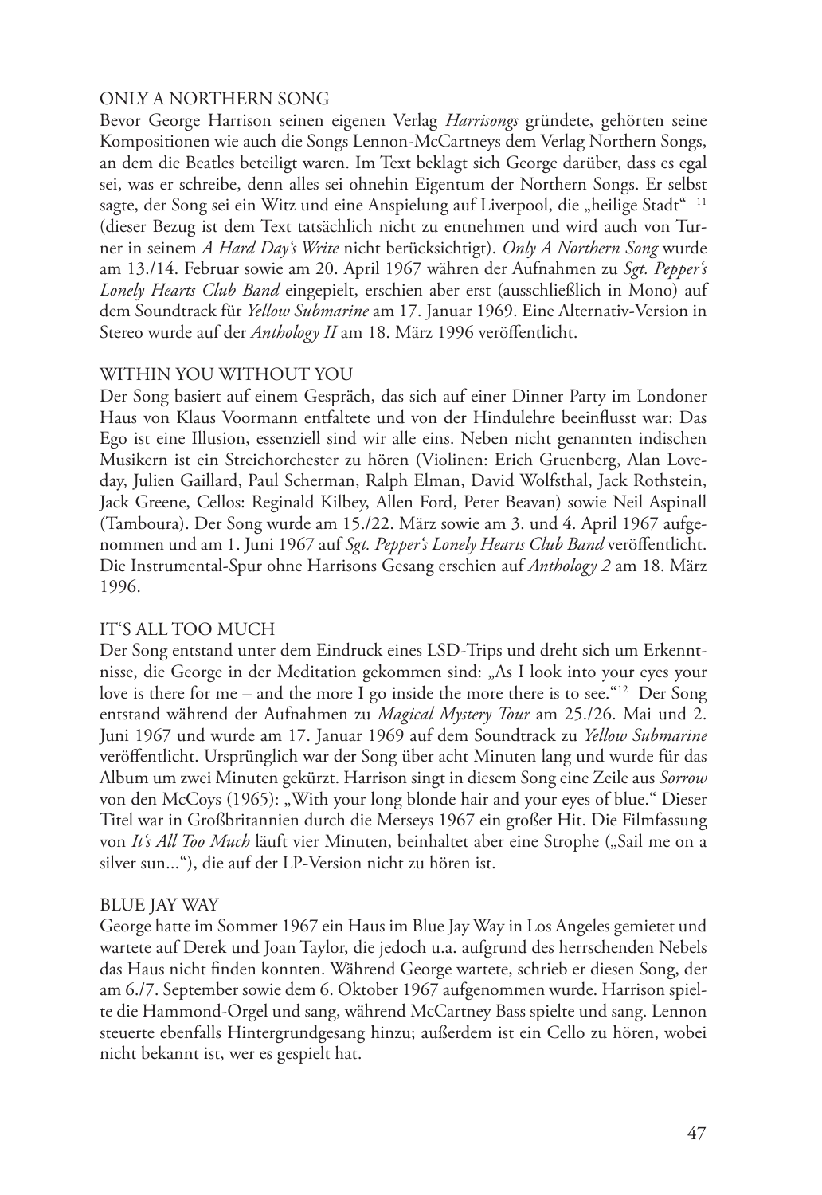### ONLY A NORTHERN SONG

Bevor George Harrison seinen eigenen Verlag *Harrisongs* gründete, gehörten seine Kompositionen wie auch die Songs Lennon-McCartneys dem Verlag Northern Songs, an dem die Beatles beteiligt waren. Im Text beklagt sich George darüber, dass es egal sei, was er schreibe, denn alles sei ohnehin Eigentum der Northern Songs. Er selbst sagte, der Song sei ein Witz und eine Anspielung auf Liverpool, die „heilige Stadt" [11] (dieser Bezug ist dem Text tatsächlich nicht zu entnehmen und wird auch von Turner in seinem *A Hard Day's Write* nicht berücksichtigt). *Only A Northern Song* wurde am 13./14. Februar sowie am 20. April 1967 währen der Aufnahmen zu *Sgt. Pepper's Lonely Hearts Club Band* eingepielt, erschien aber erst (ausschließlich in Mono) auf dem Soundtrack für *Yellow Submarine* am 17. Januar 1969. Eine Alternativ-Version in Stereo wurde auf der *Anthology II* am 18. März 1996 veröffentlicht.

### WITHIN YOU WITHOUT YOU

Der Song basiert auf einem Gespräch, das sich auf einer Dinner Party im Londoner Haus von Klaus Voormann entfaltete und von der Hindulehre beeinflusst war: Das Ego ist eine Illusion, essenziell sind wir alle eins. Neben nicht genannten indischen Musikern ist ein Streichorchester zu hören (Violinen: Erich Gruenberg, Alan Loveday, Julien Gaillard, Paul Scherman, Ralph Elman, David Wolfsthal, Jack Rothstein, Jack Greene, Cellos: Reginald Kilbey, Allen Ford, Peter Beavan) sowie Neil Aspinall (Tamboura). Der Song wurde am 15./22. März sowie am 3. und 4. April 1967 aufgenommen und am 1. Juni 1967 auf *Sgt. Pepper's Lonely Hearts Club Band* veröffentlicht. Die Instrumental-Spur ohne Harrisons Gesang erschien auf *Anthology 2* am 18. März 1996.

### IT'S ALL TOO MUCH

Der Song entstand unter dem Eindruck eines LSD-Trips und dreht sich um Erkenntnisse, die George in der Meditation gekommen sind: „As I look into your eyes your love is there for me – and the more I go inside the more there is to see."[12] Der Song entstand während der Aufnahmen zu *Magical Mystery Tour* am 25./26. Mai und 2. Juni 1967 und wurde am 17. Januar 1969 auf dem Soundtrack zu *Yellow Submarine* veröffentlicht. Ursprünglich war der Song über acht Minuten lang und wurde für das Album um zwei Minuten gekürzt. Harrison singt in diesem Song eine Zeile aus *Sorrow* von den McCoys (1965): „With your long blonde hair and your eyes of blue." Dieser Titel war in Großbritannien durch die Merseys 1967 ein großer Hit. Die Filmfassung von *It's All Too Much* läuft vier Minuten, beinhaltet aber eine Strophe („Sail me on a silver sun..."), die auf der LP-Version nicht zu hören ist.

### BLUE JAY WAY

George hatte im Sommer 1967 ein Haus im Blue Jay Way in Los Angeles gemietet und wartete auf Derek und Joan Taylor, die jedoch u.a. aufgrund des herrschenden Nebels das Haus nicht finden konnten. Während George wartete, schrieb er diesen Song, der am 6./7. September sowie dem 6. Oktober 1967 aufgenommen wurde. Harrison spielte die Hammond-Orgel und sang, während McCartney Bass spielte und sang. Lennon steuerte ebenfalls Hintergrundgesang hinzu; außerdem ist ein Cello zu hören, wobei nicht bekannt ist, wer es gespielt hat.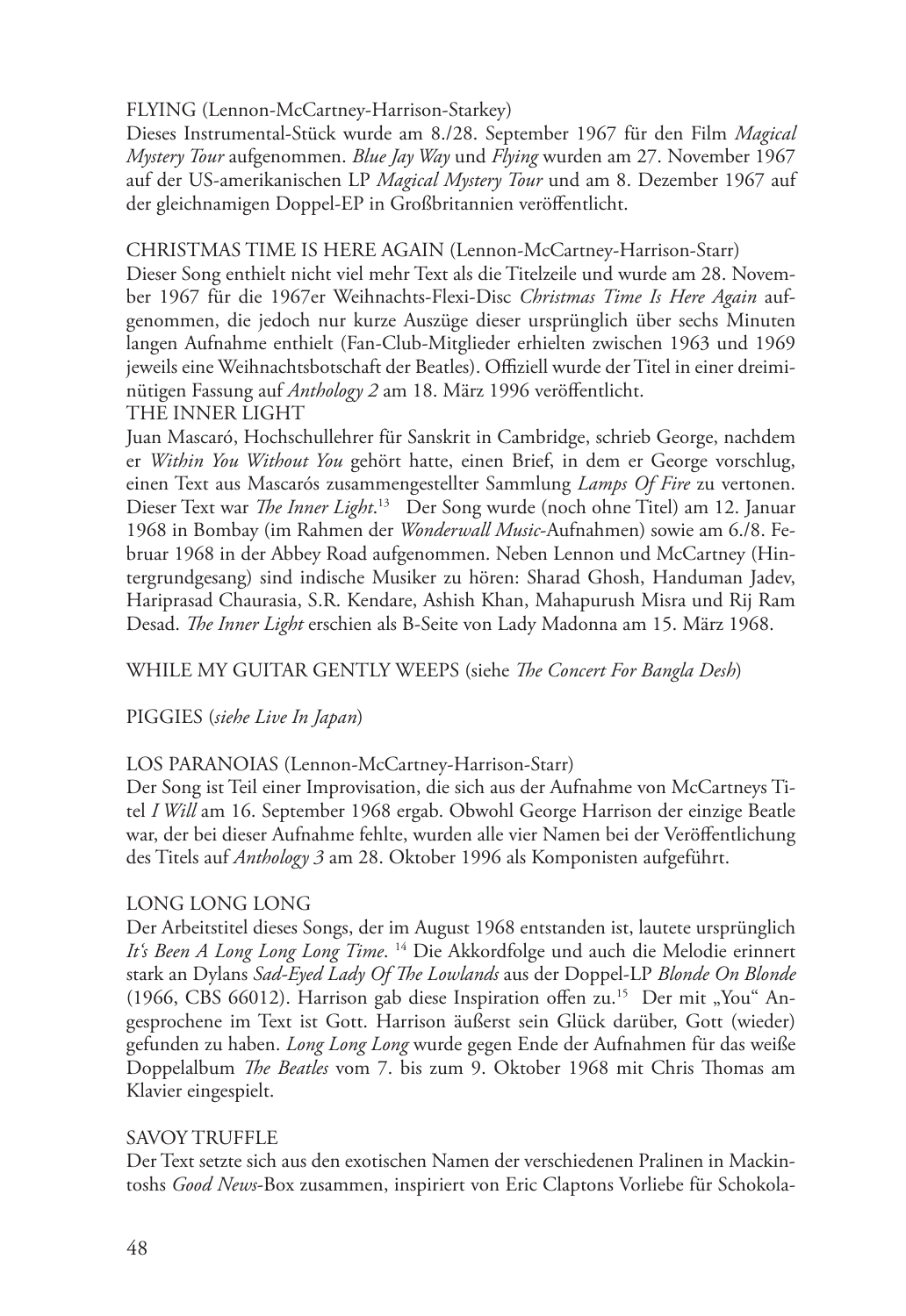FLYING (Lennon-McCartney-Harrison-Starkey)
Dieses Instrumental-Stück wurde am 8./28. September 1967 für den Film *Magical Mystery Tour* aufgenommen. *Blue Jay Way* und *Flying* wurden am 27. November 1967 auf der US-amerikanischen LP *Magical Mystery Tour* und am 8. Dezember 1967 auf der gleichnamigen Doppel-EP in Großbritannien veröffentlicht.

CHRISTMAS TIME IS HERE AGAIN (Lennon-McCartney-Harrison-Starr)
Dieser Song enthielt nicht viel mehr Text als die Titelzeile und wurde am 28. November 1967 für die 1967er Weihnachts-Flexi-Disc *Christmas Time Is Here Again* aufgenommen, die jedoch nur kurze Auszüge dieser ursprünglich über sechs Minuten langen Aufnahme enthielt (Fan-Club-Mitglieder erhielten zwischen 1963 und 1969 jeweils eine Weihnachtsbotschaft der Beatles). Offiziell wurde der Titel in einer dreiminütigen Fassung auf *Anthology 2* am 18. März 1996 veröffentlicht.

THE INNER LIGHT
Juan Mascaró, Hochschullehrer für Sanskrit in Cambridge, schrieb George, nachdem er *Within You Without You* gehört hatte, einen Brief, in dem er George vorschlug, einen Text aus Mascarós zusammengestellter Sammlung *Lamps Of Fire* zu vertonen. Dieser Text war *The Inner Light*.[13] Der Song wurde (noch ohne Titel) am 12. Januar 1968 in Bombay (im Rahmen der *Wonderwall Music*-Aufnahmen) sowie am 6./8. Februar 1968 in der Abbey Road aufgenommen. Neben Lennon und McCartney (Hintergrundgesang) sind indische Musiker zu hören: Sharad Ghosh, Handuman Jadev, Hariprasad Chaurasia, S.R. Kendare, Ashish Khan, Mahapurush Misra und Rij Ram Desad. *The Inner Light* erschien als B-Seite von Lady Madonna am 15. März 1968.

WHILE MY GUITAR GENTLY WEEPS (siehe *The Concert For Bangla Desh*)

PIGGIES (*siehe Live In Japan*)

LOS PARANOIAS (Lennon-McCartney-Harrison-Starr)
Der Song ist Teil einer Improvisation, die sich aus der Aufnahme von McCartneys Titel *I Will* am 16. September 1968 ergab. Obwohl George Harrison der einzige Beatle war, der bei dieser Aufnahme fehlte, wurden alle vier Namen bei der Veröffentlichung des Titels auf *Anthology 3* am 28. Oktober 1996 als Komponisten aufgeführt.

LONG LONG LONG
Der Arbeitstitel dieses Songs, der im August 1968 entstanden ist, lautete ursprünglich *It's Been A Long Long Long Time*.[14] Die Akkordfolge und auch die Melodie erinnert stark an Dylans *Sad-Eyed Lady Of The Lowlands* aus der Doppel-LP *Blonde On Blonde* (1966, CBS 66012). Harrison gab diese Inspiration offen zu.[15] Der mit „You" Angesprochene im Text ist Gott. Harrison äußerst sein Glück darüber, Gott (wieder) gefunden zu haben. *Long Long Long* wurde gegen Ende der Aufnahmen für das weiße Doppelalbum *The Beatles* vom 7. bis zum 9. Oktober 1968 mit Chris Thomas am Klavier eingespielt.

SAVOY TRUFFLE
Der Text setzte sich aus den exotischen Namen der verschiedenen Pralinen in Mackintoshs *Good News*-Box zusammen, inspiriert von Eric Claptons Vorliebe für Schokola-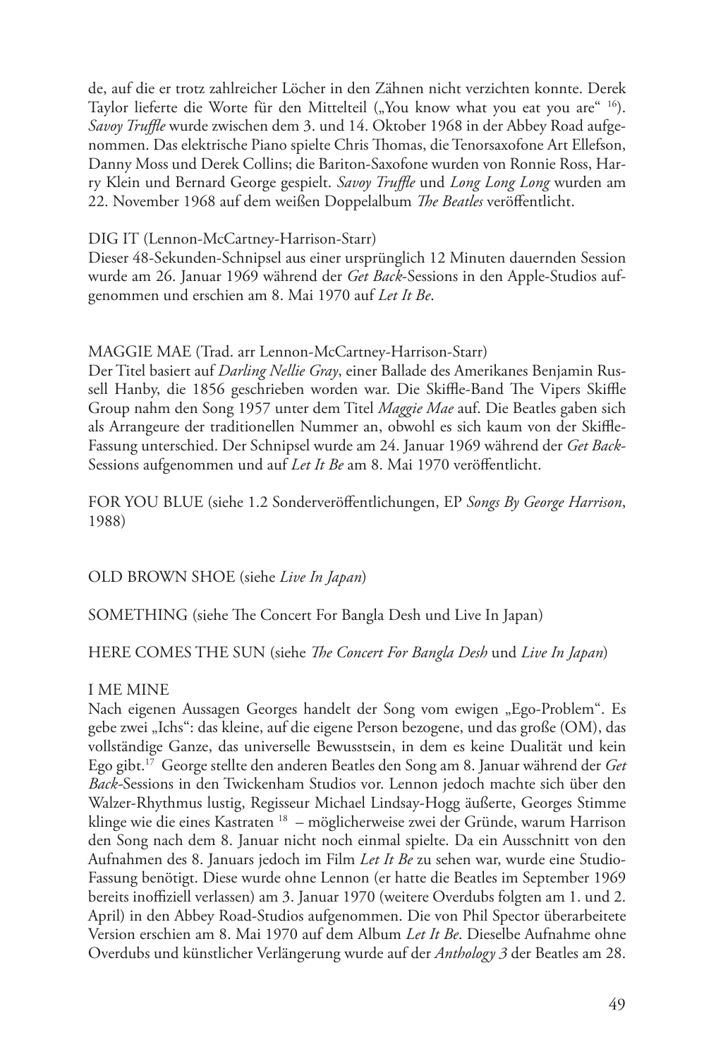de, auf die er trotz zahlreicher Löcher in den Zähnen nicht verzichten konnte. Derek Taylor lieferte die Worte für den Mittelteil („You know what you eat you are“ [16]). *Savoy Truffle* wurde zwischen dem 3. und 14. Oktober 1968 in der Abbey Road aufgenommen. Das elektrische Piano spielte Chris Thomas, die Tenorsaxofone Art Ellefson, Danny Moss und Derek Collins; die Bariton-Saxofone wurden von Ronnie Ross, Harry Klein und Bernard George gespielt. *Savoy Truffle* und *Long Long Long* wurden am 22. November 1968 auf dem weißen Doppelalbum *The Beatles* veröffentlicht.

DIG IT (Lennon-McCartney-Harrison-Starr)
Dieser 48-Sekunden-Schnipsel aus einer ursprünglich 12 Minuten dauernden Session wurde am 26. Januar 1969 während der *Get Back*-Sessions in den Apple-Studios aufgenommen und erschien am 8. Mai 1970 auf *Let It Be*.

MAGGIE MAE (Trad. arr Lennon-McCartney-Harrison-Starr)
Der Titel basiert auf *Darling Nellie Gray*, einer Ballade des Amerikanes Benjamin Russell Hanby, die 1856 geschrieben worden war. Die Skiffle-Band The Vipers Skiffle Group nahm den Song 1957 unter dem Titel *Maggie Mae* auf. Die Beatles gaben sich als Arrangeure der traditionellen Nummer an, obwohl es sich kaum von der Skiffle-Fassung unterschied. Der Schnipsel wurde am 24. Januar 1969 während der *Get Back*-Sessions aufgenommen und auf *Let It Be* am 8. Mai 1970 veröffentlicht.

FOR YOU BLUE (siehe 1.2 Sonderveröffentlichungen, EP *Songs By George Harrison*, 1988)

OLD BROWN SHOE (siehe *Live In Japan*)

SOMETHING (siehe The Concert For Bangla Desh und Live In Japan)

HERE COMES THE SUN (siehe *The Concert For Bangla Desh* und *Live In Japan*)

I ME MINE
Nach eigenen Aussagen Georges handelt der Song vom ewigen „Ego-Problem“. Es gebe zwei „Ichs“: das kleine, auf die eigene Person bezogene, und das große (OM), das vollständige Ganze, das universelle Bewusstsein, in dem es keine Dualität und kein Ego gibt.[17] George stellte den anderen Beatles den Song am 8. Januar während der *Get Back*-Sessions in den Twickenham Studios vor. Lennon jedoch machte sich über den Walzer-Rhythmus lustig, Regisseur Michael Lindsay-Hogg äußerte, Georges Stimme klinge wie die eines Kastraten [18] – möglicherweise zwei der Gründe, warum Harrison den Song nach dem 8. Januar nicht noch einmal spielte. Da ein Ausschnitt von den Aufnahmen des 8. Januars jedoch im Film *Let It Be* zu sehen war, wurde eine Studio-Fassung benötigt. Diese wurde ohne Lennon (er hatte die Beatles im September 1969 bereits inoffiziell verlassen) am 3. Januar 1970 (weitere Overdubs folgten am 1. und 2. April) in den Abbey Road-Studios aufgenommen. Die von Phil Spector überarbeitete Version erschien am 8. Mai 1970 auf dem Album *Let It Be*. Dieselbe Aufnahme ohne Overdubs und künstlicher Verlängerung wurde auf der *Anthology 3* der Beatles am 28.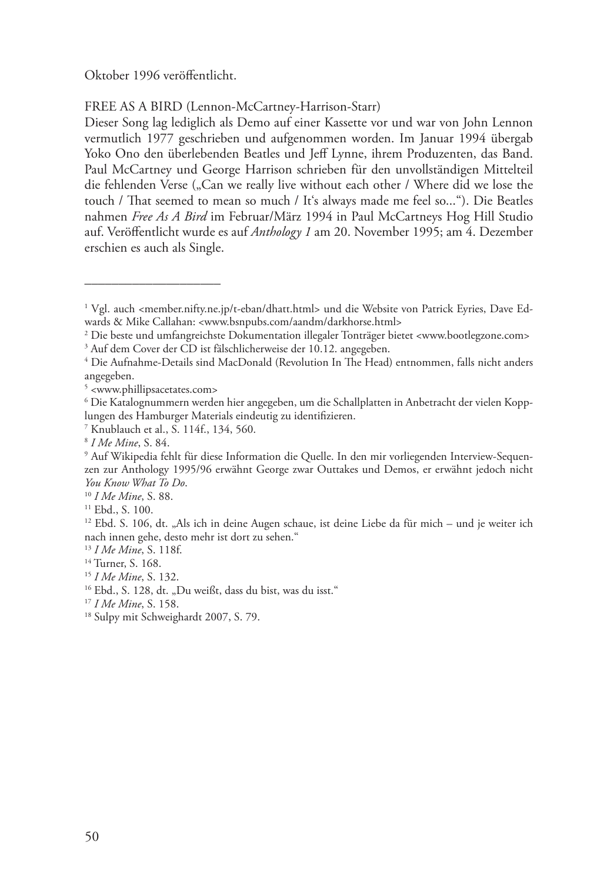Oktober 1996 veröffentlicht.

FREE AS A BIRD (Lennon-McCartney-Harrison-Starr)
Dieser Song lag lediglich als Demo auf einer Kassette vor und war von John Lennon vermutlich 1977 geschrieben und aufgenommen worden. Im Januar 1994 übergab Yoko Ono den überlebenden Beatles und Jeff Lynne, ihrem Produzenten, das Band. Paul McCartney und George Harrison schrieben für den unvollständigen Mittelteil die fehlenden Verse („Can we really live without each other / Where did we lose the touch / That seemed to mean so much / It's always made me feel so..."). Die Beatles nahmen *Free As A Bird* im Februar/März 1994 in Paul McCartneys Hog Hill Studio auf. Veröffentlicht wurde es auf *Anthology 1* am 20. November 1995; am 4. Dezember erschien es auch als Single.

---

[1] Vgl. auch <member.nifty.ne.jp/t-eban/dhatt.html> und die Website von Patrick Eyries, Dave Edwards & Mike Callahan: <www.bsnpubs.com/aandm/darkhorse.html>

[2] Die beste und umfangreichste Dokumentation illegaler Tonträger bietet <www.bootlegzone.com>

[3] Auf dem Cover der CD ist fälschlicherweise der 10.12. angegeben.

[4] Die Aufnahme-Details sind MacDonald (Revolution In The Head) entnommen, falls nicht anders angegeben.

[5] <www.phillipsacetates.com>

[6] Die Katalognummern werden hier angegeben, um die Schallplatten in Anbetracht der vielen Kopplungen des Hamburger Materials eindeutig zu identifizieren.

[7] Knublauch et al., S. 114f., 134, 560.

[8] *I Me Mine*, S. 84.

[9] Auf Wikipedia fehlt für diese Information die Quelle. In den mir vorliegenden Interview-Sequenzen zur Anthology 1995/96 erwähnt George zwar Outtakes und Demos, er erwähnt jedoch nicht *You Know What To Do*.

[10] *I Me Mine*, S. 88.

[11] Ebd., S. 100.

[12] Ebd. S. 106, dt. „Als ich in deine Augen schaue, ist deine Liebe da für mich – und je weiter ich nach innen gehe, desto mehr ist dort zu sehen."

[13] *I Me Mine*, S. 118f.

[14] Turner, S. 168.

[15] *I Me Mine*, S. 132.

[16] Ebd., S. 128, dt. „Du weißt, dass du bist, was du isst."

[17] *I Me Mine*, S. 158.

[18] Sulpy mit Schweighardt 2007, S. 79.